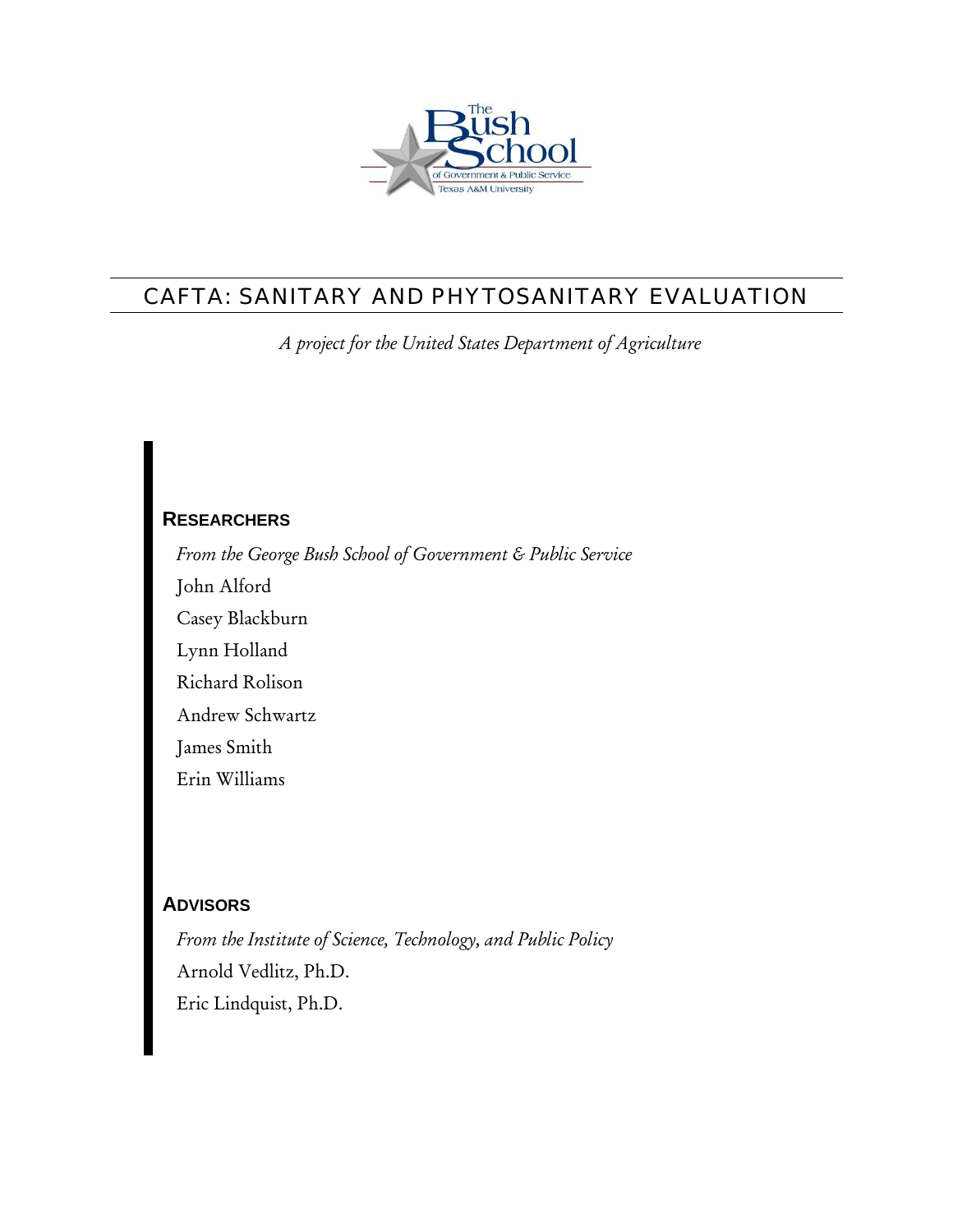# CAFTA: SANITARY AND PHYTOSANITARY EVALUATION

*A project for the United States Department of Agriculture*

## RESEARCHERS

*From the George Bush School of Government & Public Service*

John Alford
Casey Blackburn
Lynn Holland
Richard Rolison
Andrew Schwartz
James Smith
Erin Williams

## ADVISORS

*From the Institute of Science, Technology, and Public Policy*

Arnold Vedlitz, Ph.D.
Eric Lindquist, Ph.D.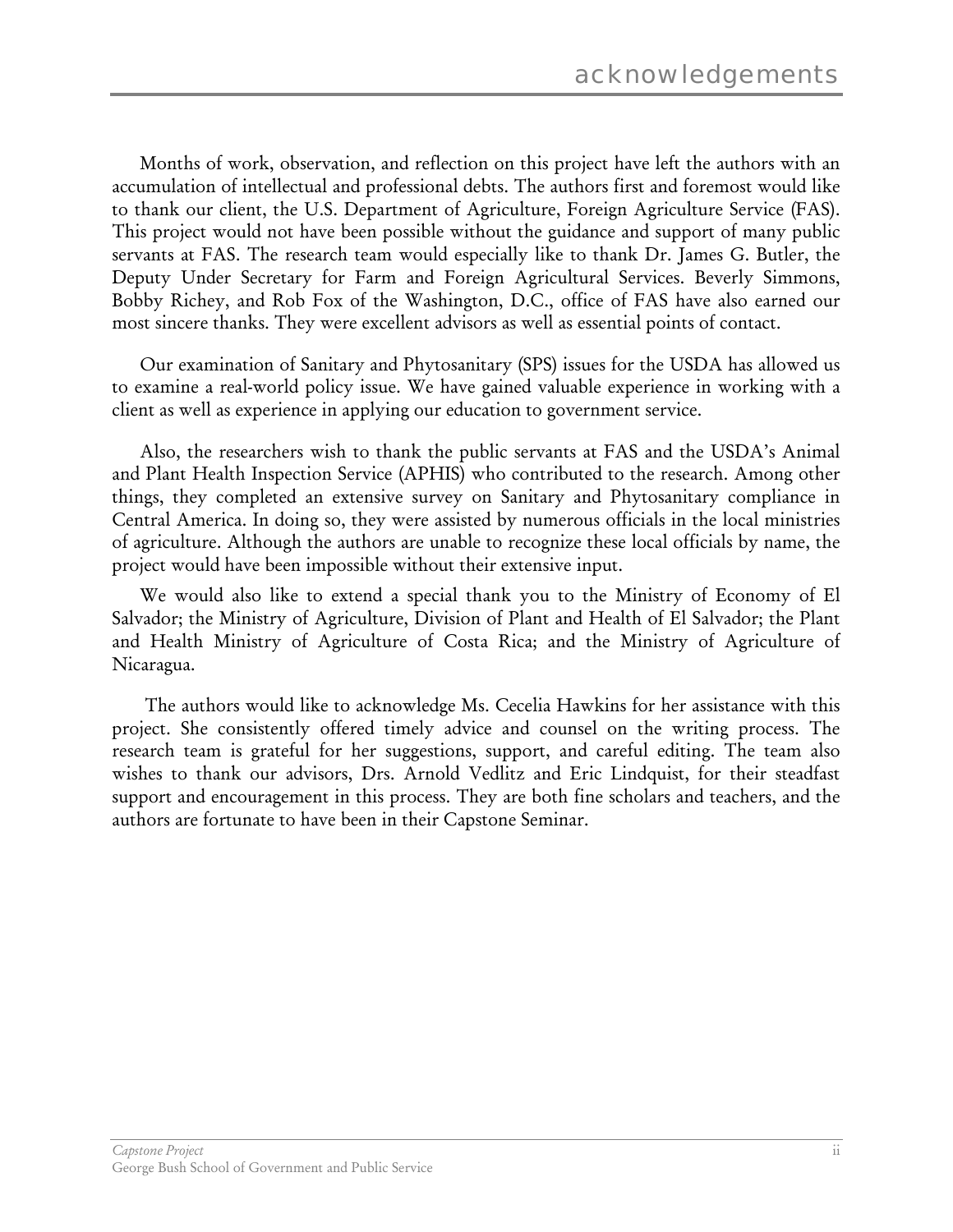# acknowledgements

Months of work, observation, and reflection on this project have left the authors with an accumulation of intellectual and professional debts. The authors first and foremost would like to thank our client, the U.S. Department of Agriculture, Foreign Agriculture Service (FAS). This project would not have been possible without the guidance and support of many public servants at FAS. The research team would especially like to thank Dr. James G. Butler, the Deputy Under Secretary for Farm and Foreign Agricultural Services. Beverly Simmons, Bobby Richey, and Rob Fox of the Washington, D.C., office of FAS have also earned our most sincere thanks. They were excellent advisors as well as essential points of contact.

Our examination of Sanitary and Phytosanitary (SPS) issues for the USDA has allowed us to examine a real-world policy issue. We have gained valuable experience in working with a client as well as experience in applying our education to government service.

Also, the researchers wish to thank the public servants at FAS and the USDA's Animal and Plant Health Inspection Service (APHIS) who contributed to the research. Among other things, they completed an extensive survey on Sanitary and Phytosanitary compliance in Central America. In doing so, they were assisted by numerous officials in the local ministries of agriculture. Although the authors are unable to recognize these local officials by name, the project would have been impossible without their extensive input.

We would also like to extend a special thank you to the Ministry of Economy of El Salvador; the Ministry of Agriculture, Division of Plant and Health of El Salvador; the Plant and Health Ministry of Agriculture of Costa Rica; and the Ministry of Agriculture of Nicaragua.

The authors would like to acknowledge Ms. Cecelia Hawkins for her assistance with this project. She consistently offered timely advice and counsel on the writing process. The research team is grateful for her suggestions, support, and careful editing. The team also wishes to thank our advisors, Drs. Arnold Vedlitz and Eric Lindquist, for their steadfast support and encouragement in this process. They are both fine scholars and teachers, and the authors are fortunate to have been in their Capstone Seminar.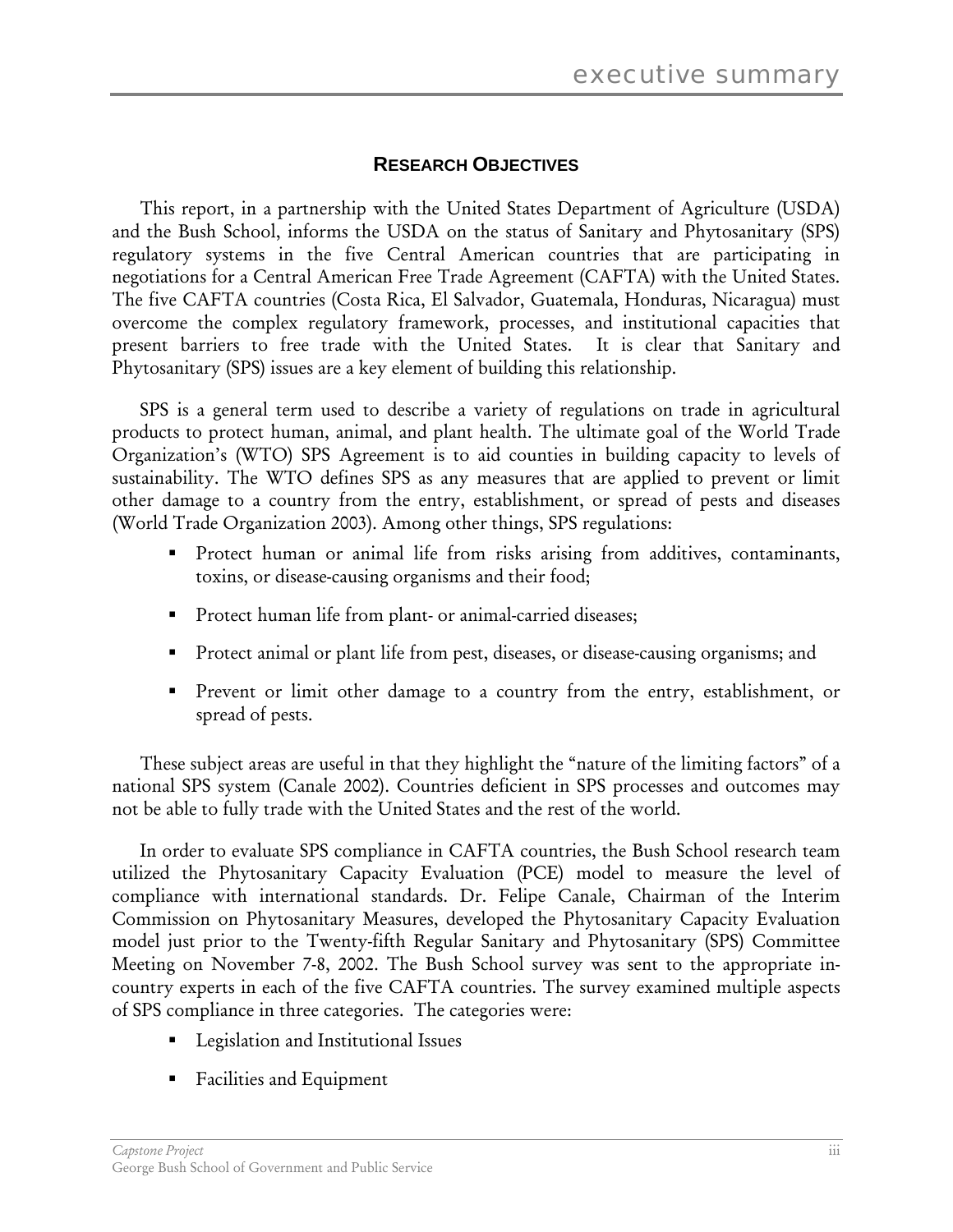## RESEARCH OBJECTIVES

This report, in a partnership with the United States Department of Agriculture (USDA) and the Bush School, informs the USDA on the status of Sanitary and Phytosanitary (SPS) regulatory systems in the five Central American countries that are participating in negotiations for a Central American Free Trade Agreement (CAFTA) with the United States. The five CAFTA countries (Costa Rica, El Salvador, Guatemala, Honduras, Nicaragua) must overcome the complex regulatory framework, processes, and institutional capacities that present barriers to free trade with the United States. It is clear that Sanitary and Phytosanitary (SPS) issues are a key element of building this relationship.

SPS is a general term used to describe a variety of regulations on trade in agricultural products to protect human, animal, and plant health. The ultimate goal of the World Trade Organization's (WTO) SPS Agreement is to aid counties in building capacity to levels of sustainability. The WTO defines SPS as any measures that are applied to prevent or limit other damage to a country from the entry, establishment, or spread of pests and diseases (World Trade Organization 2003). Among other things, SPS regulations:

- Protect human or animal life from risks arising from additives, contaminants, toxins, or disease-causing organisms and their food;
- Protect human life from plant- or animal-carried diseases;
- Protect animal or plant life from pest, diseases, or disease-causing organisms; and
- Prevent or limit other damage to a country from the entry, establishment, or spread of pests.

These subject areas are useful in that they highlight the "nature of the limiting factors" of a national SPS system (Canale 2002). Countries deficient in SPS processes and outcomes may not be able to fully trade with the United States and the rest of the world.

In order to evaluate SPS compliance in CAFTA countries, the Bush School research team utilized the Phytosanitary Capacity Evaluation (PCE) model to measure the level of compliance with international standards. Dr. Felipe Canale, Chairman of the Interim Commission on Phytosanitary Measures, developed the Phytosanitary Capacity Evaluation model just prior to the Twenty-fifth Regular Sanitary and Phytosanitary (SPS) Committee Meeting on November 7-8, 2002. The Bush School survey was sent to the appropriate in-country experts in each of the five CAFTA countries. The survey examined multiple aspects of SPS compliance in three categories. The categories were:

- Legislation and Institutional Issues
- Facilities and Equipment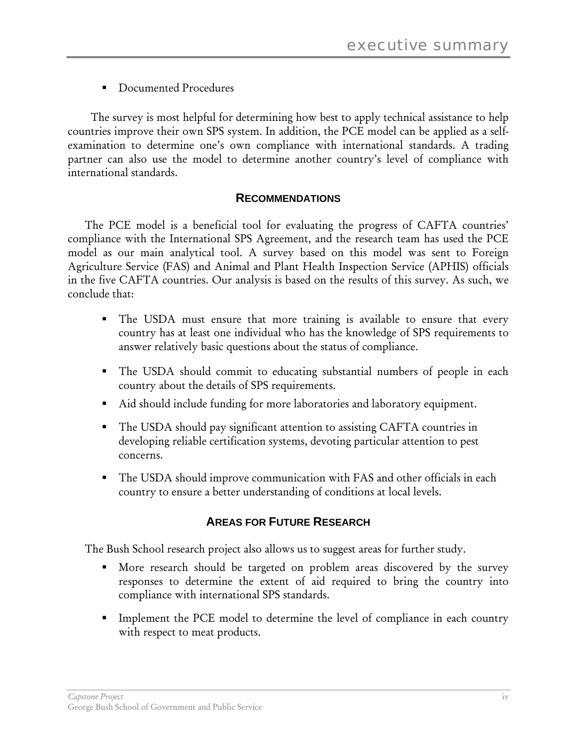- Documented Procedures

The survey is most helpful for determining how best to apply technical assistance to help countries improve their own SPS system. In addition, the PCE model can be applied as a self-examination to determine one's own compliance with international standards. A trading partner can also use the model to determine another country's level of compliance with international standards.

### RECOMMENDATIONS

The PCE model is a beneficial tool for evaluating the progress of CAFTA countries' compliance with the International SPS Agreement, and the research team has used the PCE model as our main analytical tool. A survey based on this model was sent to Foreign Agriculture Service (FAS) and Animal and Plant Health Inspection Service (APHIS) officials in the five CAFTA countries. Our analysis is based on the results of this survey. As such, we conclude that:

- The USDA must ensure that more training is available to ensure that every country has at least one individual who has the knowledge of SPS requirements to answer relatively basic questions about the status of compliance.
- The USDA should commit to educating substantial numbers of people in each country about the details of SPS requirements.
- Aid should include funding for more laboratories and laboratory equipment.
- The USDA should pay significant attention to assisting CAFTA countries in developing reliable certification systems, devoting particular attention to pest concerns.
- The USDA should improve communication with FAS and other officials in each country to ensure a better understanding of conditions at local levels.

### AREAS FOR FUTURE RESEARCH

The Bush School research project also allows us to suggest areas for further study.

- More research should be targeted on problem areas discovered by the survey responses to determine the extent of aid required to bring the country into compliance with international SPS standards.
- Implement the PCE model to determine the level of compliance in each country with respect to meat products.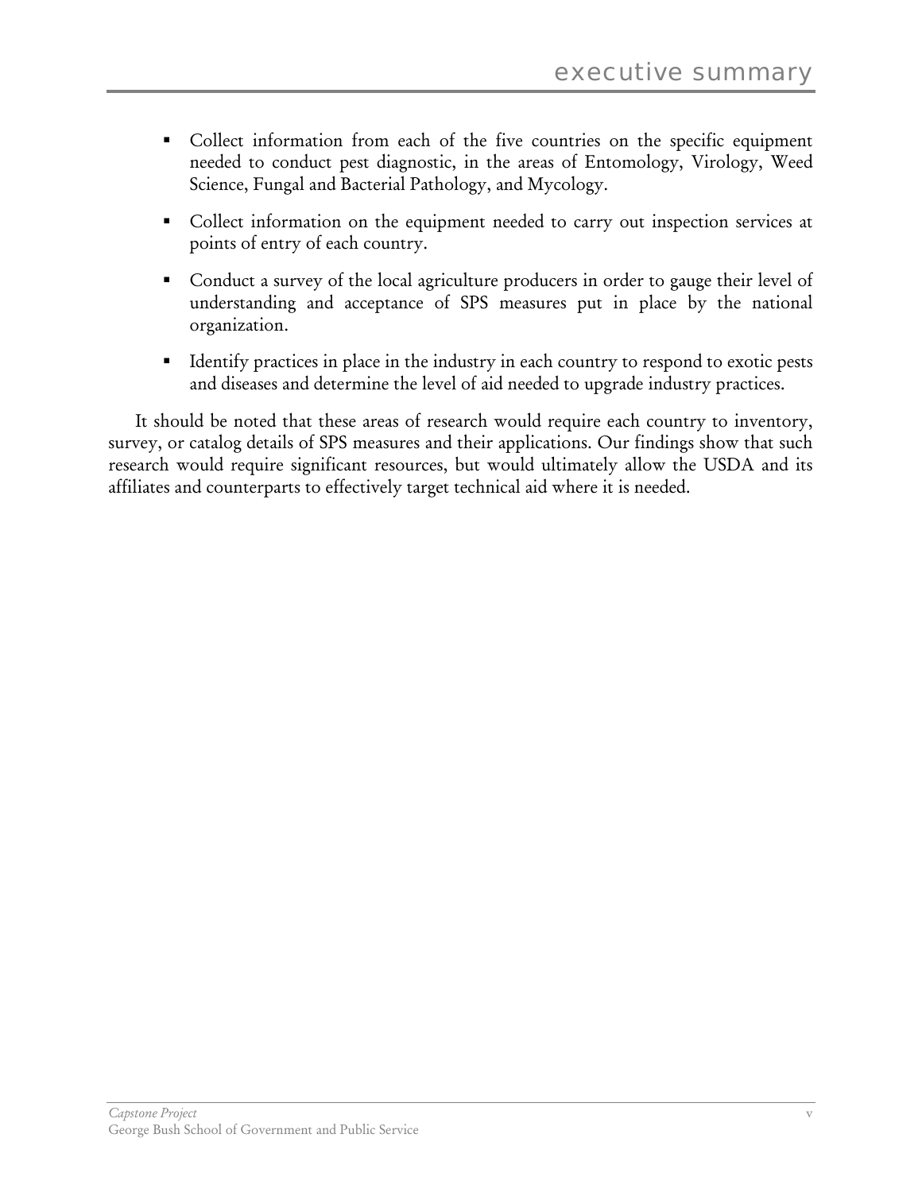- Collect information from each of the five countries on the specific equipment needed to conduct pest diagnostic, in the areas of Entomology, Virology, Weed Science, Fungal and Bacterial Pathology, and Mycology.
- Collect information on the equipment needed to carry out inspection services at points of entry of each country.
- Conduct a survey of the local agriculture producers in order to gauge their level of understanding and acceptance of SPS measures put in place by the national organization.
- Identify practices in place in the industry in each country to respond to exotic pests and diseases and determine the level of aid needed to upgrade industry practices.

It should be noted that these areas of research would require each country to inventory, survey, or catalog details of SPS measures and their applications. Our findings show that such research would require significant resources, but would ultimately allow the USDA and its affiliates and counterparts to effectively target technical aid where it is needed.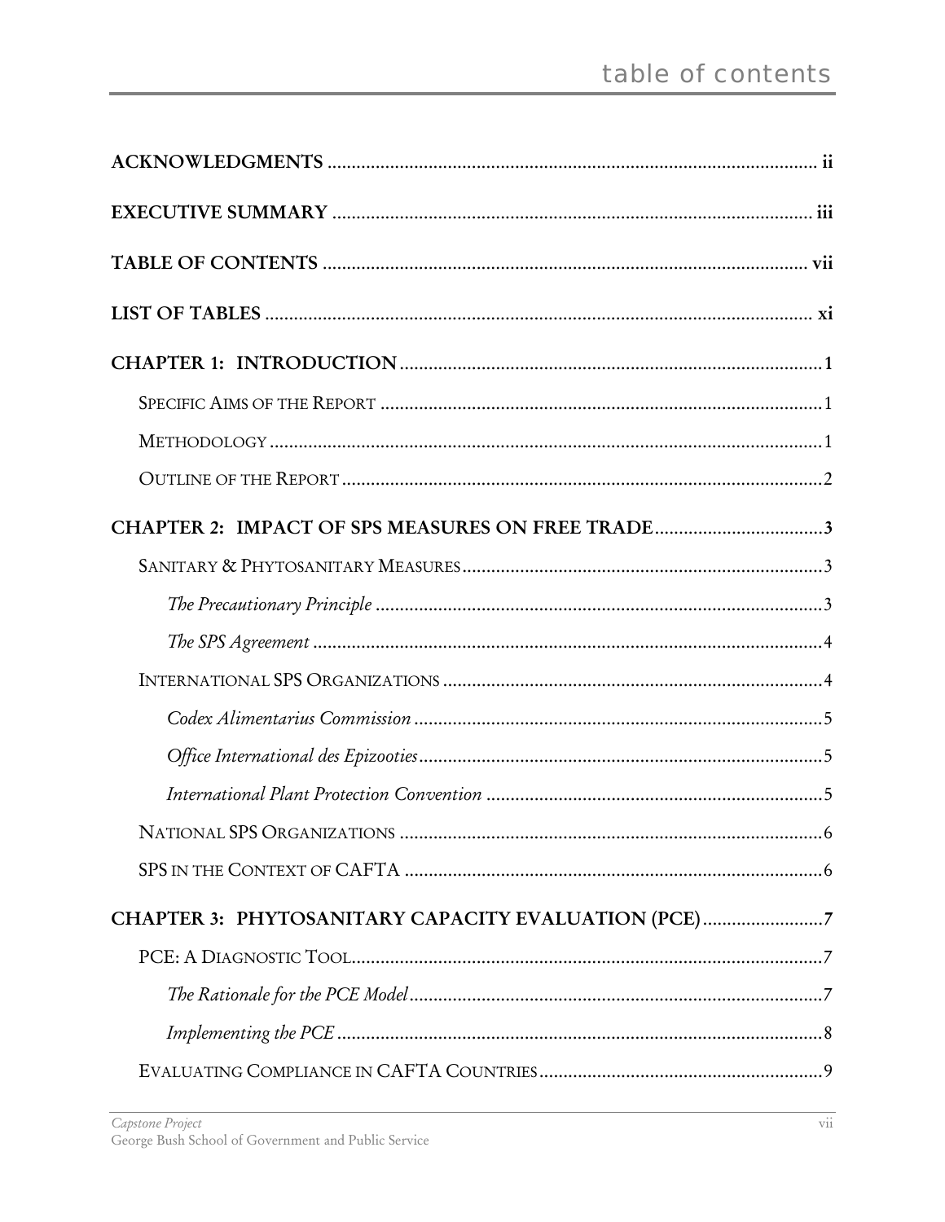# table of contents

**ACKNOWLEDGMENTS** ..................................................................................................... **ii**

**EXECUTIVE SUMMARY** ................................................................................................... **iii**

**TABLE OF CONTENTS** .................................................................................................... **vii**

**LIST OF TABLES** .............................................................................................................. **xi**

**CHAPTER 1: INTRODUCTION** ........................................................................................ **1**

SPECIFIC AIMS OF THE REPORT ............................................................................................ 1

METHODOLOGY .................................................................................................................... 1

OUTLINE OF THE REPORT ..................................................................................................... 2

**CHAPTER 2: IMPACT OF SPS MEASURES ON FREE TRADE** ....................................... **3**

SANITARY & PHYTOSANITARY MEASURES ............................................................................ 3

*The Precautionary Principle* ............................................................................................ 3

*The SPS Agreement* ........................................................................................................ 4

INTERNATIONAL SPS ORGANIZATIONS ................................................................................. 4

*Codex Alimentarius Commission* ...................................................................................... 5

*Office International des Epizooties* ................................................................................... 5

*International Plant Protection Convention* ......................................................................... 5

NATIONAL SPS ORGANIZATIONS ........................................................................................ 6

SPS IN THE CONTEXT OF CAFTA ........................................................................................ 6

**CHAPTER 3: PHYTOSANITARY CAPACITY EVALUATION (PCE)** ................................ **7**

PCE: A DIAGNOSTIC TOOL .................................................................................................. 7

*The Rationale for the PCE Model* ...................................................................................... 7

*Implementing the PCE* ..................................................................................................... 8

EVALUATING COMPLIANCE IN CAFTA COUNTRIES ............................................................ 9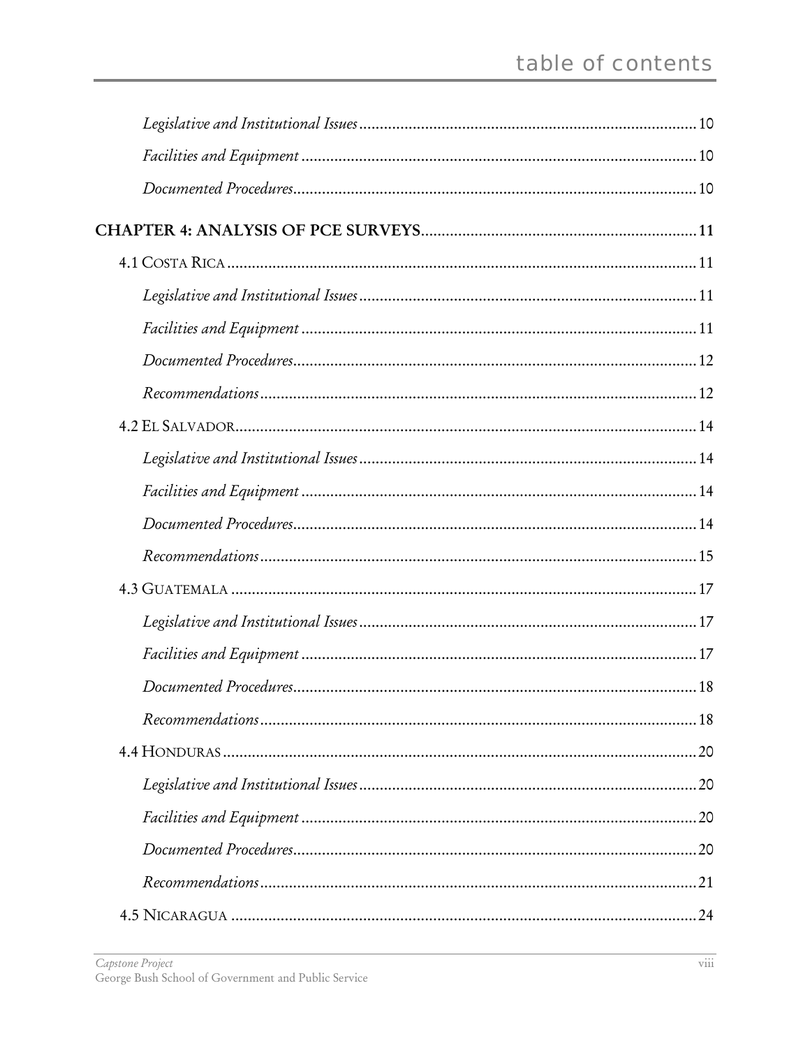*Legislative and Institutional Issues* ..... 10

*Facilities and Equipment* ..... 10

*Documented Procedures* ..... 10

**CHAPTER 4: ANALYSIS OF PCE SURVEYS** ..... 11

4.1 COSTA RICA ..... 11

*Legislative and Institutional Issues* ..... 11

*Facilities and Equipment* ..... 11

*Documented Procedures* ..... 12

*Recommendations* ..... 12

4.2 EL SALVADOR ..... 14

*Legislative and Institutional Issues* ..... 14

*Facilities and Equipment* ..... 14

*Documented Procedures* ..... 14

*Recommendations* ..... 15

4.3 GUATEMALA ..... 17

*Legislative and Institutional Issues* ..... 17

*Facilities and Equipment* ..... 17

*Documented Procedures* ..... 18

*Recommendations* ..... 18

4.4 HONDURAS ..... 20

*Legislative and Institutional Issues* ..... 20

*Facilities and Equipment* ..... 20

*Documented Procedures* ..... 20

*Recommendations* ..... 21

4.5 NICARAGUA ..... 24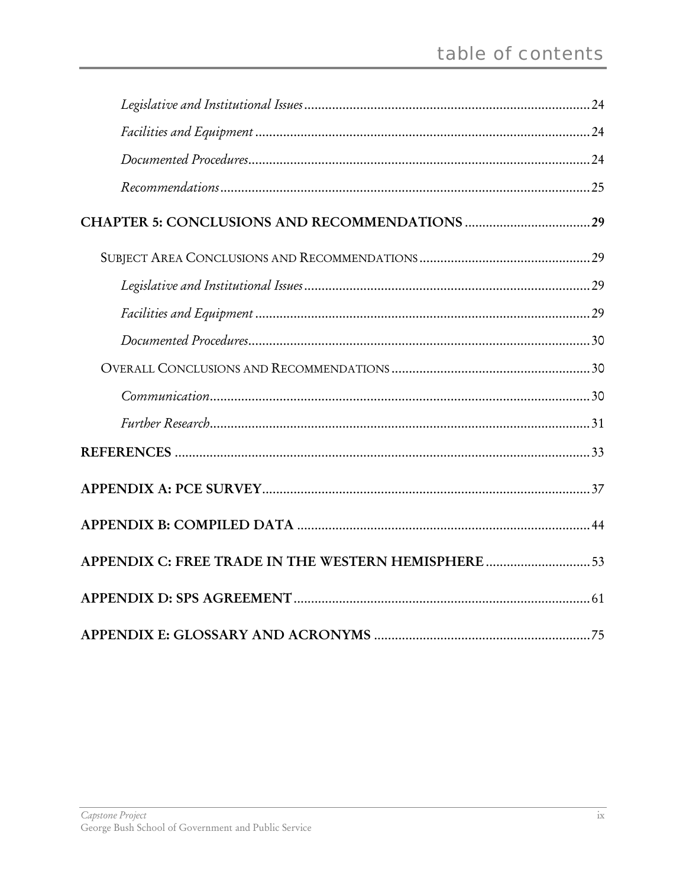*Legislative and Institutional Issues* .......... 24

*Facilities and Equipment* .......... 24

*Documented Procedures* .......... 24

*Recommendations* .......... 25

**CHAPTER 5: CONCLUSIONS AND RECOMMENDATIONS** .......... 29

SUBJECT AREA CONCLUSIONS AND RECOMMENDATIONS .......... 29

*Legislative and Institutional Issues* .......... 29

*Facilities and Equipment* .......... 29

*Documented Procedures* .......... 30

OVERALL CONCLUSIONS AND RECOMMENDATIONS .......... 30

*Communication* .......... 30

*Further Research* .......... 31

**REFERENCES** .......... 33

**APPENDIX A: PCE SURVEY** .......... 37

**APPENDIX B: COMPILED DATA** .......... 44

**APPENDIX C: FREE TRADE IN THE WESTERN HEMISPHERE** .......... 53

**APPENDIX D: SPS AGREEMENT** .......... 61

**APPENDIX E: GLOSSARY AND ACRONYMS** .......... 75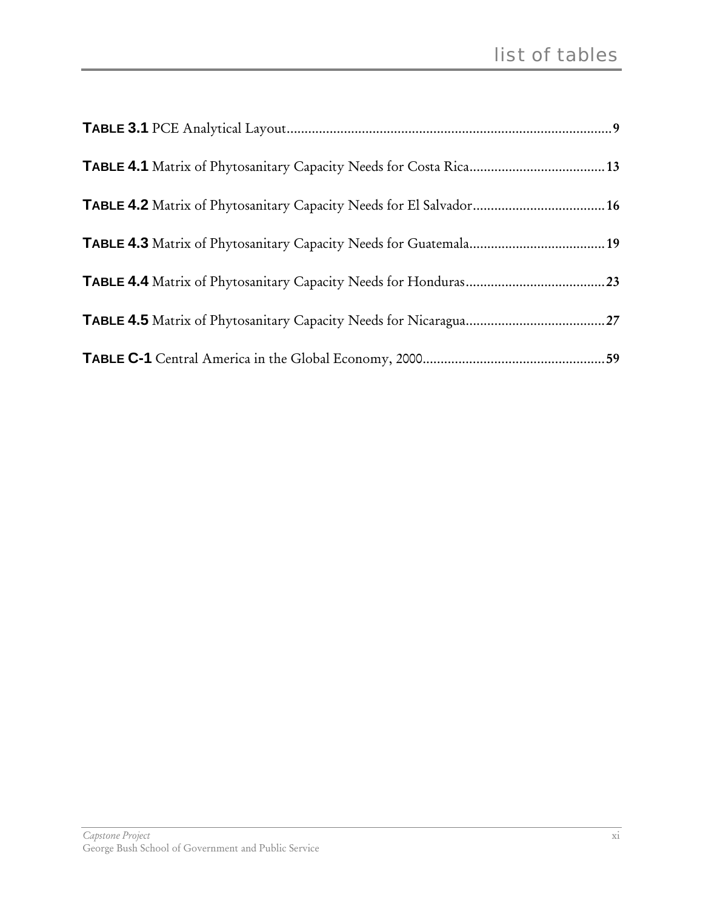# list of tables

**TABLE 3.1** PCE Analytical Layout........................................................................................**9**

**TABLE 4.1** Matrix of Phytosanitary Capacity Needs for Costa Rica......................................**13**

**TABLE 4.2** Matrix of Phytosanitary Capacity Needs for El Salvador.....................................**16**

**TABLE 4.3** Matrix of Phytosanitary Capacity Needs for Guatemala......................................**19**

**TABLE 4.4** Matrix of Phytosanitary Capacity Needs for Honduras.......................................**23**

**TABLE 4.5** Matrix of Phytosanitary Capacity Needs for Nicaragua.......................................**27**

**TABLE C-1** Central America in the Global Economy, 2000...................................................**59**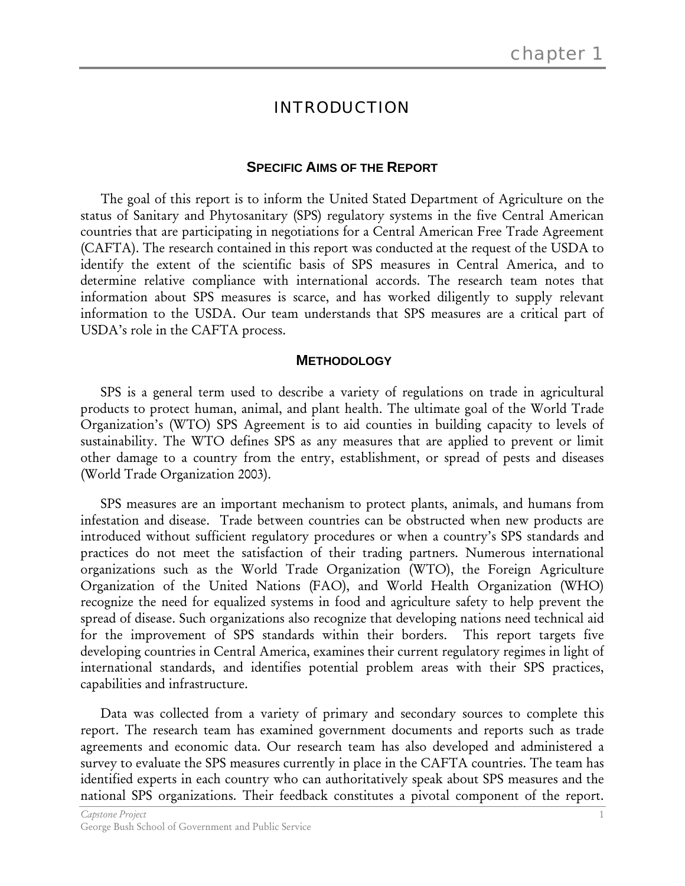# chapter 1

## INTRODUCTION

### SPECIFIC AIMS OF THE REPORT

The goal of this report is to inform the United Stated Department of Agriculture on the status of Sanitary and Phytosanitary (SPS) regulatory systems in the five Central American countries that are participating in negotiations for a Central American Free Trade Agreement (CAFTA). The research contained in this report was conducted at the request of the USDA to identify the extent of the scientific basis of SPS measures in Central America, and to determine relative compliance with international accords. The research team notes that information about SPS measures is scarce, and has worked diligently to supply relevant information to the USDA. Our team understands that SPS measures are a critical part of USDA's role in the CAFTA process.

### METHODOLOGY

SPS is a general term used to describe a variety of regulations on trade in agricultural products to protect human, animal, and plant health. The ultimate goal of the World Trade Organization's (WTO) SPS Agreement is to aid counties in building capacity to levels of sustainability. The WTO defines SPS as any measures that are applied to prevent or limit other damage to a country from the entry, establishment, or spread of pests and diseases (World Trade Organization 2003).

SPS measures are an important mechanism to protect plants, animals, and humans from infestation and disease. Trade between countries can be obstructed when new products are introduced without sufficient regulatory procedures or when a country's SPS standards and practices do not meet the satisfaction of their trading partners. Numerous international organizations such as the World Trade Organization (WTO), the Foreign Agriculture Organization of the United Nations (FAO), and World Health Organization (WHO) recognize the need for equalized systems in food and agriculture safety to help prevent the spread of disease. Such organizations also recognize that developing nations need technical aid for the improvement of SPS standards within their borders. This report targets five developing countries in Central America, examines their current regulatory regimes in light of international standards, and identifies potential problem areas with their SPS practices, capabilities and infrastructure.

Data was collected from a variety of primary and secondary sources to complete this report. The research team has examined government documents and reports such as trade agreements and economic data. Our research team has also developed and administered a survey to evaluate the SPS measures currently in place in the CAFTA countries. The team has identified experts in each country who can authoritatively speak about SPS measures and the national SPS organizations. Their feedback constitutes a pivotal component of the report.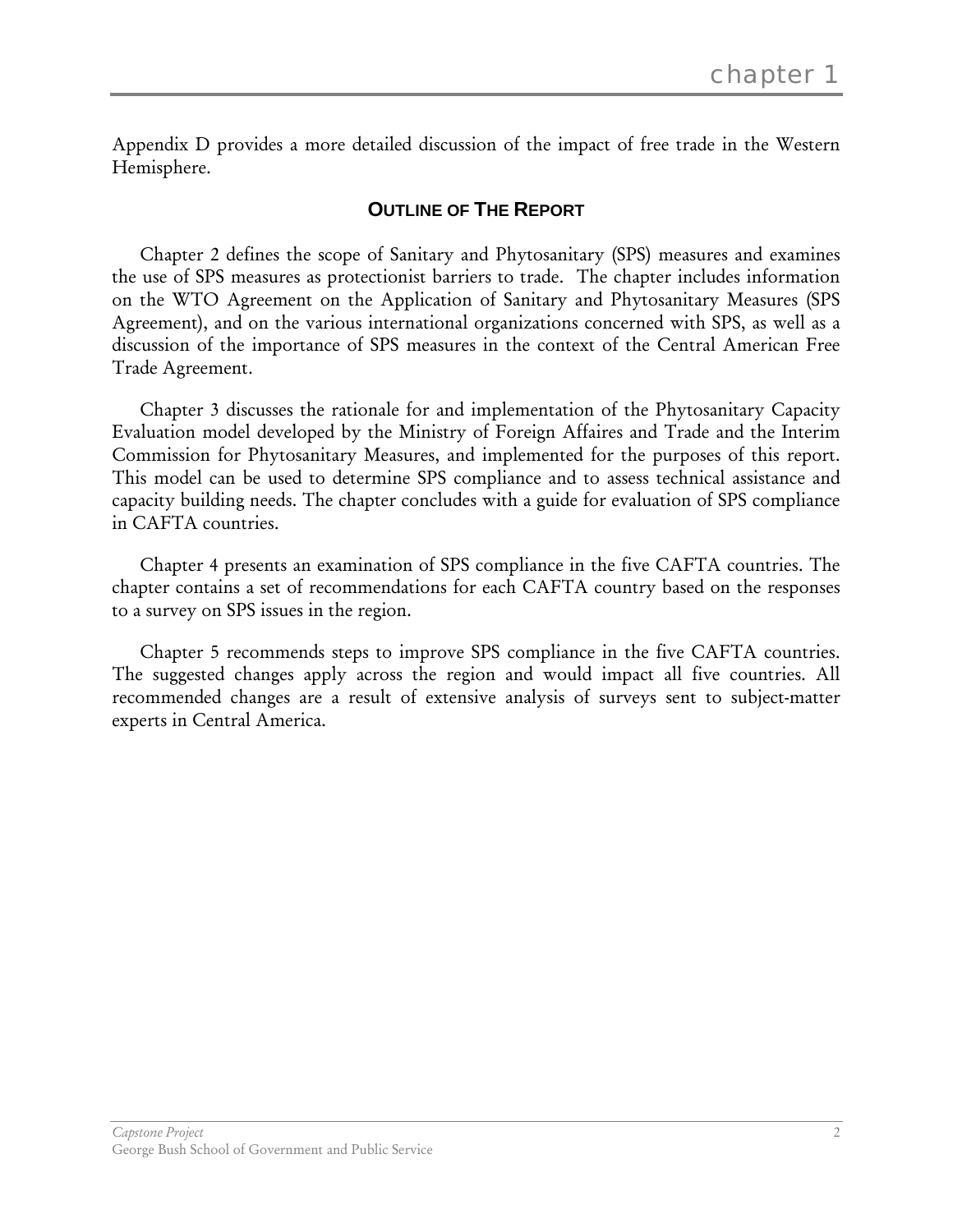Appendix D provides a more detailed discussion of the impact of free trade in the Western Hemisphere.

## OUTLINE OF THE REPORT

Chapter 2 defines the scope of Sanitary and Phytosanitary (SPS) measures and examines the use of SPS measures as protectionist barriers to trade. The chapter includes information on the WTO Agreement on the Application of Sanitary and Phytosanitary Measures (SPS Agreement), and on the various international organizations concerned with SPS, as well as a discussion of the importance of SPS measures in the context of the Central American Free Trade Agreement.

Chapter 3 discusses the rationale for and implementation of the Phytosanitary Capacity Evaluation model developed by the Ministry of Foreign Affaires and Trade and the Interim Commission for Phytosanitary Measures, and implemented for the purposes of this report. This model can be used to determine SPS compliance and to assess technical assistance and capacity building needs. The chapter concludes with a guide for evaluation of SPS compliance in CAFTA countries.

Chapter 4 presents an examination of SPS compliance in the five CAFTA countries. The chapter contains a set of recommendations for each CAFTA country based on the responses to a survey on SPS issues in the region.

Chapter 5 recommends steps to improve SPS compliance in the five CAFTA countries. The suggested changes apply across the region and would impact all five countries. All recommended changes are a result of extensive analysis of surveys sent to subject-matter experts in Central America.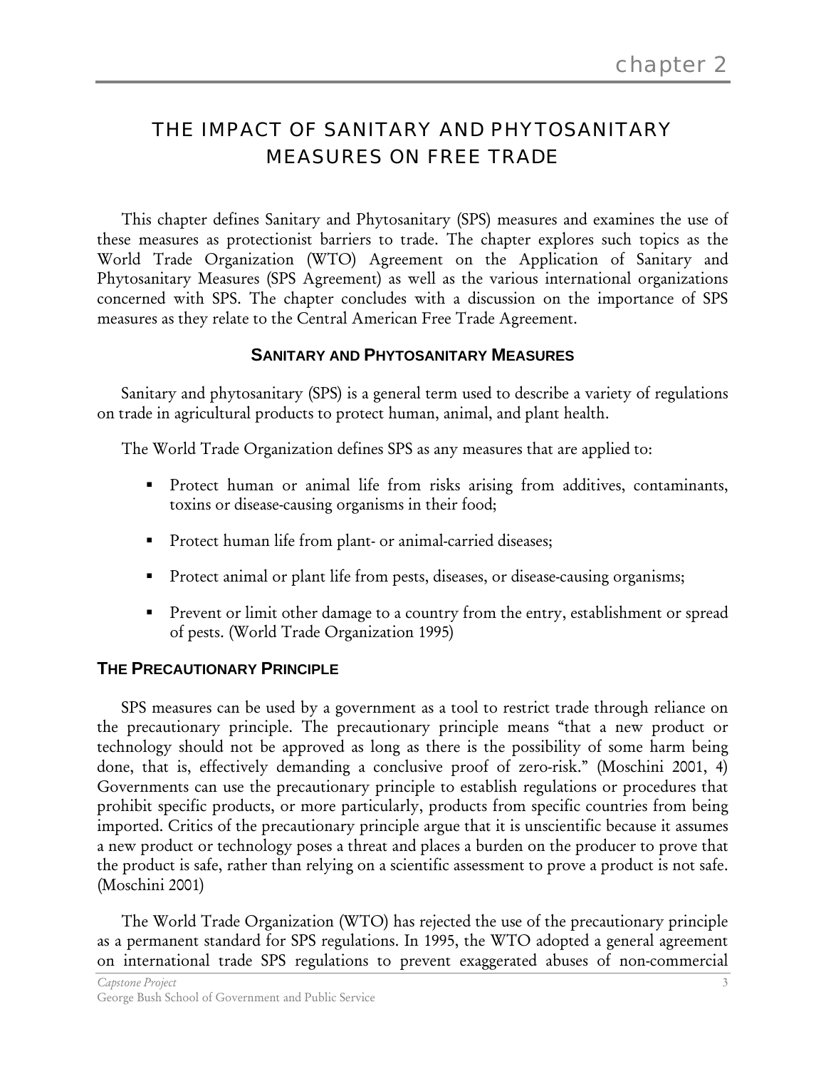# chapter 2

## THE IMPACT OF SANITARY AND PHYTOSANITARY MEASURES ON FREE TRADE

This chapter defines Sanitary and Phytosanitary (SPS) measures and examines the use of these measures as protectionist barriers to trade. The chapter explores such topics as the World Trade Organization (WTO) Agreement on the Application of Sanitary and Phytosanitary Measures (SPS Agreement) as well as the various international organizations concerned with SPS. The chapter concludes with a discussion on the importance of SPS measures as they relate to the Central American Free Trade Agreement.

### SANITARY AND PHYTOSANITARY MEASURES

Sanitary and phytosanitary (SPS) is a general term used to describe a variety of regulations on trade in agricultural products to protect human, animal, and plant health.

The World Trade Organization defines SPS as any measures that are applied to:

- Protect human or animal life from risks arising from additives, contaminants, toxins or disease-causing organisms in their food;
- Protect human life from plant- or animal-carried diseases;
- Protect animal or plant life from pests, diseases, or disease-causing organisms;
- Prevent or limit other damage to a country from the entry, establishment or spread of pests. (World Trade Organization 1995)

### THE PRECAUTIONARY PRINCIPLE

SPS measures can be used by a government as a tool to restrict trade through reliance on the precautionary principle. The precautionary principle means "that a new product or technology should not be approved as long as there is the possibility of some harm being done, that is, effectively demanding a conclusive proof of zero-risk." (Moschini 2001, 4) Governments can use the precautionary principle to establish regulations or procedures that prohibit specific products, or more particularly, products from specific countries from being imported. Critics of the precautionary principle argue that it is unscientific because it assumes a new product or technology poses a threat and places a burden on the producer to prove that the product is safe, rather than relying on a scientific assessment to prove a product is not safe. (Moschini 2001)

The World Trade Organization (WTO) has rejected the use of the precautionary principle as a permanent standard for SPS regulations. In 1995, the WTO adopted a general agreement on international trade SPS regulations to prevent exaggerated abuses of non-commercial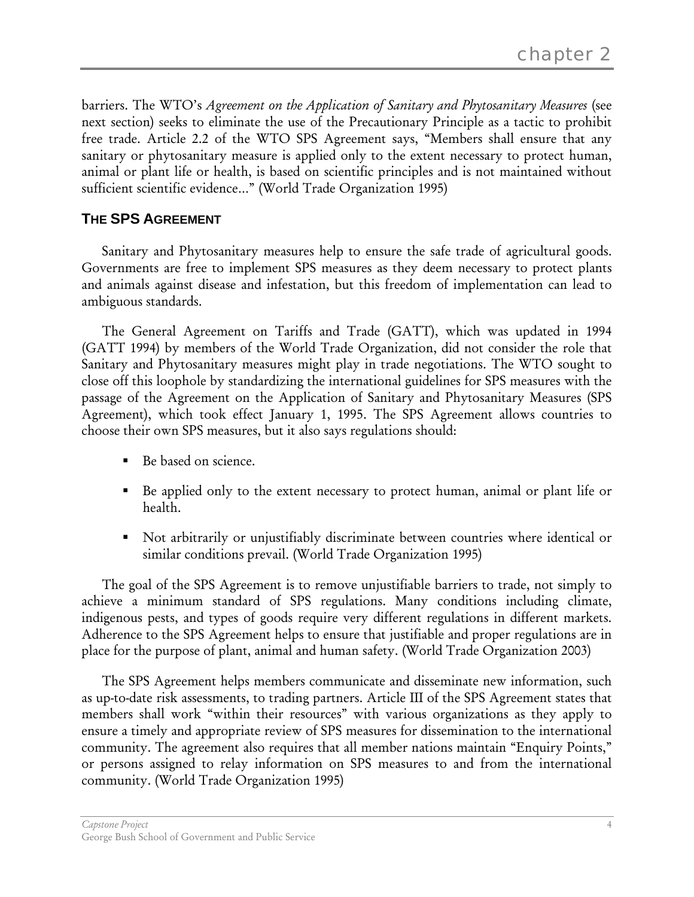barriers. The WTO's *Agreement on the Application of Sanitary and Phytosanitary Measures* (see next section) seeks to eliminate the use of the Precautionary Principle as a tactic to prohibit free trade. Article 2.2 of the WTO SPS Agreement says, "Members shall ensure that any sanitary or phytosanitary measure is applied only to the extent necessary to protect human, animal or plant life or health, is based on scientific principles and is not maintained without sufficient scientific evidence..." (World Trade Organization 1995)

## THE SPS AGREEMENT

Sanitary and Phytosanitary measures help to ensure the safe trade of agricultural goods. Governments are free to implement SPS measures as they deem necessary to protect plants and animals against disease and infestation, but this freedom of implementation can lead to ambiguous standards.

The General Agreement on Tariffs and Trade (GATT), which was updated in 1994 (GATT 1994) by members of the World Trade Organization, did not consider the role that Sanitary and Phytosanitary measures might play in trade negotiations. The WTO sought to close off this loophole by standardizing the international guidelines for SPS measures with the passage of the Agreement on the Application of Sanitary and Phytosanitary Measures (SPS Agreement), which took effect January 1, 1995. The SPS Agreement allows countries to choose their own SPS measures, but it also says regulations should:

- Be based on science.
- Be applied only to the extent necessary to protect human, animal or plant life or health.
- Not arbitrarily or unjustifiably discriminate between countries where identical or similar conditions prevail. (World Trade Organization 1995)

The goal of the SPS Agreement is to remove unjustifiable barriers to trade, not simply to achieve a minimum standard of SPS regulations. Many conditions including climate, indigenous pests, and types of goods require very different regulations in different markets. Adherence to the SPS Agreement helps to ensure that justifiable and proper regulations are in place for the purpose of plant, animal and human safety. (World Trade Organization 2003)

The SPS Agreement helps members communicate and disseminate new information, such as up-to-date risk assessments, to trading partners. Article III of the SPS Agreement states that members shall work "within their resources" with various organizations as they apply to ensure a timely and appropriate review of SPS measures for dissemination to the international community. The agreement also requires that all member nations maintain "Enquiry Points," or persons assigned to relay information on SPS measures to and from the international community. (World Trade Organization 1995)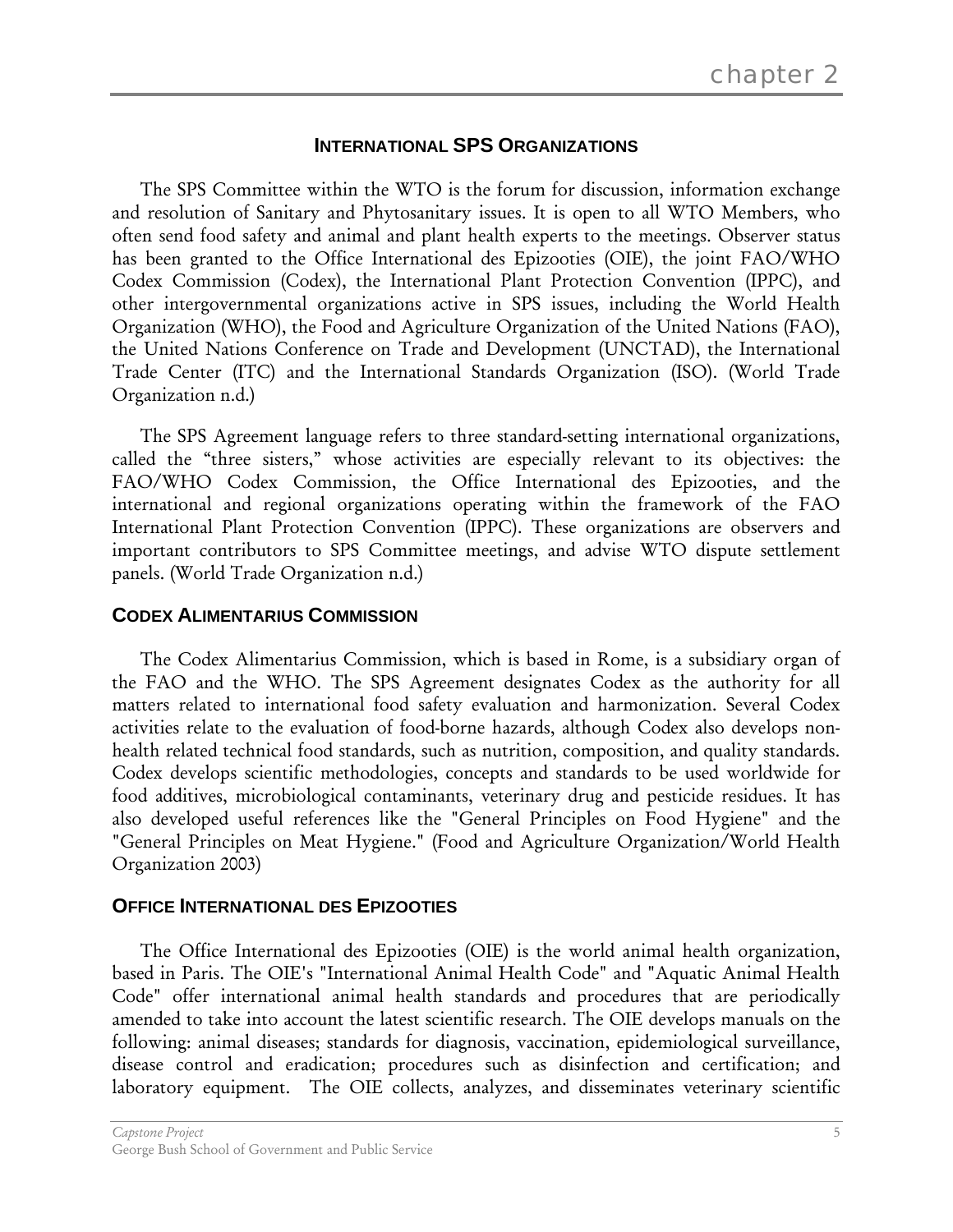## INTERNATIONAL SPS ORGANIZATIONS

The SPS Committee within the WTO is the forum for discussion, information exchange and resolution of Sanitary and Phytosanitary issues. It is open to all WTO Members, who often send food safety and animal and plant health experts to the meetings. Observer status has been granted to the Office International des Epizooties (OIE), the joint FAO/WHO Codex Commission (Codex), the International Plant Protection Convention (IPPC), and other intergovernmental organizations active in SPS issues, including the World Health Organization (WHO), the Food and Agriculture Organization of the United Nations (FAO), the United Nations Conference on Trade and Development (UNCTAD), the International Trade Center (ITC) and the International Standards Organization (ISO). (World Trade Organization n.d.)

The SPS Agreement language refers to three standard-setting international organizations, called the "three sisters," whose activities are especially relevant to its objectives: the FAO/WHO Codex Commission, the Office International des Epizooties, and the international and regional organizations operating within the framework of the FAO International Plant Protection Convention (IPPC). These organizations are observers and important contributors to SPS Committee meetings, and advise WTO dispute settlement panels. (World Trade Organization n.d.)

### CODEX ALIMENTARIUS COMMISSION

The Codex Alimentarius Commission, which is based in Rome, is a subsidiary organ of the FAO and the WHO. The SPS Agreement designates Codex as the authority for all matters related to international food safety evaluation and harmonization. Several Codex activities relate to the evaluation of food-borne hazards, although Codex also develops non-health related technical food standards, such as nutrition, composition, and quality standards. Codex develops scientific methodologies, concepts and standards to be used worldwide for food additives, microbiological contaminants, veterinary drug and pesticide residues. It has also developed useful references like the "General Principles on Food Hygiene" and the "General Principles on Meat Hygiene." (Food and Agriculture Organization/World Health Organization 2003)

### OFFICE INTERNATIONAL DES EPIZOOTIES

The Office International des Epizooties (OIE) is the world animal health organization, based in Paris. The OIE's "International Animal Health Code" and "Aquatic Animal Health Code" offer international animal health standards and procedures that are periodically amended to take into account the latest scientific research. The OIE develops manuals on the following: animal diseases; standards for diagnosis, vaccination, epidemiological surveillance, disease control and eradication; procedures such as disinfection and certification; and laboratory equipment. The OIE collects, analyzes, and disseminates veterinary scientific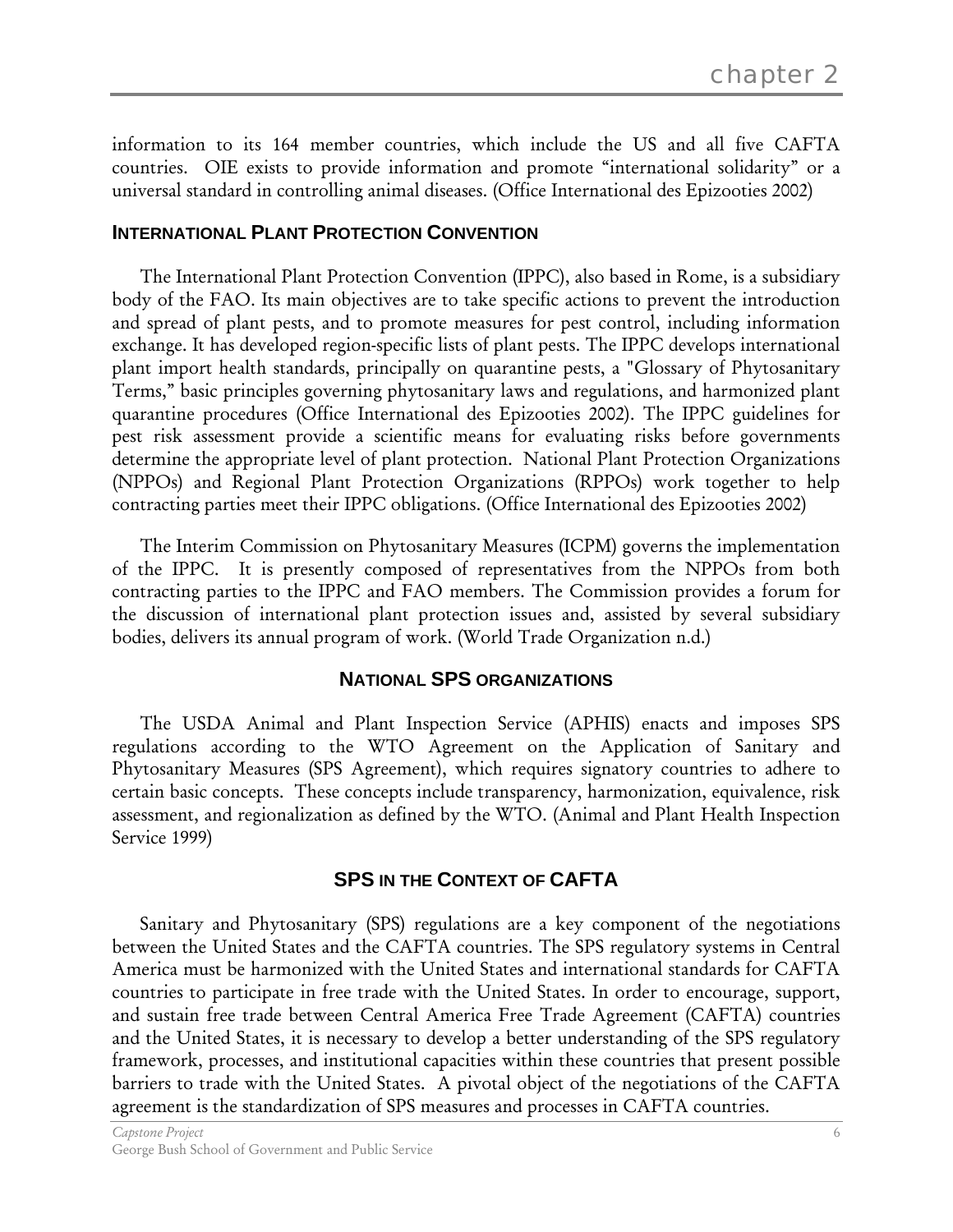information to its 164 member countries, which include the US and all five CAFTA countries. OIE exists to provide information and promote "international solidarity" or a universal standard in controlling animal diseases. (Office International des Epizooties 2002)

### INTERNATIONAL PLANT PROTECTION CONVENTION

The International Plant Protection Convention (IPPC), also based in Rome, is a subsidiary body of the FAO. Its main objectives are to take specific actions to prevent the introduction and spread of plant pests, and to promote measures for pest control, including information exchange. It has developed region-specific lists of plant pests. The IPPC develops international plant import health standards, principally on quarantine pests, a "Glossary of Phytosanitary Terms," basic principles governing phytosanitary laws and regulations, and harmonized plant quarantine procedures (Office International des Epizooties 2002). The IPPC guidelines for pest risk assessment provide a scientific means for evaluating risks before governments determine the appropriate level of plant protection. National Plant Protection Organizations (NPPOs) and Regional Plant Protection Organizations (RPPOs) work together to help contracting parties meet their IPPC obligations. (Office International des Epizooties 2002)

The Interim Commission on Phytosanitary Measures (ICPM) governs the implementation of the IPPC. It is presently composed of representatives from the NPPOs from both contracting parties to the IPPC and FAO members. The Commission provides a forum for the discussion of international plant protection issues and, assisted by several subsidiary bodies, delivers its annual program of work. (World Trade Organization n.d.)

## NATIONAL SPS ORGANIZATIONS

The USDA Animal and Plant Inspection Service (APHIS) enacts and imposes SPS regulations according to the WTO Agreement on the Application of Sanitary and Phytosanitary Measures (SPS Agreement), which requires signatory countries to adhere to certain basic concepts. These concepts include transparency, harmonization, equivalence, risk assessment, and regionalization as defined by the WTO. (Animal and Plant Health Inspection Service 1999)

## SPS IN THE CONTEXT OF CAFTA

Sanitary and Phytosanitary (SPS) regulations are a key component of the negotiations between the United States and the CAFTA countries. The SPS regulatory systems in Central America must be harmonized with the United States and international standards for CAFTA countries to participate in free trade with the United States. In order to encourage, support, and sustain free trade between Central America Free Trade Agreement (CAFTA) countries and the United States, it is necessary to develop a better understanding of the SPS regulatory framework, processes, and institutional capacities within these countries that present possible barriers to trade with the United States. A pivotal object of the negotiations of the CAFTA agreement is the standardization of SPS measures and processes in CAFTA countries.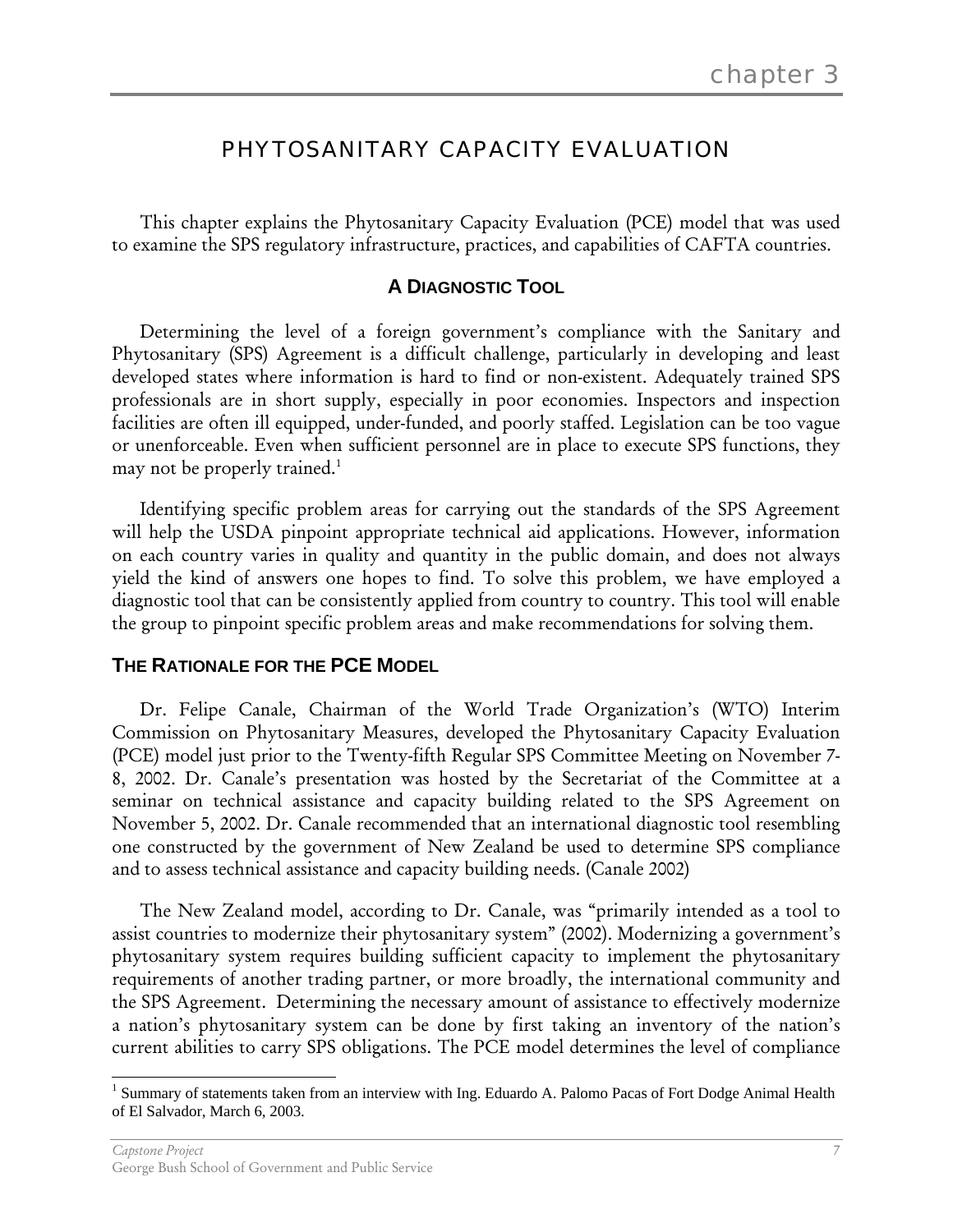chapter 3

# PHYTOSANITARY CAPACITY EVALUATION

This chapter explains the Phytosanitary Capacity Evaluation (PCE) model that was used to examine the SPS regulatory infrastructure, practices, and capabilities of CAFTA countries.

## A DIAGNOSTIC TOOL

Determining the level of a foreign government's compliance with the Sanitary and Phytosanitary (SPS) Agreement is a difficult challenge, particularly in developing and least developed states where information is hard to find or non-existent. Adequately trained SPS professionals are in short supply, especially in poor economies. Inspectors and inspection facilities are often ill equipped, under-funded, and poorly staffed. Legislation can be too vague or unenforceable. Even when sufficient personnel are in place to execute SPS functions, they may not be properly trained.[1]

Identifying specific problem areas for carrying out the standards of the SPS Agreement will help the USDA pinpoint appropriate technical aid applications. However, information on each country varies in quality and quantity in the public domain, and does not always yield the kind of answers one hopes to find. To solve this problem, we have employed a diagnostic tool that can be consistently applied from country to country. This tool will enable the group to pinpoint specific problem areas and make recommendations for solving them.

### THE RATIONALE FOR THE PCE MODEL

Dr. Felipe Canale, Chairman of the World Trade Organization's (WTO) Interim Commission on Phytosanitary Measures, developed the Phytosanitary Capacity Evaluation (PCE) model just prior to the Twenty-fifth Regular SPS Committee Meeting on November 7-8, 2002. Dr. Canale's presentation was hosted by the Secretariat of the Committee at a seminar on technical assistance and capacity building related to the SPS Agreement on November 5, 2002. Dr. Canale recommended that an international diagnostic tool resembling one constructed by the government of New Zealand be used to determine SPS compliance and to assess technical assistance and capacity building needs. (Canale 2002)

The New Zealand model, according to Dr. Canale, was "primarily intended as a tool to assist countries to modernize their phytosanitary system" (2002). Modernizing a government's phytosanitary system requires building sufficient capacity to implement the phytosanitary requirements of another trading partner, or more broadly, the international community and the SPS Agreement. Determining the necessary amount of assistance to effectively modernize a nation's phytosanitary system can be done by first taking an inventory of the nation's current abilities to carry SPS obligations. The PCE model determines the level of compliance

[1] Summary of statements taken from an interview with Ing. Eduardo A. Palomo Pacas of Fort Dodge Animal Health of El Salvador, March 6, 2003.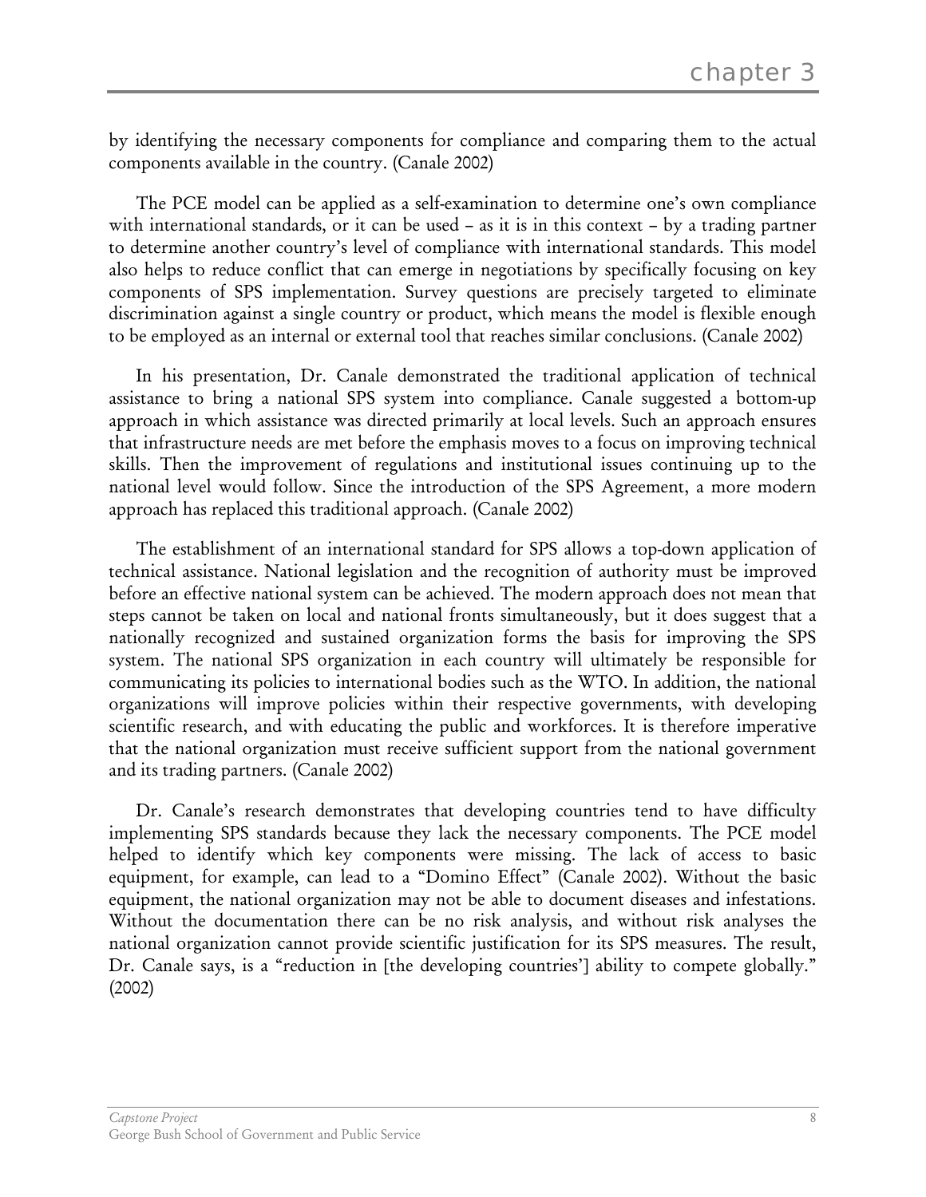by identifying the necessary components for compliance and comparing them to the actual components available in the country. (Canale 2002)

The PCE model can be applied as a self-examination to determine one's own compliance with international standards, or it can be used – as it is in this context – by a trading partner to determine another country's level of compliance with international standards. This model also helps to reduce conflict that can emerge in negotiations by specifically focusing on key components of SPS implementation. Survey questions are precisely targeted to eliminate discrimination against a single country or product, which means the model is flexible enough to be employed as an internal or external tool that reaches similar conclusions. (Canale 2002)

In his presentation, Dr. Canale demonstrated the traditional application of technical assistance to bring a national SPS system into compliance. Canale suggested a bottom-up approach in which assistance was directed primarily at local levels. Such an approach ensures that infrastructure needs are met before the emphasis moves to a focus on improving technical skills. Then the improvement of regulations and institutional issues continuing up to the national level would follow. Since the introduction of the SPS Agreement, a more modern approach has replaced this traditional approach. (Canale 2002)

The establishment of an international standard for SPS allows a top-down application of technical assistance. National legislation and the recognition of authority must be improved before an effective national system can be achieved. The modern approach does not mean that steps cannot be taken on local and national fronts simultaneously, but it does suggest that a nationally recognized and sustained organization forms the basis for improving the SPS system. The national SPS organization in each country will ultimately be responsible for communicating its policies to international bodies such as the WTO. In addition, the national organizations will improve policies within their respective governments, with developing scientific research, and with educating the public and workforces. It is therefore imperative that the national organization must receive sufficient support from the national government and its trading partners. (Canale 2002)

Dr. Canale's research demonstrates that developing countries tend to have difficulty implementing SPS standards because they lack the necessary components. The PCE model helped to identify which key components were missing. The lack of access to basic equipment, for example, can lead to a "Domino Effect" (Canale 2002). Without the basic equipment, the national organization may not be able to document diseases and infestations. Without the documentation there can be no risk analysis, and without risk analyses the national organization cannot provide scientific justification for its SPS measures. The result, Dr. Canale says, is a "reduction in [the developing countries'] ability to compete globally." (2002)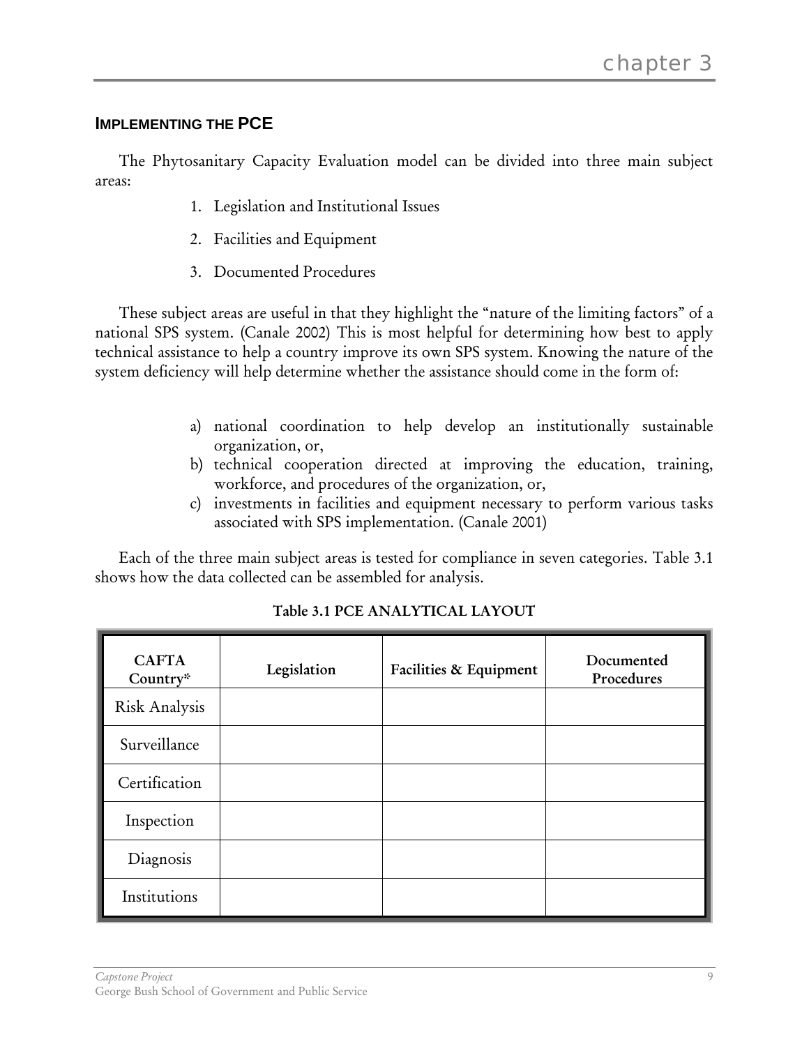## IMPLEMENTING THE PCE

The Phytosanitary Capacity Evaluation model can be divided into three main subject areas:

1. Legislation and Institutional Issues
2. Facilities and Equipment
3. Documented Procedures

These subject areas are useful in that they highlight the "nature of the limiting factors" of a national SPS system. (Canale 2002) This is most helpful for determining how best to apply technical assistance to help a country improve its own SPS system. Knowing the nature of the system deficiency will help determine whether the assistance should come in the form of:

a) national coordination to help develop an institutionally sustainable organization, or,
b) technical cooperation directed at improving the education, training, workforce, and procedures of the organization, or,
c) investments in facilities and equipment necessary to perform various tasks associated with SPS implementation. (Canale 2001)

Each of the three main subject areas is tested for compliance in seven categories. Table 3.1 shows how the data collected can be assembled for analysis.

**Table 3.1 PCE ANALYTICAL LAYOUT**

| CAFTA Country* | Legislation | Facilities & Equipment | Documented Procedures |
|---|---|---|---|
| Risk Analysis | | | |
| Surveillance | | | |
| Certification | | | |
| Inspection | | | |
| Diagnosis | | | |
| Institutions | | | |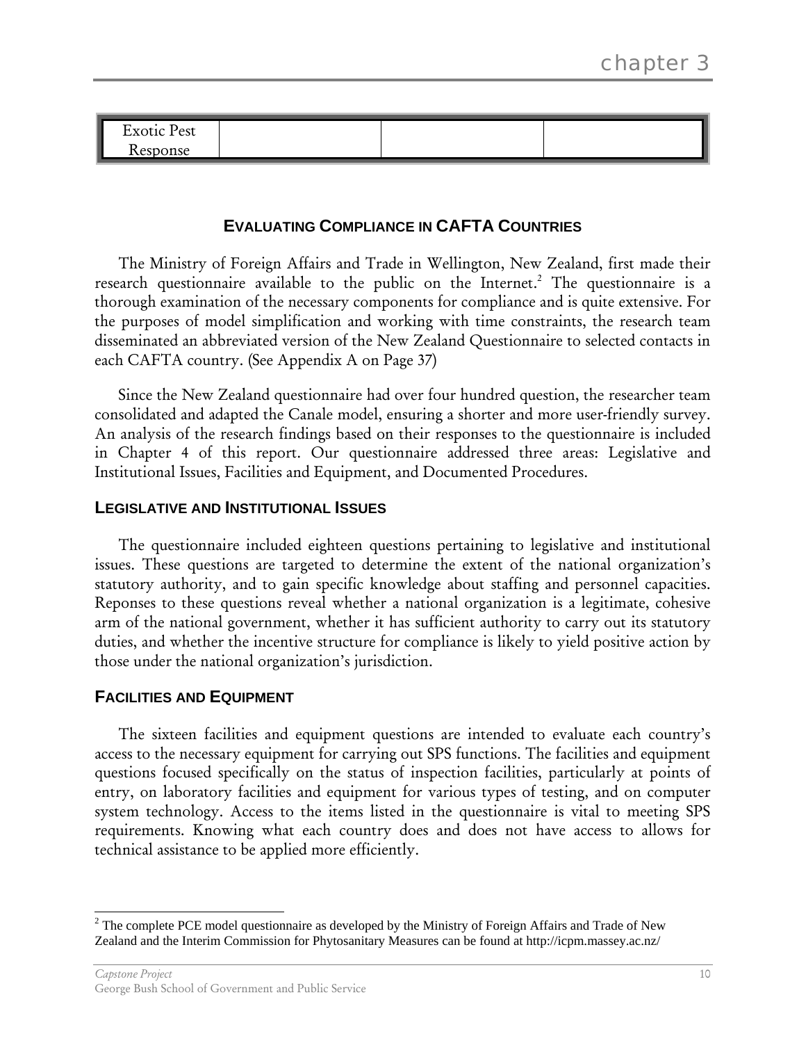| Exotic Pest Response | | | |
|---|---|---|---|

## EVALUATING COMPLIANCE IN CAFTA COUNTRIES

The Ministry of Foreign Affairs and Trade in Wellington, New Zealand, first made their research questionnaire available to the public on the Internet.[2] The questionnaire is a thorough examination of the necessary components for compliance and is quite extensive. For the purposes of model simplification and working with time constraints, the research team disseminated an abbreviated version of the New Zealand Questionnaire to selected contacts in each CAFTA country. (See Appendix A on Page 37)

Since the New Zealand questionnaire had over four hundred question, the researcher team consolidated and adapted the Canale model, ensuring a shorter and more user-friendly survey. An analysis of the research findings based on their responses to the questionnaire is included in Chapter 4 of this report. Our questionnaire addressed three areas: Legislative and Institutional Issues, Facilities and Equipment, and Documented Procedures.

### LEGISLATIVE AND INSTITUTIONAL ISSUES

The questionnaire included eighteen questions pertaining to legislative and institutional issues. These questions are targeted to determine the extent of the national organization's statutory authority, and to gain specific knowledge about staffing and personnel capacities. Reponses to these questions reveal whether a national organization is a legitimate, cohesive arm of the national government, whether it has sufficient authority to carry out its statutory duties, and whether the incentive structure for compliance is likely to yield positive action by those under the national organization's jurisdiction.

### FACILITIES AND EQUIPMENT

The sixteen facilities and equipment questions are intended to evaluate each country's access to the necessary equipment for carrying out SPS functions. The facilities and equipment questions focused specifically on the status of inspection facilities, particularly at points of entry, on laboratory facilities and equipment for various types of testing, and on computer system technology. Access to the items listed in the questionnaire is vital to meeting SPS requirements. Knowing what each country does and does not have access to allows for technical assistance to be applied more efficiently.

[2] The complete PCE model questionnaire as developed by the Ministry of Foreign Affairs and Trade of New Zealand and the Interim Commission for Phytosanitary Measures can be found at http://icpm.massey.ac.nz/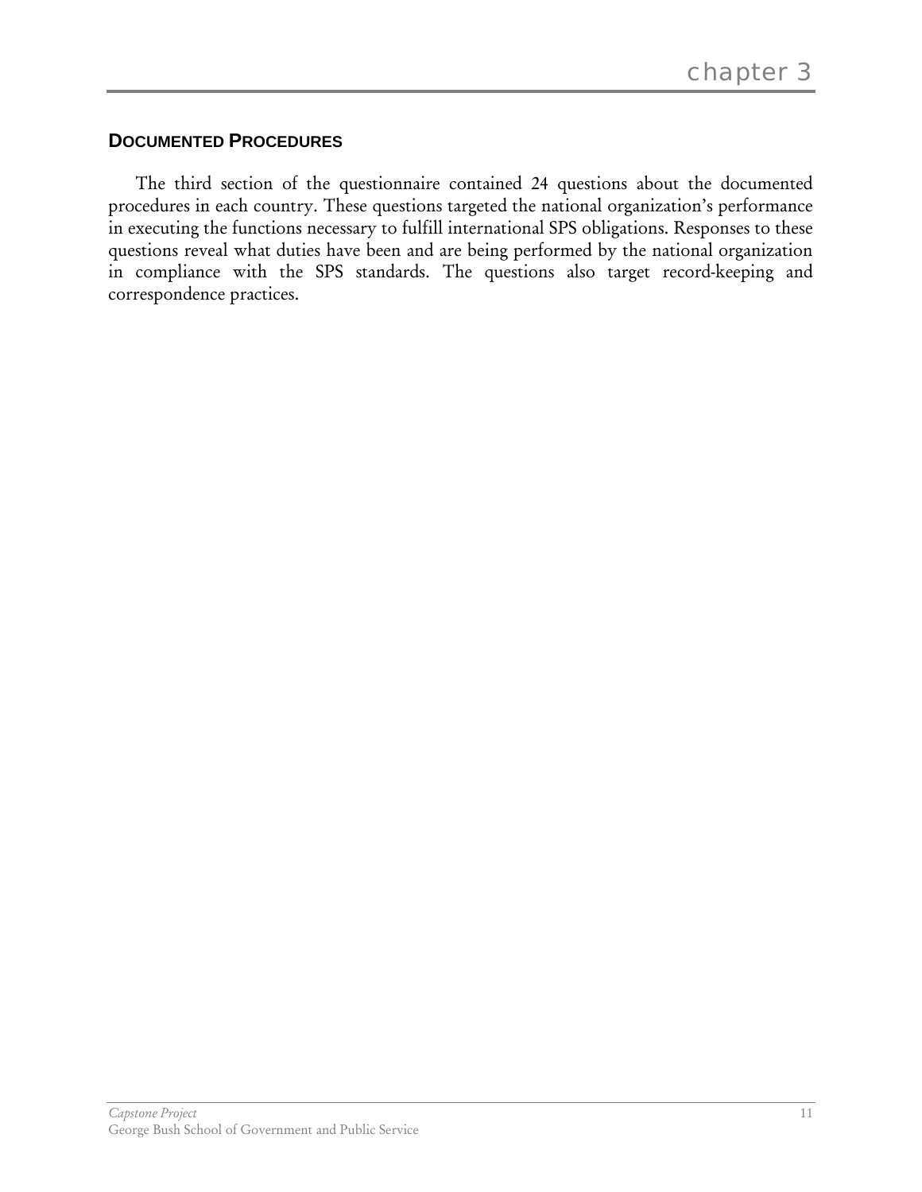## DOCUMENTED PROCEDURES

The third section of the questionnaire contained 24 questions about the documented procedures in each country. These questions targeted the national organization's performance in executing the functions necessary to fulfill international SPS obligations. Responses to these questions reveal what duties have been and are being performed by the national organization in compliance with the SPS standards. The questions also target record-keeping and correspondence practices.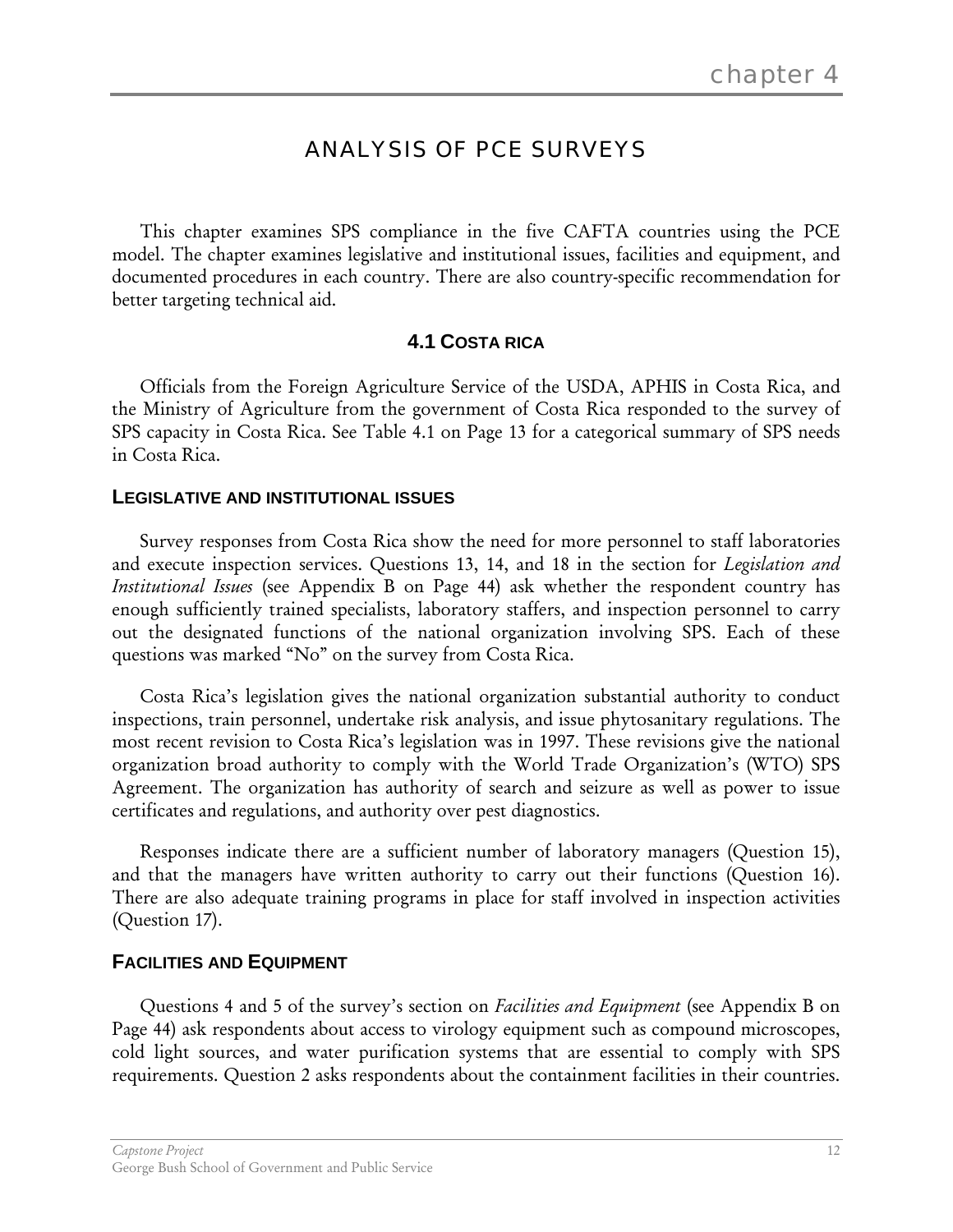chapter 4

# ANALYSIS OF PCE SURVEYS

This chapter examines SPS compliance in the five CAFTA countries using the PCE model. The chapter examines legislative and institutional issues, facilities and equipment, and documented procedures in each country. There are also country-specific recommendation for better targeting technical aid.

## 4.1 COSTA RICA

Officials from the Foreign Agriculture Service of the USDA, APHIS in Costa Rica, and the Ministry of Agriculture from the government of Costa Rica responded to the survey of SPS capacity in Costa Rica. See Table 4.1 on Page 13 for a categorical summary of SPS needs in Costa Rica.

### LEGISLATIVE AND INSTITUTIONAL ISSUES

Survey responses from Costa Rica show the need for more personnel to staff laboratories and execute inspection services. Questions 13, 14, and 18 in the section for *Legislation and Institutional Issues* (see Appendix B on Page 44) ask whether the respondent country has enough sufficiently trained specialists, laboratory staffers, and inspection personnel to carry out the designated functions of the national organization involving SPS. Each of these questions was marked "No" on the survey from Costa Rica.

Costa Rica's legislation gives the national organization substantial authority to conduct inspections, train personnel, undertake risk analysis, and issue phytosanitary regulations. The most recent revision to Costa Rica's legislation was in 1997. These revisions give the national organization broad authority to comply with the World Trade Organization's (WTO) SPS Agreement. The organization has authority of search and seizure as well as power to issue certificates and regulations, and authority over pest diagnostics.

Responses indicate there are a sufficient number of laboratory managers (Question 15), and that the managers have written authority to carry out their functions (Question 16). There are also adequate training programs in place for staff involved in inspection activities (Question 17).

### FACILITIES AND EQUIPMENT

Questions 4 and 5 of the survey's section on *Facilities and Equipment* (see Appendix B on Page 44) ask respondents about access to virology equipment such as compound microscopes, cold light sources, and water purification systems that are essential to comply with SPS requirements. Question 2 asks respondents about the containment facilities in their countries.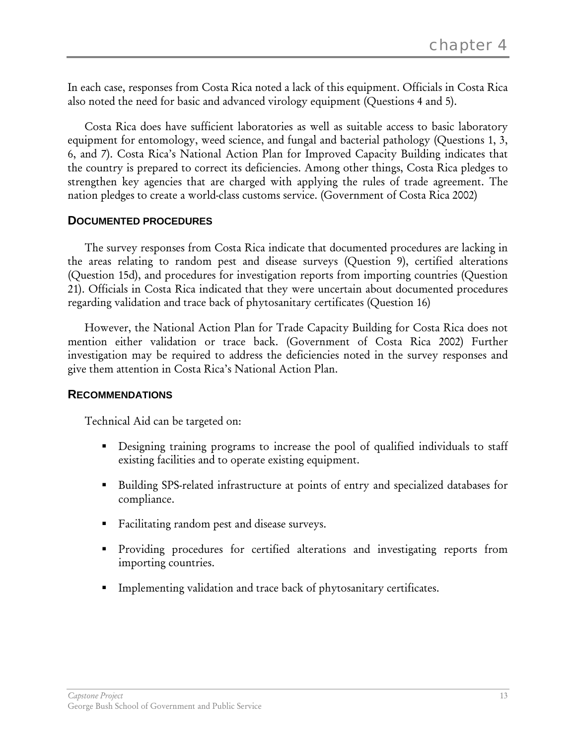In each case, responses from Costa Rica noted a lack of this equipment. Officials in Costa Rica also noted the need for basic and advanced virology equipment (Questions 4 and 5).

Costa Rica does have sufficient laboratories as well as suitable access to basic laboratory equipment for entomology, weed science, and fungal and bacterial pathology (Questions 1, 3, 6, and 7). Costa Rica's National Action Plan for Improved Capacity Building indicates that the country is prepared to correct its deficiencies. Among other things, Costa Rica pledges to strengthen key agencies that are charged with applying the rules of trade agreement. The nation pledges to create a world-class customs service. (Government of Costa Rica 2002)

### DOCUMENTED PROCEDURES

The survey responses from Costa Rica indicate that documented procedures are lacking in the areas relating to random pest and disease surveys (Question 9), certified alterations (Question 15d), and procedures for investigation reports from importing countries (Question 21). Officials in Costa Rica indicated that they were uncertain about documented procedures regarding validation and trace back of phytosanitary certificates (Question 16)

However, the National Action Plan for Trade Capacity Building for Costa Rica does not mention either validation or trace back. (Government of Costa Rica 2002) Further investigation may be required to address the deficiencies noted in the survey responses and give them attention in Costa Rica's National Action Plan.

### RECOMMENDATIONS

Technical Aid can be targeted on:

- Designing training programs to increase the pool of qualified individuals to staff existing facilities and to operate existing equipment.
- Building SPS-related infrastructure at points of entry and specialized databases for compliance.
- Facilitating random pest and disease surveys.
- Providing procedures for certified alterations and investigating reports from importing countries.
- Implementing validation and trace back of phytosanitary certificates.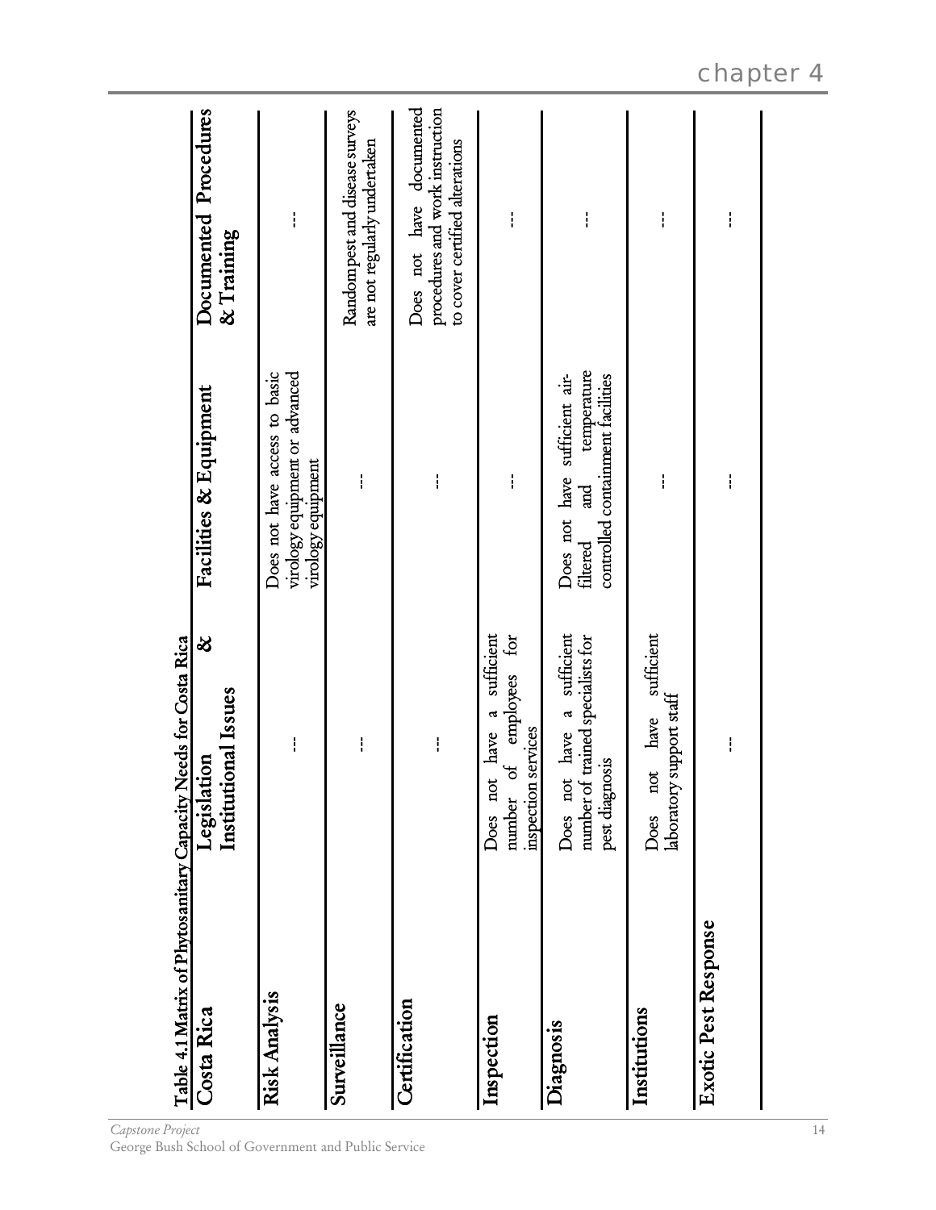Table 4.1 Matrix of Phytosanitary Capacity Needs for Costa Rica

| Costa Rica | Legislation & Institutional Issues | Facilities & Equipment | Documented Procedures & Training |
|---|---|---|---|
| **Risk Analysis** | --- | Does not have access to basic virology equipment or advanced virology equipment | --- |
| **Surveillance** | --- | --- | Random pest and disease surveys are not regularly undertaken |
| **Certification** | --- | --- | Does not have documented procedures and work instruction to cover certified alterations |
| **Inspection** | Does not have a sufficient number of employees for inspection services | --- | --- |
| **Diagnosis** | Does not have a sufficient number of trained specialists for pest diagnosis | Does not have sufficient air-filtered and temperature controlled containment facilities | --- |
| **Institutions** | Does not have sufficient laboratory support staff | --- | --- |
| **Exotic Pest Response** | --- | --- | --- |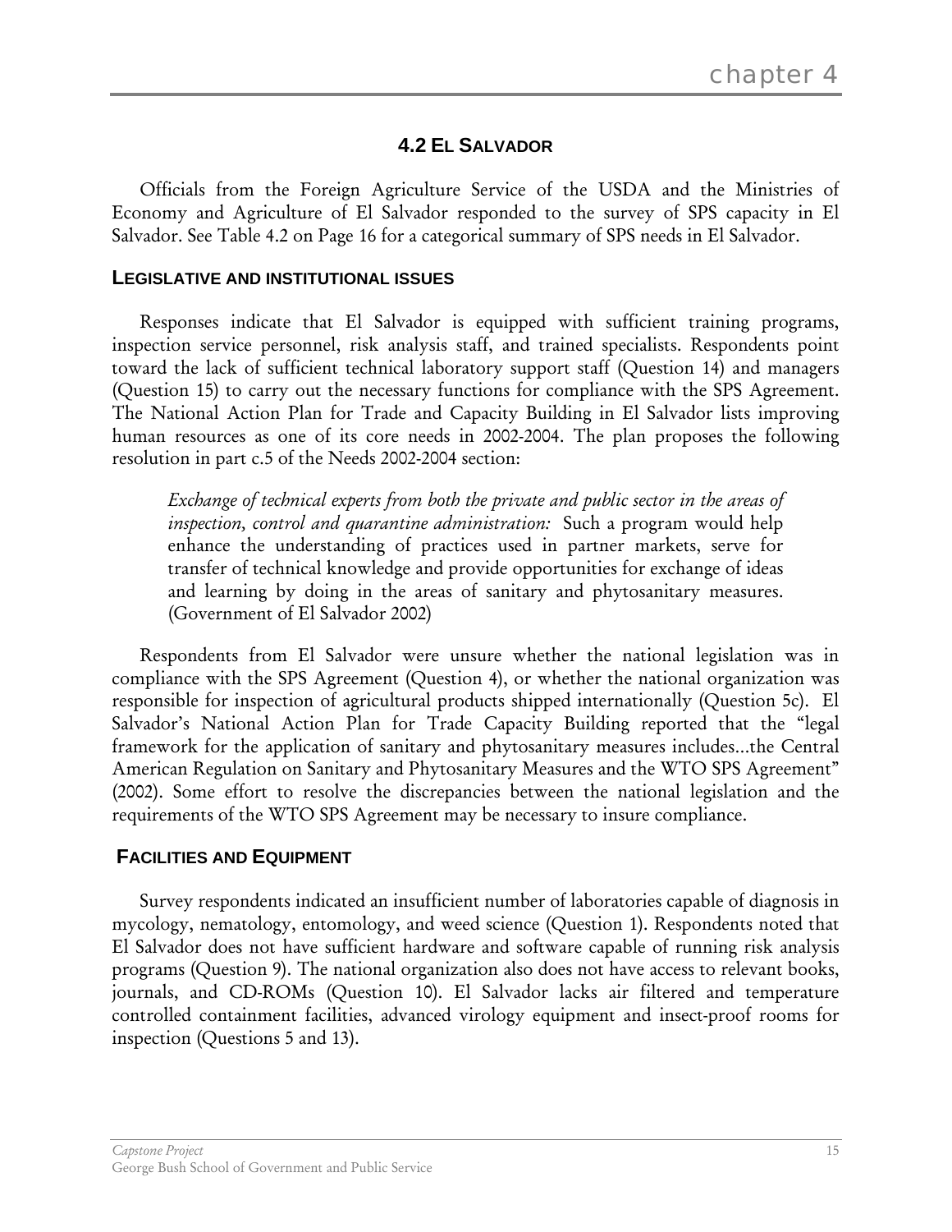## 4.2 El Salvador

Officials from the Foreign Agriculture Service of the USDA and the Ministries of Economy and Agriculture of El Salvador responded to the survey of SPS capacity in El Salvador. See Table 4.2 on Page 16 for a categorical summary of SPS needs in El Salvador.

### Legislative and Institutional Issues

Responses indicate that El Salvador is equipped with sufficient training programs, inspection service personnel, risk analysis staff, and trained specialists. Respondents point toward the lack of sufficient technical laboratory support staff (Question 14) and managers (Question 15) to carry out the necessary functions for compliance with the SPS Agreement. The National Action Plan for Trade and Capacity Building in El Salvador lists improving human resources as one of its core needs in 2002-2004. The plan proposes the following resolution in part c.5 of the Needs 2002-2004 section:

> *Exchange of technical experts from both the private and public sector in the areas of inspection, control and quarantine administration:* Such a program would help enhance the understanding of practices used in partner markets, serve for transfer of technical knowledge and provide opportunities for exchange of ideas and learning by doing in the areas of sanitary and phytosanitary measures. (Government of El Salvador 2002)

Respondents from El Salvador were unsure whether the national legislation was in compliance with the SPS Agreement (Question 4), or whether the national organization was responsible for inspection of agricultural products shipped internationally (Question 5c). El Salvador's National Action Plan for Trade Capacity Building reported that the "legal framework for the application of sanitary and phytosanitary measures includes...the Central American Regulation on Sanitary and Phytosanitary Measures and the WTO SPS Agreement" (2002). Some effort to resolve the discrepancies between the national legislation and the requirements of the WTO SPS Agreement may be necessary to insure compliance.

### Facilities and Equipment

Survey respondents indicated an insufficient number of laboratories capable of diagnosis in mycology, nematology, entomology, and weed science (Question 1). Respondents noted that El Salvador does not have sufficient hardware and software capable of running risk analysis programs (Question 9). The national organization also does not have access to relevant books, journals, and CD-ROMs (Question 10). El Salvador lacks air filtered and temperature controlled containment facilities, advanced virology equipment and insect-proof rooms for inspection (Questions 5 and 13).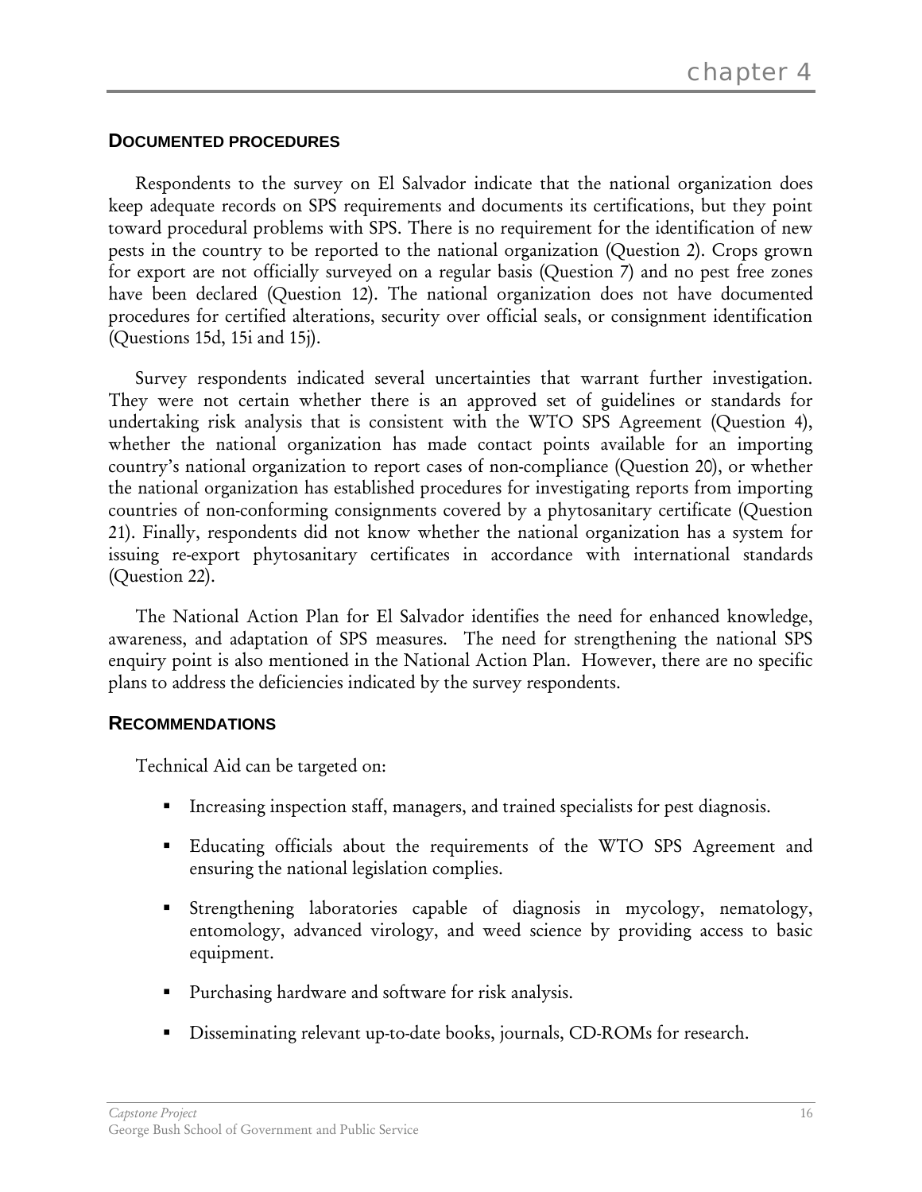## DOCUMENTED PROCEDURES

Respondents to the survey on El Salvador indicate that the national organization does keep adequate records on SPS requirements and documents its certifications, but they point toward procedural problems with SPS. There is no requirement for the identification of new pests in the country to be reported to the national organization (Question 2). Crops grown for export are not officially surveyed on a regular basis (Question 7) and no pest free zones have been declared (Question 12). The national organization does not have documented procedures for certified alterations, security over official seals, or consignment identification (Questions 15d, 15i and 15j).

Survey respondents indicated several uncertainties that warrant further investigation. They were not certain whether there is an approved set of guidelines or standards for undertaking risk analysis that is consistent with the WTO SPS Agreement (Question 4), whether the national organization has made contact points available for an importing country's national organization to report cases of non-compliance (Question 20), or whether the national organization has established procedures for investigating reports from importing countries of non-conforming consignments covered by a phytosanitary certificate (Question 21). Finally, respondents did not know whether the national organization has a system for issuing re-export phytosanitary certificates in accordance with international standards (Question 22).

The National Action Plan for El Salvador identifies the need for enhanced knowledge, awareness, and adaptation of SPS measures. The need for strengthening the national SPS enquiry point is also mentioned in the National Action Plan. However, there are no specific plans to address the deficiencies indicated by the survey respondents.

## RECOMMENDATIONS

Technical Aid can be targeted on:

- Increasing inspection staff, managers, and trained specialists for pest diagnosis.
- Educating officials about the requirements of the WTO SPS Agreement and ensuring the national legislation complies.
- Strengthening laboratories capable of diagnosis in mycology, nematology, entomology, advanced virology, and weed science by providing access to basic equipment.
- Purchasing hardware and software for risk analysis.
- Disseminating relevant up-to-date books, journals, CD-ROMs for research.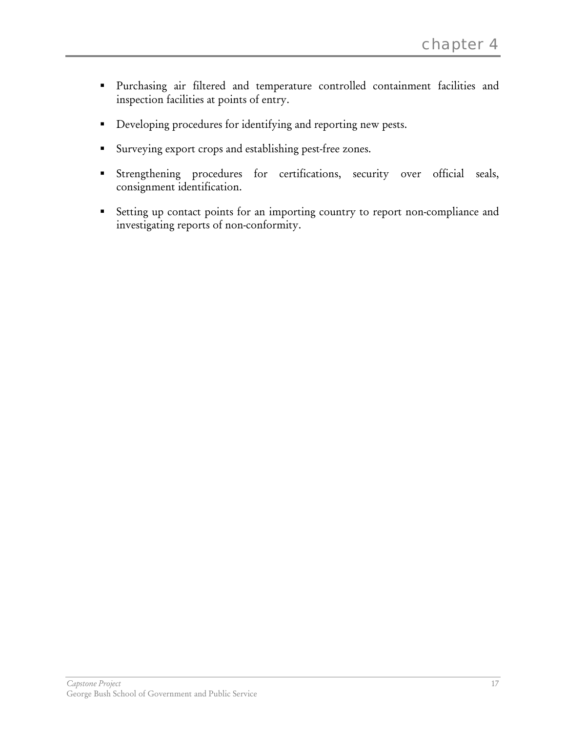- Purchasing air filtered and temperature controlled containment facilities and inspection facilities at points of entry.
- Developing procedures for identifying and reporting new pests.
- Surveying export crops and establishing pest-free zones.
- Strengthening procedures for certifications, security over official seals, consignment identification.
- Setting up contact points for an importing country to report non-compliance and investigating reports of non-conformity.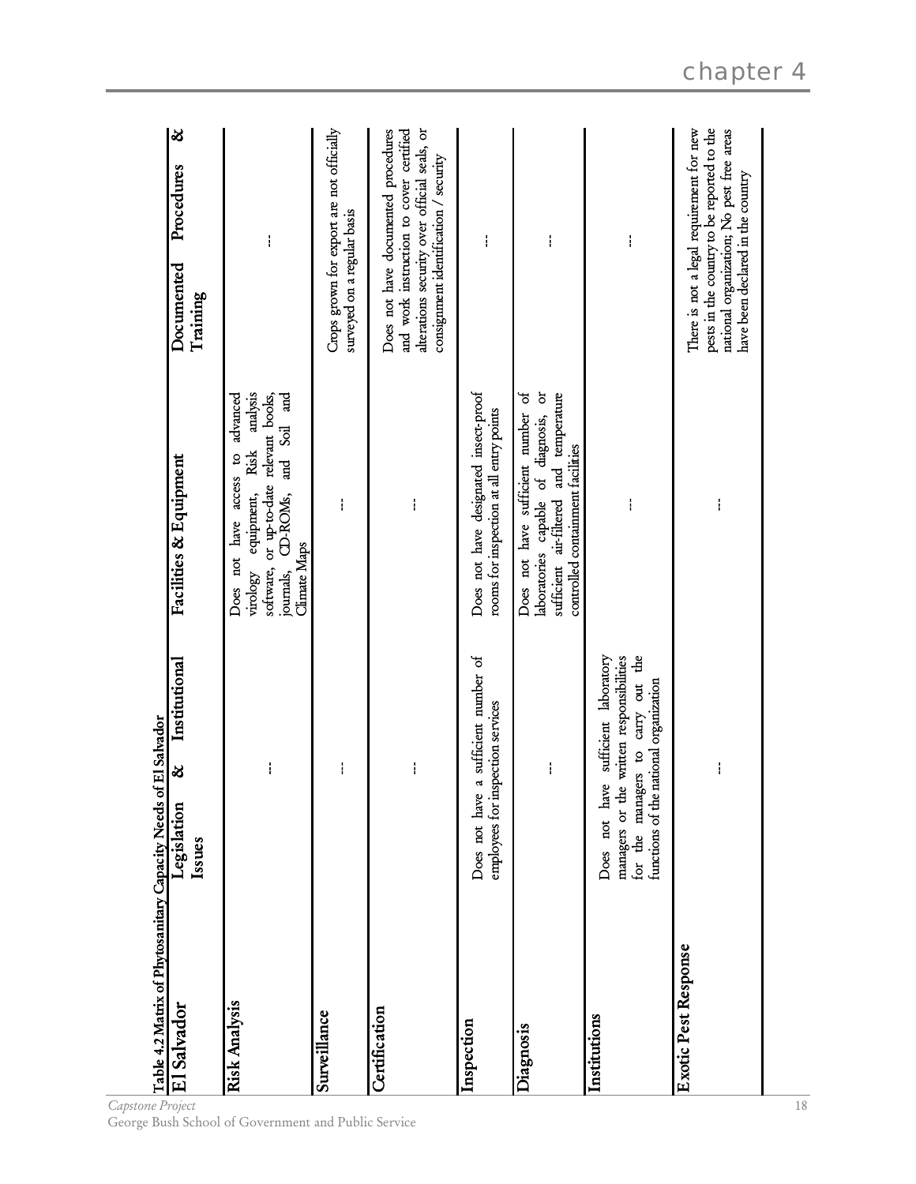Table 4.2 Matrix of Phytosanitary Capacity Needs of El Salvador

| El Salvador | Legislation & Institutional Issues | Facilities & Equipment | Documented Procedures & Training |
|---|---|---|---|
| Risk Analysis | --- | Does not have access to advanced virology equipment, Risk analysis software, or up-to-date relevant books, journals, CD-ROMs, and Soil and Climate Maps | --- |
| Surveillance | --- | --- | Crops grown for export are not officially surveyed on a regular basis |
| Certification | --- | --- | Does not have documented procedures and work instruction to cover certified alterations security over official seals, or consignment identification / security |
| Inspection | Does not have a sufficient number of employees for inspection services | Does not have designated insect-proof rooms for inspection at all entry points | --- |
| Diagnosis | --- | Does not have sufficient number of laboratories capable of diagnosis, or sufficient air-filtered and temperature controlled containment facilities | --- |
| Institutions | Does not have sufficient laboratory managers or the written responsibilities for the managers to carry out the functions of the national organization | --- | --- |
| Exotic Pest Response | --- | --- | There is not a legal requirement for new pests in the country to be reported to the national organization; No pest free areas have been declared in the country |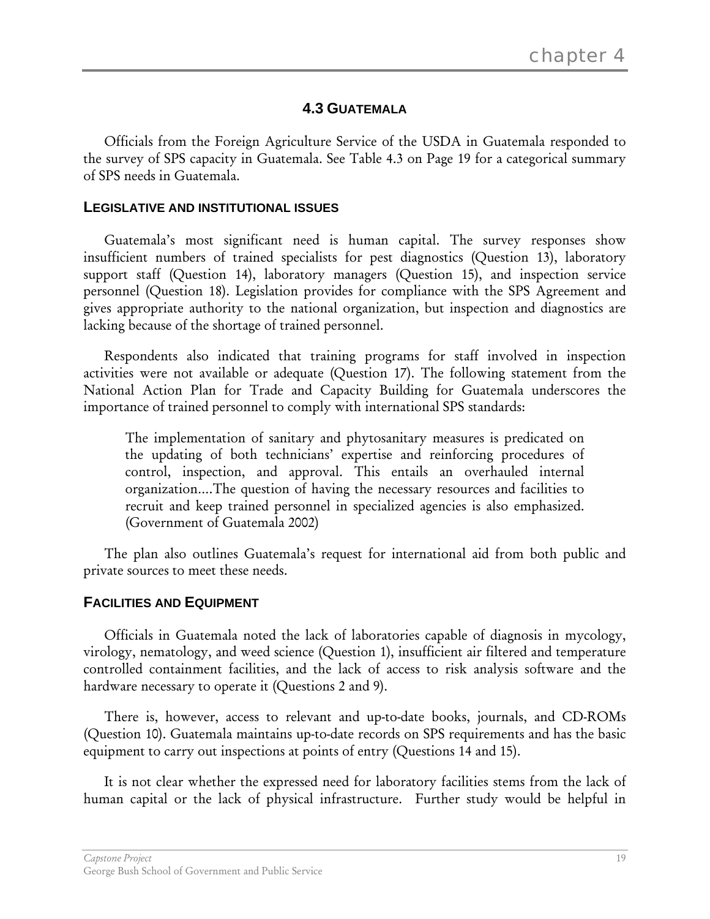## 4.3 GUATEMALA

Officials from the Foreign Agriculture Service of the USDA in Guatemala responded to the survey of SPS capacity in Guatemala. See Table 4.3 on Page 19 for a categorical summary of SPS needs in Guatemala.

### LEGISLATIVE AND INSTITUTIONAL ISSUES

Guatemala's most significant need is human capital. The survey responses show insufficient numbers of trained specialists for pest diagnostics (Question 13), laboratory support staff (Question 14), laboratory managers (Question 15), and inspection service personnel (Question 18). Legislation provides for compliance with the SPS Agreement and gives appropriate authority to the national organization, but inspection and diagnostics are lacking because of the shortage of trained personnel.

Respondents also indicated that training programs for staff involved in inspection activities were not available or adequate (Question 17). The following statement from the National Action Plan for Trade and Capacity Building for Guatemala underscores the importance of trained personnel to comply with international SPS standards:

> The implementation of sanitary and phytosanitary measures is predicated on the updating of both technicians' expertise and reinforcing procedures of control, inspection, and approval. This entails an overhauled internal organization....The question of having the necessary resources and facilities to recruit and keep trained personnel in specialized agencies is also emphasized. (Government of Guatemala 2002)

The plan also outlines Guatemala's request for international aid from both public and private sources to meet these needs.

### FACILITIES AND EQUIPMENT

Officials in Guatemala noted the lack of laboratories capable of diagnosis in mycology, virology, nematology, and weed science (Question 1), insufficient air filtered and temperature controlled containment facilities, and the lack of access to risk analysis software and the hardware necessary to operate it (Questions 2 and 9).

There is, however, access to relevant and up-to-date books, journals, and CD-ROMs (Question 10). Guatemala maintains up-to-date records on SPS requirements and has the basic equipment to carry out inspections at points of entry (Questions 14 and 15).

It is not clear whether the expressed need for laboratory facilities stems from the lack of human capital or the lack of physical infrastructure. Further study would be helpful in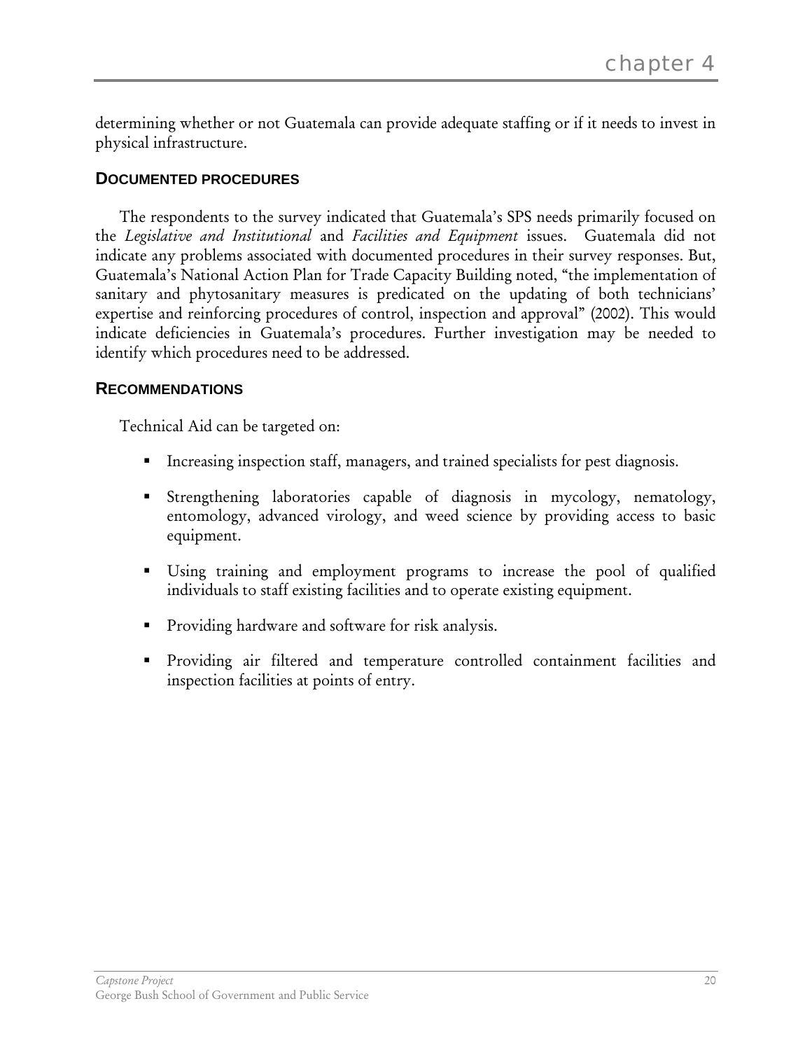determining whether or not Guatemala can provide adequate staffing or if it needs to invest in physical infrastructure.

### DOCUMENTED PROCEDURES

The respondents to the survey indicated that Guatemala's SPS needs primarily focused on the *Legislative and Institutional* and *Facilities and Equipment* issues. Guatemala did not indicate any problems associated with documented procedures in their survey responses. But, Guatemala's National Action Plan for Trade Capacity Building noted, "the implementation of sanitary and phytosanitary measures is predicated on the updating of both technicians' expertise and reinforcing procedures of control, inspection and approval" (2002). This would indicate deficiencies in Guatemala's procedures. Further investigation may be needed to identify which procedures need to be addressed.

### RECOMMENDATIONS

Technical Aid can be targeted on:

- Increasing inspection staff, managers, and trained specialists for pest diagnosis.
- Strengthening laboratories capable of diagnosis in mycology, nematology, entomology, advanced virology, and weed science by providing access to basic equipment.
- Using training and employment programs to increase the pool of qualified individuals to staff existing facilities and to operate existing equipment.
- Providing hardware and software for risk analysis.
- Providing air filtered and temperature controlled containment facilities and inspection facilities at points of entry.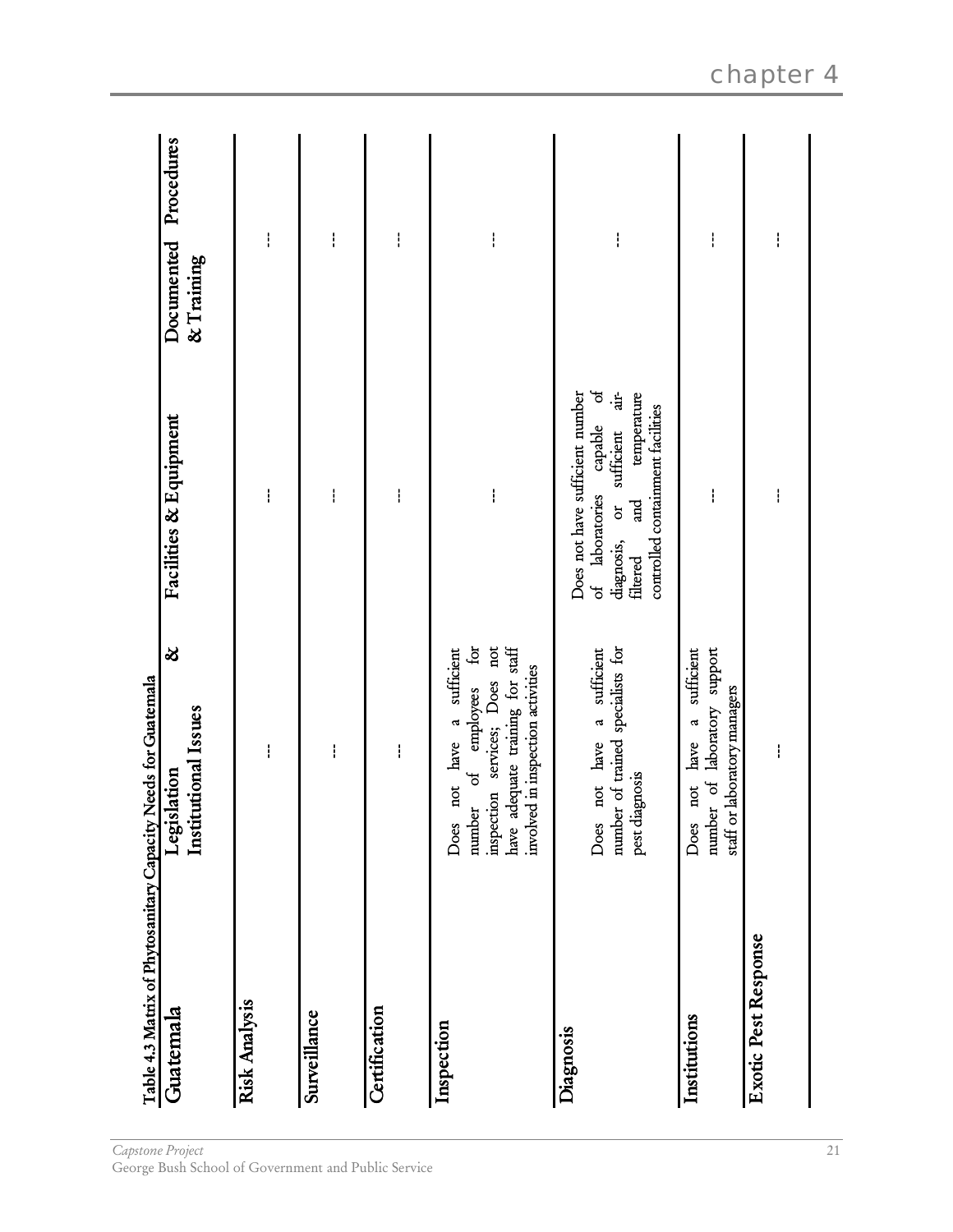Table 4.3 Matrix of Phytosanitary Capacity Needs for Guatemala

| Guatemala | Legislation & Institutional Issues | Facilities & Equipment | Documented Procedures & Training |
|---|---|---|---|
| Risk Analysis | --- | --- | --- |
| Surveillance | --- | --- | --- |
| Certification | --- | --- | --- |
| Inspection | Does not have a sufficient number of employees for inspection services; Does not have adequate training for staff involved in inspection activities | --- | --- |
| Diagnosis | Does not have a sufficient number of trained specialists for pest diagnosis | Does not have sufficient number of laboratories capable of diagnosis, or sufficient air-filtered and temperature controlled containment facilities | --- |
| Institutions | Does not have a sufficient number of laboratory support staff or laboratory managers | --- | --- |
| Exotic Pest Response | --- | --- | --- |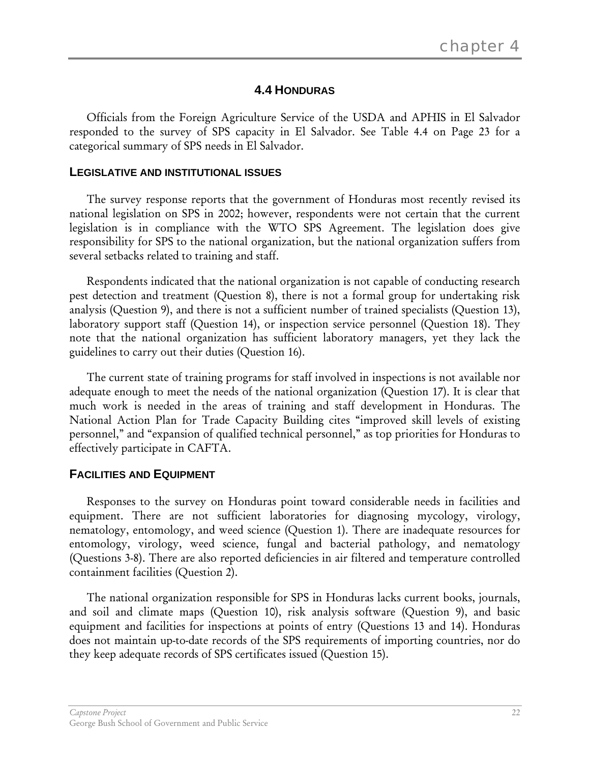## 4.4 HONDURAS

Officials from the Foreign Agriculture Service of the USDA and APHIS in El Salvador responded to the survey of SPS capacity in El Salvador. See Table 4.4 on Page 23 for a categorical summary of SPS needs in El Salvador.

### LEGISLATIVE AND INSTITUTIONAL ISSUES

The survey response reports that the government of Honduras most recently revised its national legislation on SPS in 2002; however, respondents were not certain that the current legislation is in compliance with the WTO SPS Agreement. The legislation does give responsibility for SPS to the national organization, but the national organization suffers from several setbacks related to training and staff.

Respondents indicated that the national organization is not capable of conducting research pest detection and treatment (Question 8), there is not a formal group for undertaking risk analysis (Question 9), and there is not a sufficient number of trained specialists (Question 13), laboratory support staff (Question 14), or inspection service personnel (Question 18). They note that the national organization has sufficient laboratory managers, yet they lack the guidelines to carry out their duties (Question 16).

The current state of training programs for staff involved in inspections is not available nor adequate enough to meet the needs of the national organization (Question 17). It is clear that much work is needed in the areas of training and staff development in Honduras. The National Action Plan for Trade Capacity Building cites "improved skill levels of existing personnel," and "expansion of qualified technical personnel," as top priorities for Honduras to effectively participate in CAFTA.

### FACILITIES AND EQUIPMENT

Responses to the survey on Honduras point toward considerable needs in facilities and equipment. There are not sufficient laboratories for diagnosing mycology, virology, nematology, entomology, and weed science (Question 1). There are inadequate resources for entomology, virology, weed science, fungal and bacterial pathology, and nematology (Questions 3-8). There are also reported deficiencies in air filtered and temperature controlled containment facilities (Question 2).

The national organization responsible for SPS in Honduras lacks current books, journals, and soil and climate maps (Question 10), risk analysis software (Question 9), and basic equipment and facilities for inspections at points of entry (Questions 13 and 14). Honduras does not maintain up-to-date records of the SPS requirements of importing countries, nor do they keep adequate records of SPS certificates issued (Question 15).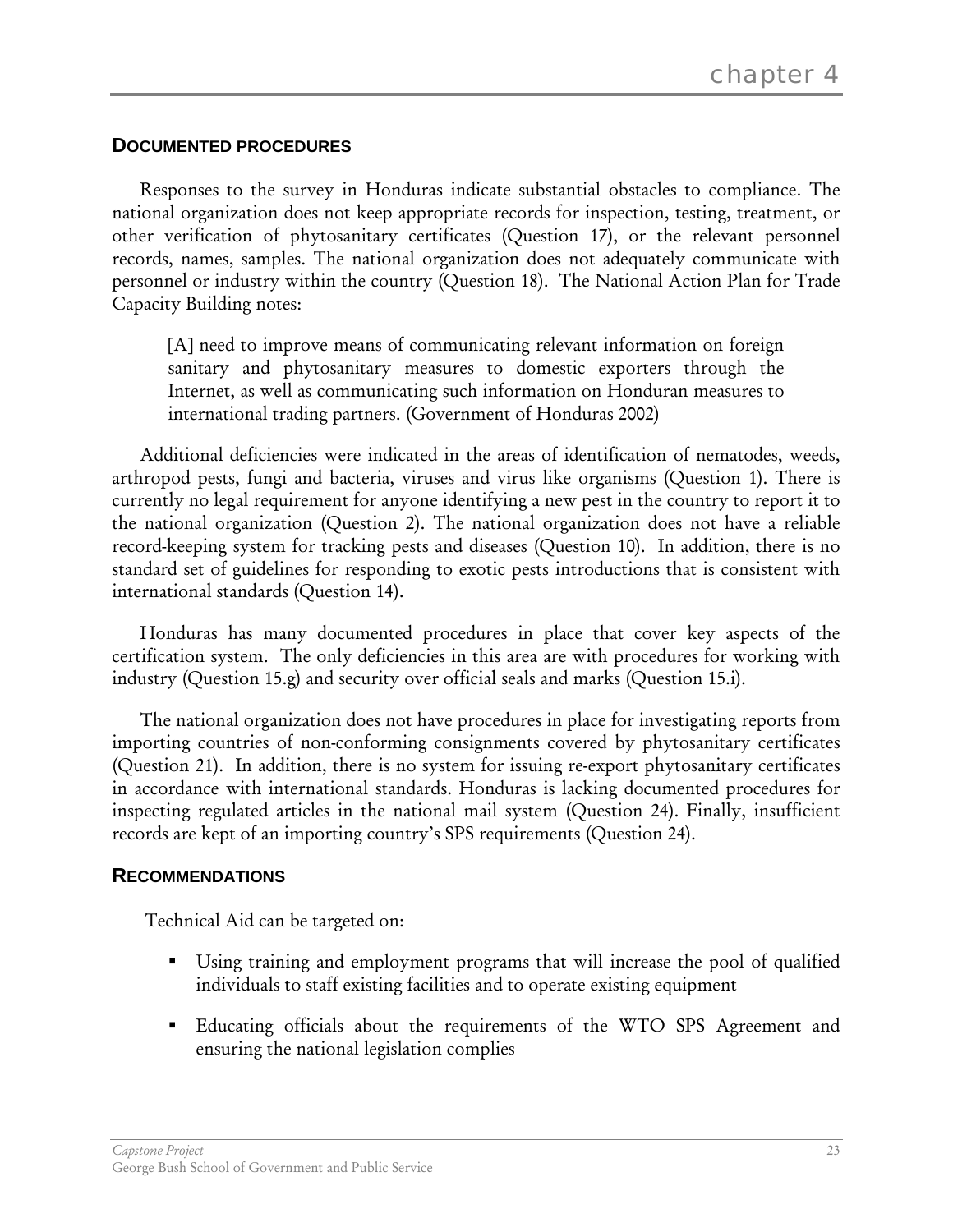## DOCUMENTED PROCEDURES

Responses to the survey in Honduras indicate substantial obstacles to compliance. The national organization does not keep appropriate records for inspection, testing, treatment, or other verification of phytosanitary certificates (Question 17), or the relevant personnel records, names, samples. The national organization does not adequately communicate with personnel or industry within the country (Question 18). The National Action Plan for Trade Capacity Building notes:

> [A] need to improve means of communicating relevant information on foreign sanitary and phytosanitary measures to domestic exporters through the Internet, as well as communicating such information on Honduran measures to international trading partners. (Government of Honduras 2002)

Additional deficiencies were indicated in the areas of identification of nematodes, weeds, arthropod pests, fungi and bacteria, viruses and virus like organisms (Question 1). There is currently no legal requirement for anyone identifying a new pest in the country to report it to the national organization (Question 2). The national organization does not have a reliable record-keeping system for tracking pests and diseases (Question 10). In addition, there is no standard set of guidelines for responding to exotic pests introductions that is consistent with international standards (Question 14).

Honduras has many documented procedures in place that cover key aspects of the certification system. The only deficiencies in this area are with procedures for working with industry (Question 15.g) and security over official seals and marks (Question 15.i).

The national organization does not have procedures in place for investigating reports from importing countries of non-conforming consignments covered by phytosanitary certificates (Question 21). In addition, there is no system for issuing re-export phytosanitary certificates in accordance with international standards. Honduras is lacking documented procedures for inspecting regulated articles in the national mail system (Question 24). Finally, insufficient records are kept of an importing country's SPS requirements (Question 24).

## RECOMMENDATIONS

Technical Aid can be targeted on:

- Using training and employment programs that will increase the pool of qualified individuals to staff existing facilities and to operate existing equipment
- Educating officials about the requirements of the WTO SPS Agreement and ensuring the national legislation complies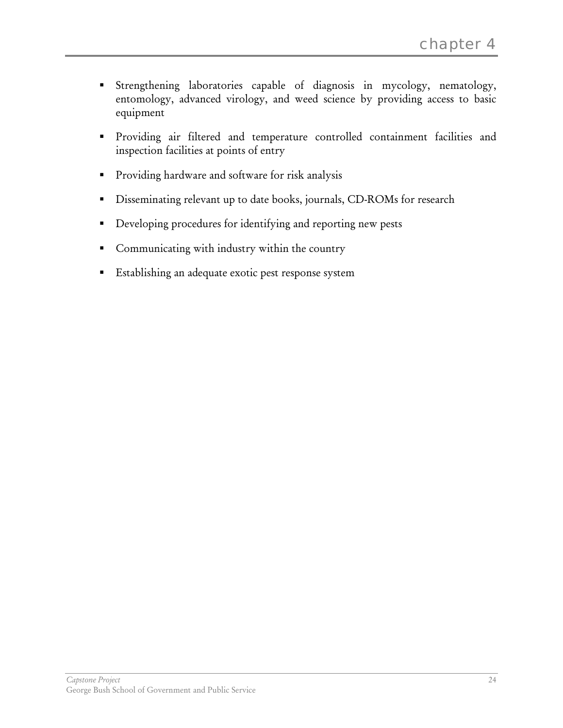- Strengthening laboratories capable of diagnosis in mycology, nematology, entomology, advanced virology, and weed science by providing access to basic equipment
- Providing air filtered and temperature controlled containment facilities and inspection facilities at points of entry
- Providing hardware and software for risk analysis
- Disseminating relevant up to date books, journals, CD-ROMs for research
- Developing procedures for identifying and reporting new pests
- Communicating with industry within the country
- Establishing an adequate exotic pest response system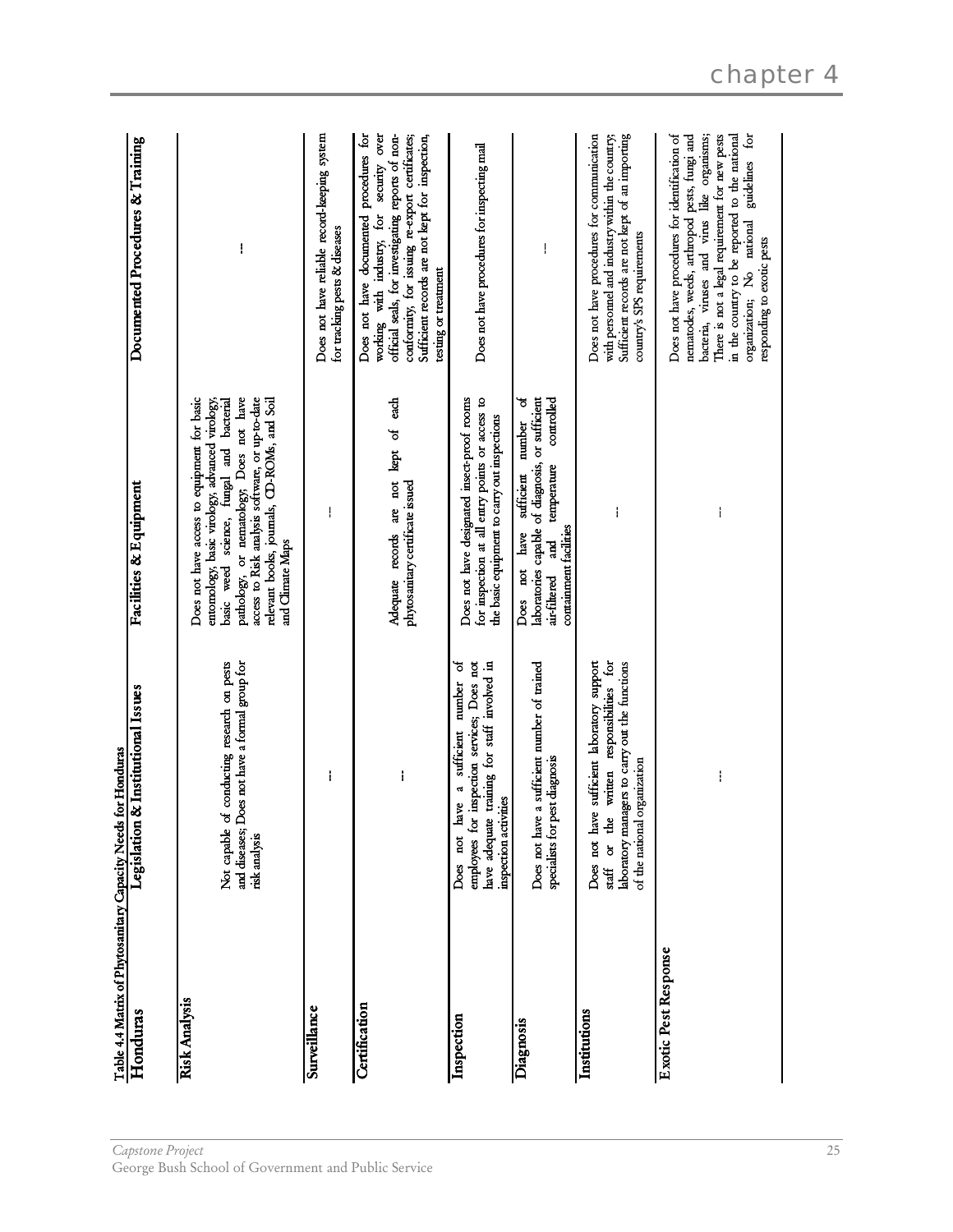Table 4.4 Matrix of Phytosanitary Capacity Needs for Honduras

| Honduras | Legislation & Institutional Issues | Facilities & Equipment | Documented Procedures & Training |
|---|---|---|---|
| **Risk Analysis** | Not capable of conducting research on pests and diseases; Does not have a formal group for risk analysis | Does not have access to equipment for basic entomology, basic virology, advanced virology, basic weed science, fungal and bacterial pathology, or nematology; Does not have access to Risk analysis software, or up-to-date relevant books, journals, CD-ROMs, and Soil and Climate Maps | -- |
| **Surveillance** | -- | -- | Does not have reliable record-keeping system for tracking pests & diseases |
| **Certification** | -- | Adequate records are not kept of each phytosanitary certificate issued | Does not have documented procedures for working with industry, for security over official seals, for investigating reports of non-conformity, for issuing re-export certificates; Sufficient records are not kept for inspection, testing or treatment |
| **Inspection** | Does not have a sufficient number of employees for inspection services; Does not have adequate training for staff involved in inspection activities | Does not have designated insect-proof rooms for inspection at all entry points or access to the basic equipment to carry out inspections | Does not have procedures for inspecting mail |
| **Diagnosis** | Does not have a sufficient number of trained specialists for pest diagnosis | Does not have sufficient number of laboratories capable of diagnosis, or sufficient air-filtered and temperature controlled containment facilities | -- |
| **Institutions** | Does not have sufficient laboratory support staff or the written responsibilities for laboratory managers to carry out the functions of the national organization | -- | Does not have procedures for communication with personnel and industry within the country; Sufficient records are not kept of an importing country's SPS requirements |
| **Exotic Pest Response** | -- | -- | Does not have procedures for identification of nematodes, weeds, arthropod pests, fungi and bacteria, viruses and virus like organisms; There is not a legal requirement for new pests in the country to be reported to the national organization; No national guidelines for responding to exotic pests |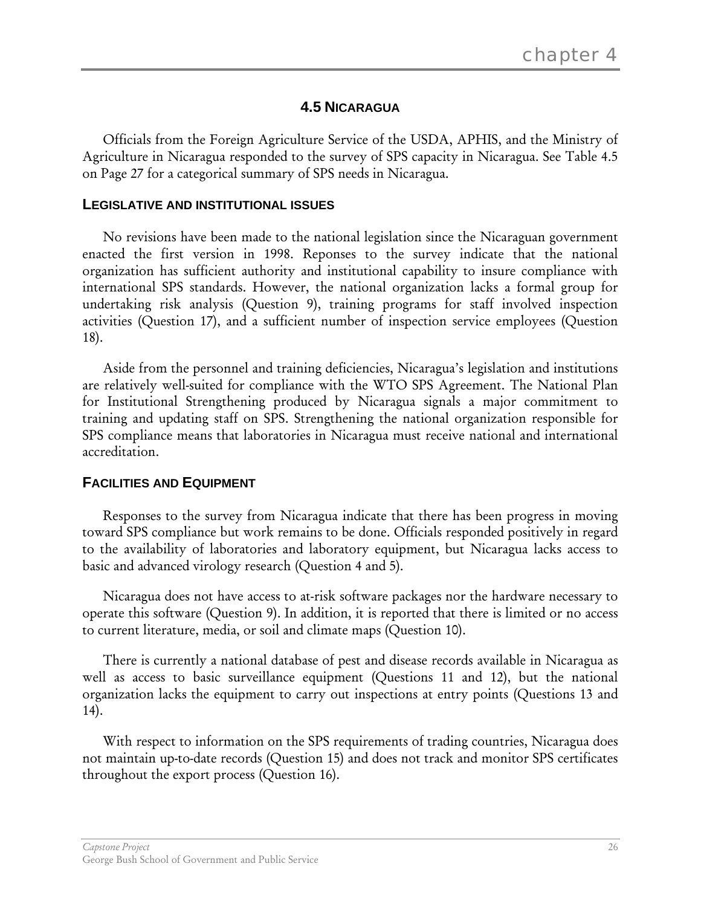## 4.5 NICARAGUA

Officials from the Foreign Agriculture Service of the USDA, APHIS, and the Ministry of Agriculture in Nicaragua responded to the survey of SPS capacity in Nicaragua. See Table 4.5 on Page 27 for a categorical summary of SPS needs in Nicaragua.

### LEGISLATIVE AND INSTITUTIONAL ISSUES

No revisions have been made to the national legislation since the Nicaraguan government enacted the first version in 1998. Reponses to the survey indicate that the national organization has sufficient authority and institutional capability to insure compliance with international SPS standards. However, the national organization lacks a formal group for undertaking risk analysis (Question 9), training programs for staff involved inspection activities (Question 17), and a sufficient number of inspection service employees (Question 18).

Aside from the personnel and training deficiencies, Nicaragua's legislation and institutions are relatively well-suited for compliance with the WTO SPS Agreement. The National Plan for Institutional Strengthening produced by Nicaragua signals a major commitment to training and updating staff on SPS. Strengthening the national organization responsible for SPS compliance means that laboratories in Nicaragua must receive national and international accreditation.

### FACILITIES AND EQUIPMENT

Responses to the survey from Nicaragua indicate that there has been progress in moving toward SPS compliance but work remains to be done. Officials responded positively in regard to the availability of laboratories and laboratory equipment, but Nicaragua lacks access to basic and advanced virology research (Question 4 and 5).

Nicaragua does not have access to at-risk software packages nor the hardware necessary to operate this software (Question 9). In addition, it is reported that there is limited or no access to current literature, media, or soil and climate maps (Question 10).

There is currently a national database of pest and disease records available in Nicaragua as well as access to basic surveillance equipment (Questions 11 and 12), but the national organization lacks the equipment to carry out inspections at entry points (Questions 13 and 14).

With respect to information on the SPS requirements of trading countries, Nicaragua does not maintain up-to-date records (Question 15) and does not track and monitor SPS certificates throughout the export process (Question 16).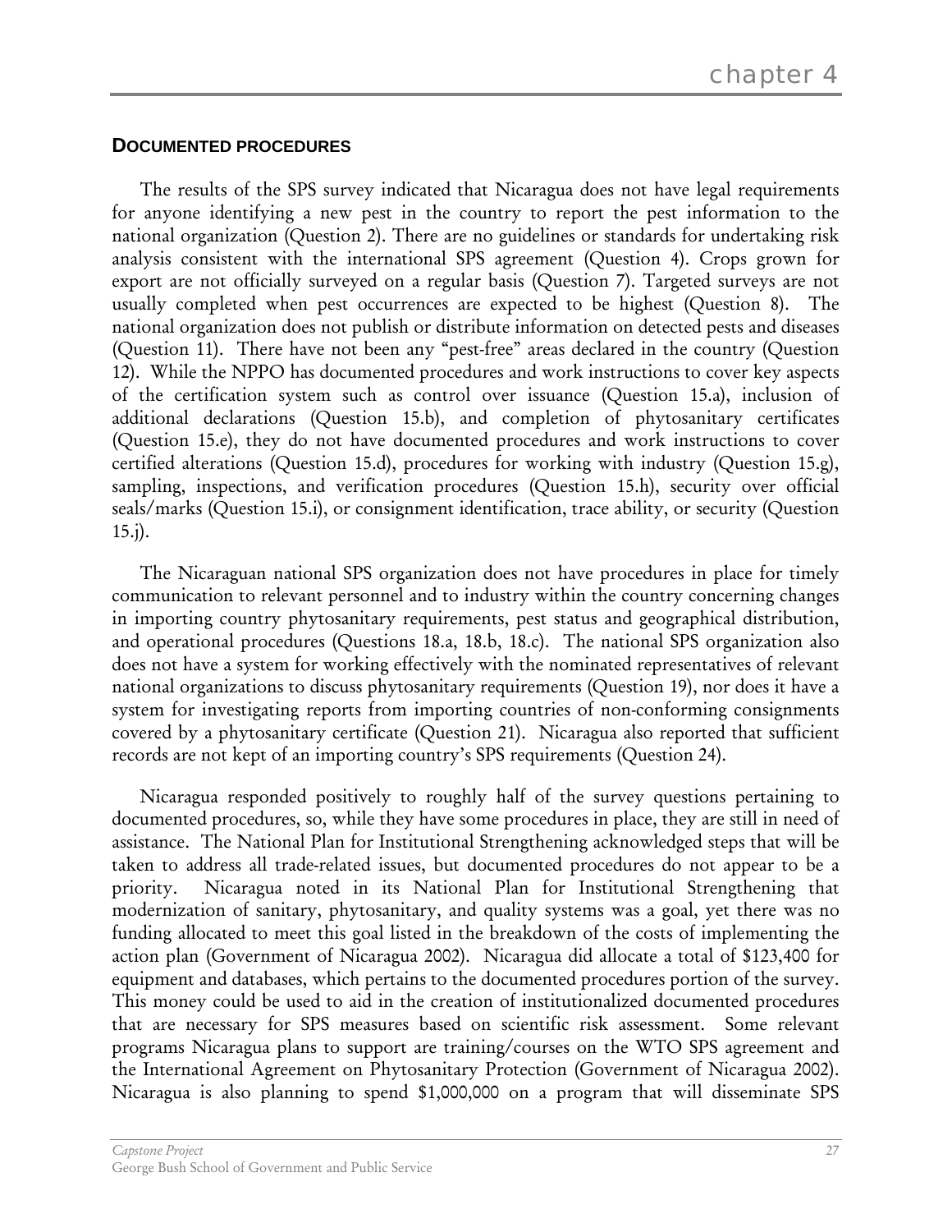### DOCUMENTED PROCEDURES

The results of the SPS survey indicated that Nicaragua does not have legal requirements for anyone identifying a new pest in the country to report the pest information to the national organization (Question 2). There are no guidelines or standards for undertaking risk analysis consistent with the international SPS agreement (Question 4). Crops grown for export are not officially surveyed on a regular basis (Question 7). Targeted surveys are not usually completed when pest occurrences are expected to be highest (Question 8). The national organization does not publish or distribute information on detected pests and diseases (Question 11). There have not been any "pest-free" areas declared in the country (Question 12). While the NPPO has documented procedures and work instructions to cover key aspects of the certification system such as control over issuance (Question 15.a), inclusion of additional declarations (Question 15.b), and completion of phytosanitary certificates (Question 15.e), they do not have documented procedures and work instructions to cover certified alterations (Question 15.d), procedures for working with industry (Question 15.g), sampling, inspections, and verification procedures (Question 15.h), security over official seals/marks (Question 15.i), or consignment identification, trace ability, or security (Question 15.j).

The Nicaraguan national SPS organization does not have procedures in place for timely communication to relevant personnel and to industry within the country concerning changes in importing country phytosanitary requirements, pest status and geographical distribution, and operational procedures (Questions 18.a, 18.b, 18.c). The national SPS organization also does not have a system for working effectively with the nominated representatives of relevant national organizations to discuss phytosanitary requirements (Question 19), nor does it have a system for investigating reports from importing countries of non-conforming consignments covered by a phytosanitary certificate (Question 21). Nicaragua also reported that sufficient records are not kept of an importing country's SPS requirements (Question 24).

Nicaragua responded positively to roughly half of the survey questions pertaining to documented procedures, so, while they have some procedures in place, they are still in need of assistance. The National Plan for Institutional Strengthening acknowledged steps that will be taken to address all trade-related issues, but documented procedures do not appear to be a priority. Nicaragua noted in its National Plan for Institutional Strengthening that modernization of sanitary, phytosanitary, and quality systems was a goal, yet there was no funding allocated to meet this goal listed in the breakdown of the costs of implementing the action plan (Government of Nicaragua 2002). Nicaragua did allocate a total of $123,400 for equipment and databases, which pertains to the documented procedures portion of the survey. This money could be used to aid in the creation of institutionalized documented procedures that are necessary for SPS measures based on scientific risk assessment. Some relevant programs Nicaragua plans to support are training/courses on the WTO SPS agreement and the International Agreement on Phytosanitary Protection (Government of Nicaragua 2002). Nicaragua is also planning to spend $1,000,000 on a program that will disseminate SPS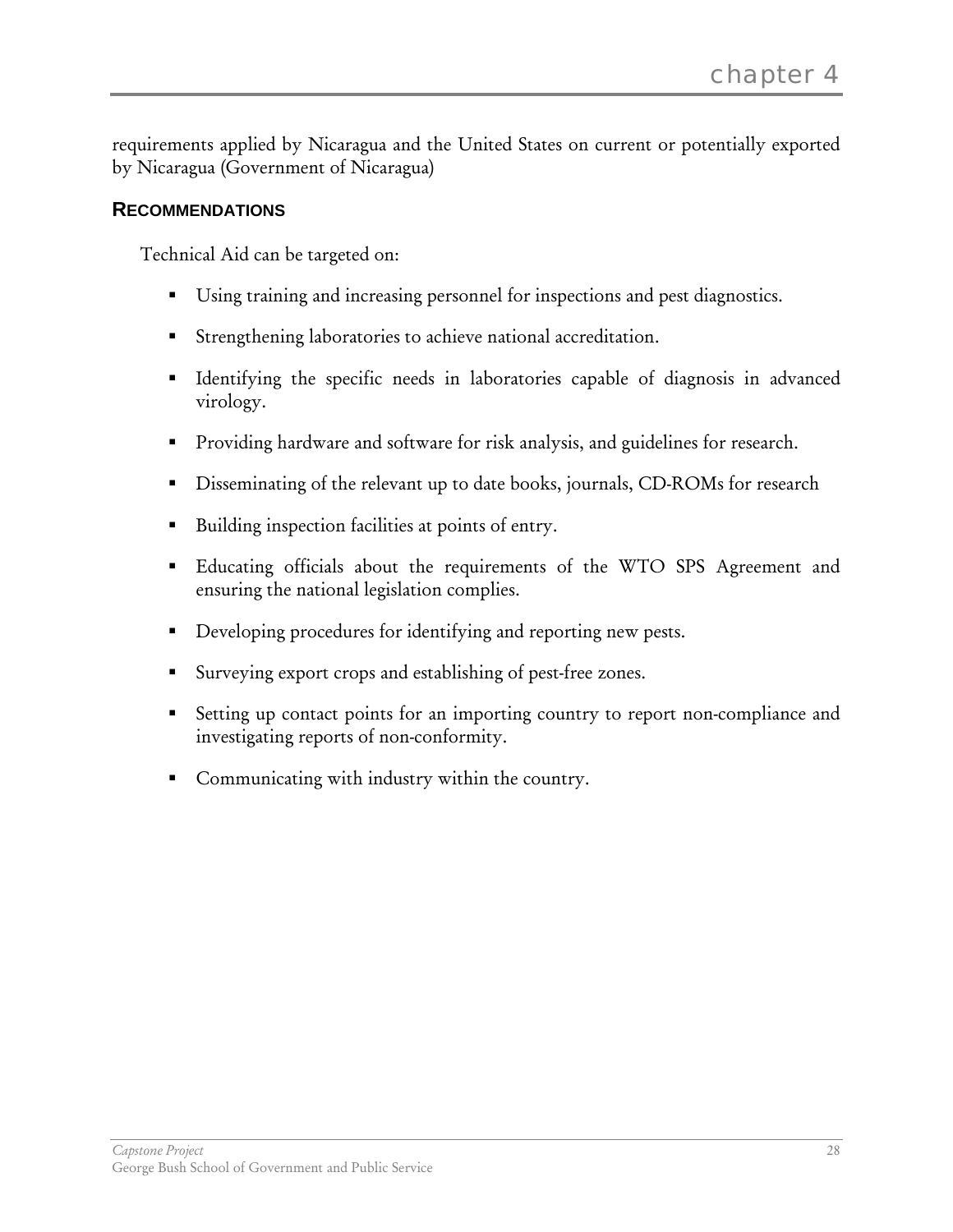requirements applied by Nicaragua and the United States on current or potentially exported by Nicaragua (Government of Nicaragua)

### RECOMMENDATIONS

Technical Aid can be targeted on:

- Using training and increasing personnel for inspections and pest diagnostics.
- Strengthening laboratories to achieve national accreditation.
- Identifying the specific needs in laboratories capable of diagnosis in advanced virology.
- Providing hardware and software for risk analysis, and guidelines for research.
- Disseminating of the relevant up to date books, journals, CD-ROMs for research
- Building inspection facilities at points of entry.
- Educating officials about the requirements of the WTO SPS Agreement and ensuring the national legislation complies.
- Developing procedures for identifying and reporting new pests.
- Surveying export crops and establishing of pest-free zones.
- Setting up contact points for an importing country to report non-compliance and investigating reports of non-conformity.
- Communicating with industry within the country.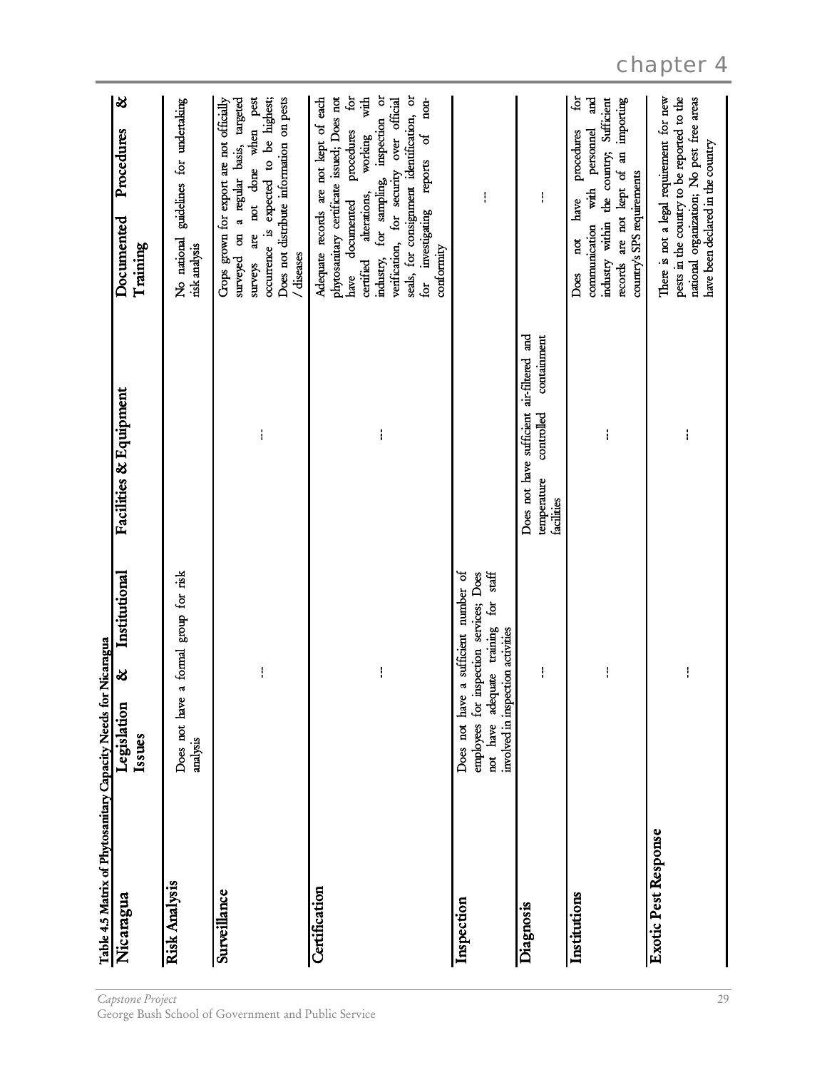Table 4.5 Matrix of Phytosanitary Capacity Needs for Nicaragua

| Nicaragua | Legislation & Institutional Issues | Facilities & Equipment | Documented Procedures & Training |
|---|---|---|---|
| **Risk Analysis** | Does not have a formal group for risk analysis | | No national guidelines for undertaking risk analysis |
| **Surveillance** | --- | --- | Crops grown for export are not officially surveyed on a regular basis, targeted surveys are not done when pest occurrence is expected to be highest; Does not distribute information on pests / diseases |
| **Certification** | --- | --- | Adequate records are not kept of each phytosanitary certificate issued; Does not have documented procedures for certified alterations, working with industry, for sampling, inspection or verification, for security over official seals, for consignment identification, or for investigating reports of non-conformity |
| **Inspection** | Does not have a sufficient number of employees for inspection services; Does not have adequate training for staff involved in inspection activities | | --- |
| **Diagnosis** | --- | Does not have sufficient air-filtered and temperature controlled containment facilities | --- |
| **Institutions** | --- | --- | Does not have procedures for communication with personnel and industry within the country; Sufficient records are not kept of an importing country's SPS requirements |
| **Exotic Pest Response** | --- | --- | There is not a legal requirement for new pests in the country to be reported to the national organization; No pest free areas have been declared in the country |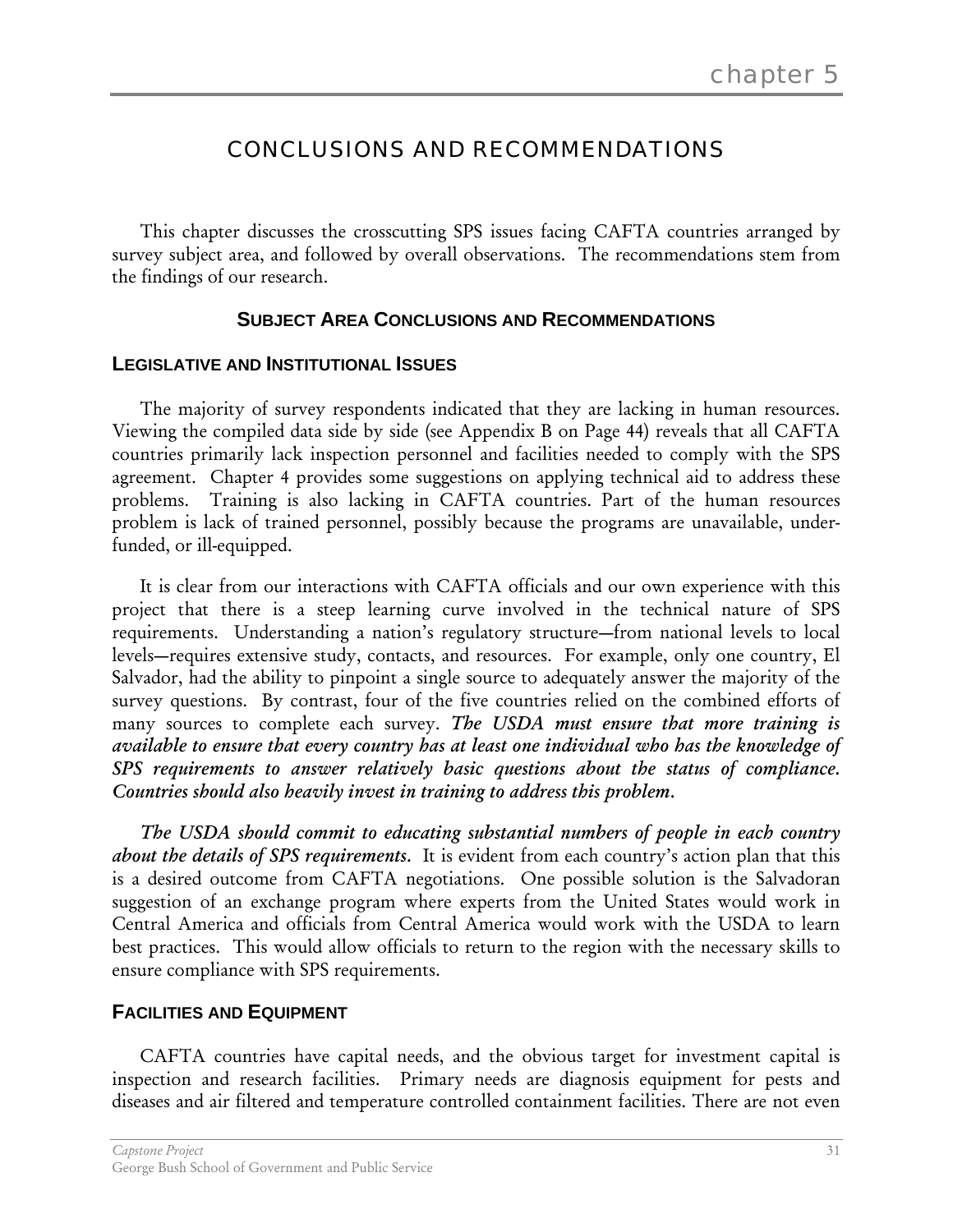# CONCLUSIONS AND RECOMMENDATIONS

This chapter discusses the crosscutting SPS issues facing CAFTA countries arranged by survey subject area, and followed by overall observations. The recommendations stem from the findings of our research.

## SUBJECT AREA CONCLUSIONS AND RECOMMENDATIONS

### LEGISLATIVE AND INSTITUTIONAL ISSUES

The majority of survey respondents indicated that they are lacking in human resources. Viewing the compiled data side by side (see Appendix B on Page 44) reveals that all CAFTA countries primarily lack inspection personnel and facilities needed to comply with the SPS agreement. Chapter 4 provides some suggestions on applying technical aid to address these problems. Training is also lacking in CAFTA countries. Part of the human resources problem is lack of trained personnel, possibly because the programs are unavailable, under-funded, or ill-equipped.

It is clear from our interactions with CAFTA officials and our own experience with this project that there is a steep learning curve involved in the technical nature of SPS requirements. Understanding a nation's regulatory structure—from national levels to local levels—requires extensive study, contacts, and resources. For example, only one country, El Salvador, had the ability to pinpoint a single source to adequately answer the majority of the survey questions. By contrast, four of the five countries relied on the combined efforts of many sources to complete each survey. ***The USDA must ensure that more training is available to ensure that every country has at least one individual who has the knowledge of SPS requirements to answer relatively basic questions about the status of compliance. Countries should also heavily invest in training to address this problem.***

***The USDA should commit to educating substantial numbers of people in each country about the details of SPS requirements.*** It is evident from each country's action plan that this is a desired outcome from CAFTA negotiations. One possible solution is the Salvadoran suggestion of an exchange program where experts from the United States would work in Central America and officials from Central America would work with the USDA to learn best practices. This would allow officials to return to the region with the necessary skills to ensure compliance with SPS requirements.

### FACILITIES AND EQUIPMENT

CAFTA countries have capital needs, and the obvious target for investment capital is inspection and research facilities. Primary needs are diagnosis equipment for pests and diseases and air filtered and temperature controlled containment facilities. There are not even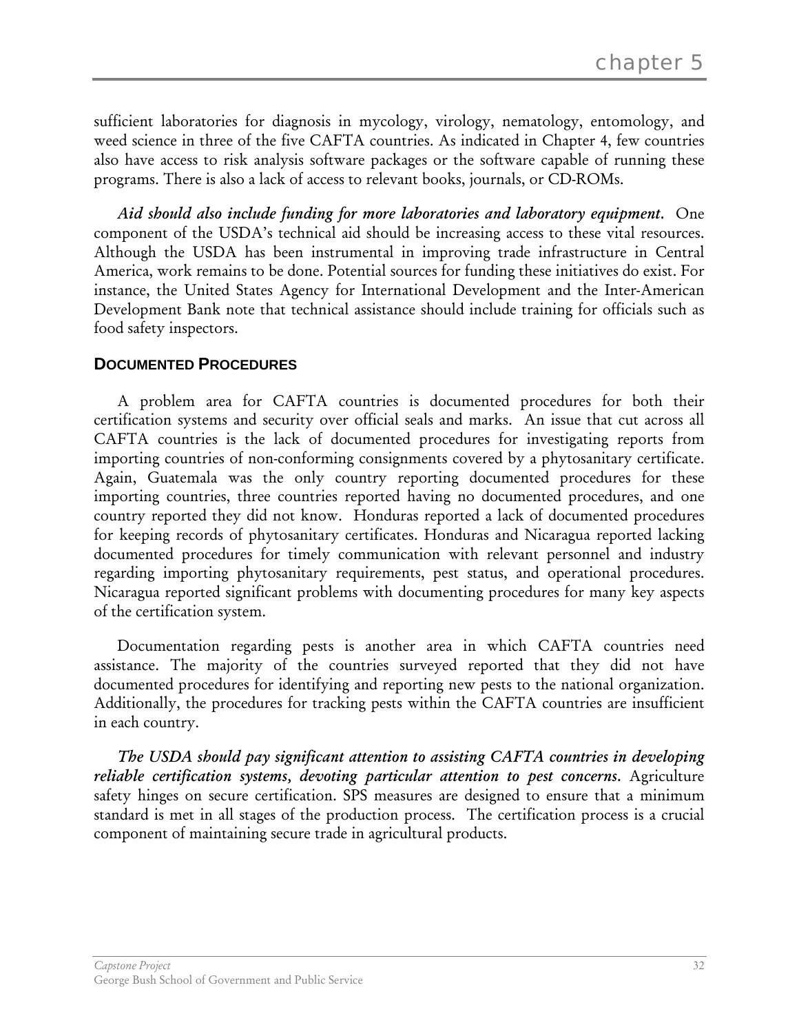sufficient laboratories for diagnosis in mycology, virology, nematology, entomology, and weed science in three of the five CAFTA countries. As indicated in Chapter 4, few countries also have access to risk analysis software packages or the software capable of running these programs. There is also a lack of access to relevant books, journals, or CD-ROMs.

***Aid should also include funding for more laboratories and laboratory equipment.*** One component of the USDA's technical aid should be increasing access to these vital resources. Although the USDA has been instrumental in improving trade infrastructure in Central America, work remains to be done. Potential sources for funding these initiatives do exist. For instance, the United States Agency for International Development and the Inter-American Development Bank note that technical assistance should include training for officials such as food safety inspectors.

## DOCUMENTED PROCEDURES

A problem area for CAFTA countries is documented procedures for both their certification systems and security over official seals and marks. An issue that cut across all CAFTA countries is the lack of documented procedures for investigating reports from importing countries of non-conforming consignments covered by a phytosanitary certificate. Again, Guatemala was the only country reporting documented procedures for these importing countries, three countries reported having no documented procedures, and one country reported they did not know. Honduras reported a lack of documented procedures for keeping records of phytosanitary certificates. Honduras and Nicaragua reported lacking documented procedures for timely communication with relevant personnel and industry regarding importing phytosanitary requirements, pest status, and operational procedures. Nicaragua reported significant problems with documenting procedures for many key aspects of the certification system.

Documentation regarding pests is another area in which CAFTA countries need assistance. The majority of the countries surveyed reported that they did not have documented procedures for identifying and reporting new pests to the national organization. Additionally, the procedures for tracking pests within the CAFTA countries are insufficient in each country.

***The USDA should pay significant attention to assisting CAFTA countries in developing reliable certification systems, devoting particular attention to pest concerns.*** Agriculture safety hinges on secure certification. SPS measures are designed to ensure that a minimum standard is met in all stages of the production process. The certification process is a crucial component of maintaining secure trade in agricultural products.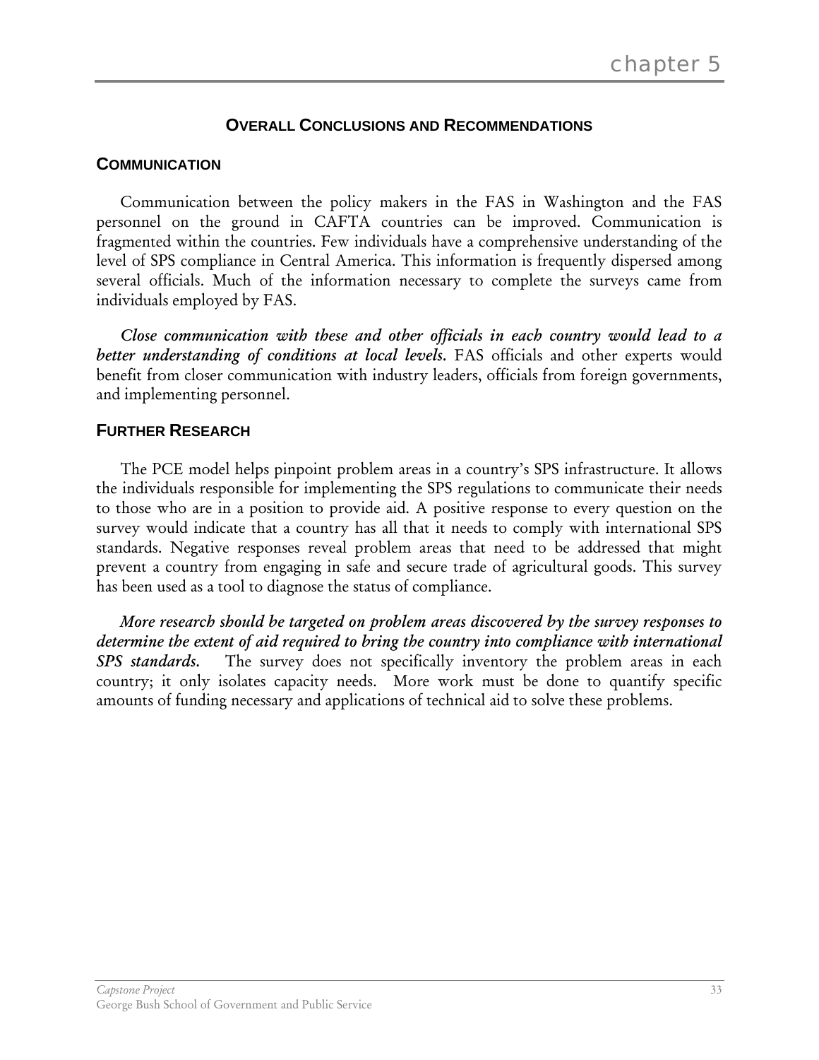# chapter 5

## OVERALL CONCLUSIONS AND RECOMMENDATIONS

### COMMUNICATION

Communication between the policy makers in the FAS in Washington and the FAS personnel on the ground in CAFTA countries can be improved. Communication is fragmented within the countries. Few individuals have a comprehensive understanding of the level of SPS compliance in Central America. This information is frequently dispersed among several officials. Much of the information necessary to complete the surveys came from individuals employed by FAS.

***Close communication with these and other officials in each country would lead to a better understanding of conditions at local levels.*** FAS officials and other experts would benefit from closer communication with industry leaders, officials from foreign governments, and implementing personnel.

### FURTHER RESEARCH

The PCE model helps pinpoint problem areas in a country's SPS infrastructure. It allows the individuals responsible for implementing the SPS regulations to communicate their needs to those who are in a position to provide aid. A positive response to every question on the survey would indicate that a country has all that it needs to comply with international SPS standards. Negative responses reveal problem areas that need to be addressed that might prevent a country from engaging in safe and secure trade of agricultural goods. This survey has been used as a tool to diagnose the status of compliance.

***More research should be targeted on problem areas discovered by the survey responses to determine the extent of aid required to bring the country into compliance with international SPS standards.*** The survey does not specifically inventory the problem areas in each country; it only isolates capacity needs. More work must be done to quantify specific amounts of funding necessary and applications of technical aid to solve these problems.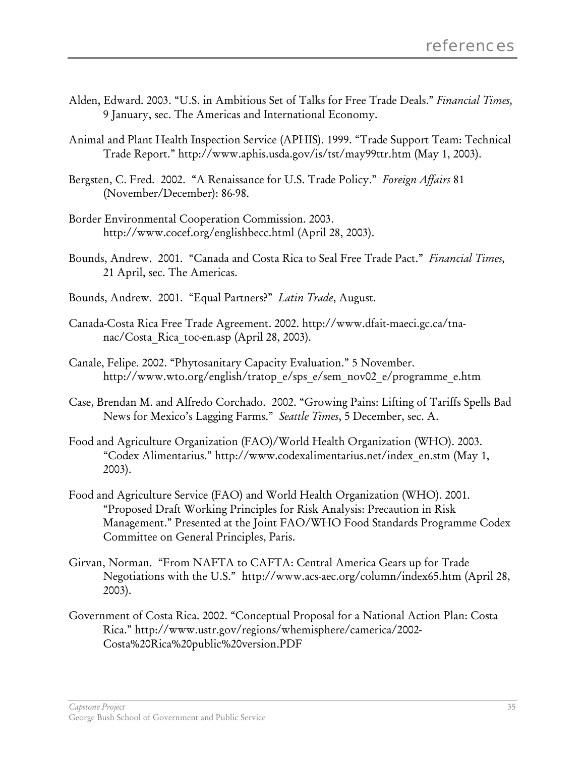# references

Alden, Edward. 2003. "U.S. in Ambitious Set of Talks for Free Trade Deals." *Financial Times,* 9 January, sec. The Americas and International Economy.

Animal and Plant Health Inspection Service (APHIS). 1999. "Trade Support Team: Technical Trade Report." http://www.aphis.usda.gov/is/tst/may99ttr.htm (May 1, 2003).

Bergsten, C. Fred. 2002. "A Renaissance for U.S. Trade Policy." *Foreign Affairs* 81 (November/December): 86-98.

Border Environmental Cooperation Commission. 2003. http://www.cocef.org/englishbecc.html (April 28, 2003).

Bounds, Andrew. 2001. "Canada and Costa Rica to Seal Free Trade Pact." *Financial Times,* 21 April, sec. The Americas.

Bounds, Andrew. 2001. "Equal Partners?" *Latin Trade*, August.

Canada-Costa Rica Free Trade Agreement. 2002. http://www.dfait-maeci.gc.ca/tna-nac/Costa_Rica_toc-en.asp (April 28, 2003).

Canale, Felipe. 2002. "Phytosanitary Capacity Evaluation." 5 November. http://www.wto.org/english/tratop_e/sps_e/sem_nov02_e/programme_e.htm

Case, Brendan M. and Alfredo Corchado. 2002. "Growing Pains: Lifting of Tariffs Spells Bad News for Mexico's Lagging Farms." *Seattle Times*, 5 December, sec. A.

Food and Agriculture Organization (FAO)/World Health Organization (WHO). 2003. "Codex Alimentarius." http://www.codexalimentarius.net/index_en.stm (May 1, 2003).

Food and Agriculture Service (FAO) and World Health Organization (WHO). 2001. "Proposed Draft Working Principles for Risk Analysis: Precaution in Risk Management." Presented at the Joint FAO/WHO Food Standards Programme Codex Committee on General Principles, Paris.

Girvan, Norman. "From NAFTA to CAFTA: Central America Gears up for Trade Negotiations with the U.S." http://www.acs-aec.org/column/index65.htm (April 28, 2003).

Government of Costa Rica. 2002. "Conceptual Proposal for a National Action Plan: Costa Rica." http://www.ustr.gov/regions/whemisphere/camerica/2002-Costa%20Rica%20public%20version.PDF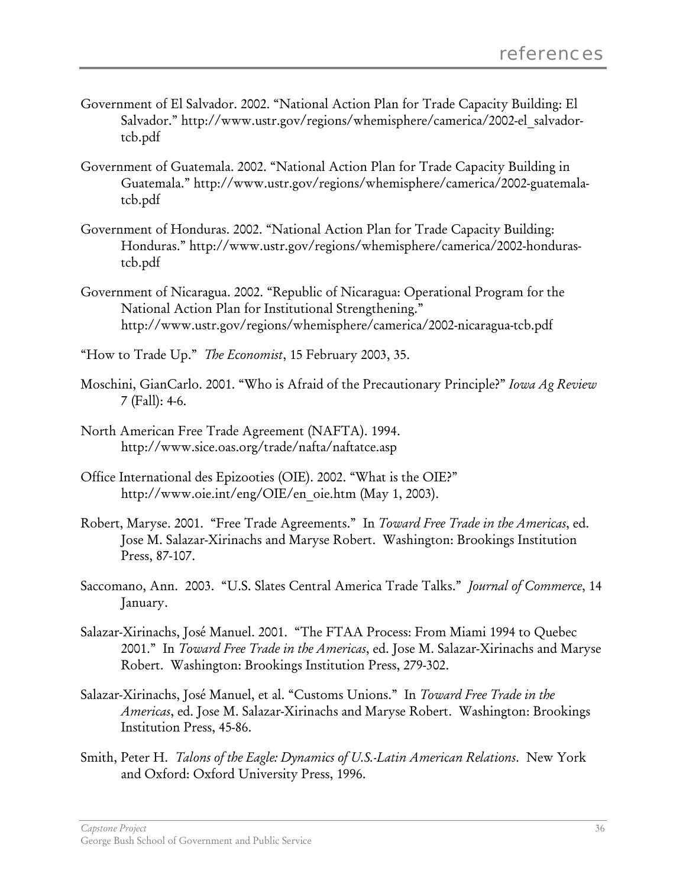Government of El Salvador. 2002. "National Action Plan for Trade Capacity Building: El Salvador." http://www.ustr.gov/regions/whemisphere/camerica/2002-el_salvador-tcb.pdf

Government of Guatemala. 2002. "National Action Plan for Trade Capacity Building in Guatemala." http://www.ustr.gov/regions/whemisphere/camerica/2002-guatemala-tcb.pdf

Government of Honduras. 2002. "National Action Plan for Trade Capacity Building: Honduras." http://www.ustr.gov/regions/whemisphere/camerica/2002-honduras-tcb.pdf

Government of Nicaragua. 2002. "Republic of Nicaragua: Operational Program for the National Action Plan for Institutional Strengthening." http://www.ustr.gov/regions/whemisphere/camerica/2002-nicaragua-tcb.pdf

"How to Trade Up." *The Economist*, 15 February 2003, 35.

Moschini, GianCarlo. 2001. "Who is Afraid of the Precautionary Principle?" *Iowa Ag Review* 7 (Fall): 4-6.

North American Free Trade Agreement (NAFTA). 1994. http://www.sice.oas.org/trade/nafta/naftatce.asp

Office International des Epizooties (OIE). 2002. "What is the OIE?" http://www.oie.int/eng/OIE/en_oie.htm (May 1, 2003).

Robert, Maryse. 2001. "Free Trade Agreements." In *Toward Free Trade in the Americas*, ed. Jose M. Salazar-Xirinachs and Maryse Robert. Washington: Brookings Institution Press, 87-107.

Saccomano, Ann. 2003. "U.S. Slates Central America Trade Talks." *Journal of Commerce*, 14 January.

Salazar-Xirinachs, José Manuel. 2001. "The FTAA Process: From Miami 1994 to Quebec 2001." In *Toward Free Trade in the Americas*, ed. Jose M. Salazar-Xirinachs and Maryse Robert. Washington: Brookings Institution Press, 279-302.

Salazar-Xirinachs, José Manuel, et al. "Customs Unions." In *Toward Free Trade in the Americas*, ed. Jose M. Salazar-Xirinachs and Maryse Robert. Washington: Brookings Institution Press, 45-86.

Smith, Peter H. *Talons of the Eagle: Dynamics of U.S.-Latin American Relations*. New York and Oxford: Oxford University Press, 1996.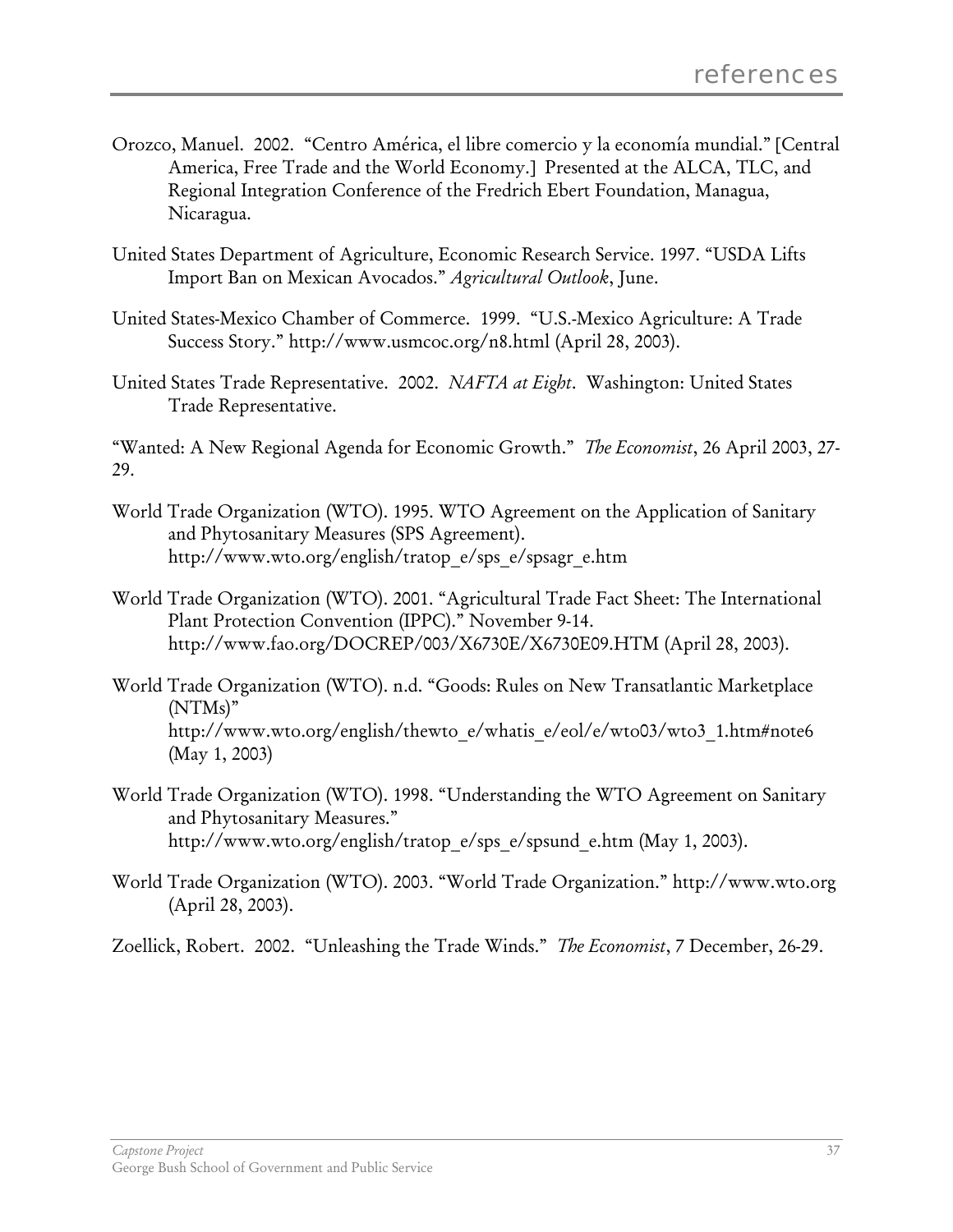Orozco, Manuel. 2002. "Centro América, el libre comercio y la economía mundial." [Central America, Free Trade and the World Economy.] Presented at the ALCA, TLC, and Regional Integration Conference of the Fredrich Ebert Foundation, Managua, Nicaragua.

United States Department of Agriculture, Economic Research Service. 1997. "USDA Lifts Import Ban on Mexican Avocados." *Agricultural Outlook*, June.

United States-Mexico Chamber of Commerce. 1999. "U.S.-Mexico Agriculture: A Trade Success Story." http://www.usmcoc.org/n8.html (April 28, 2003).

United States Trade Representative. 2002. *NAFTA at Eight*. Washington: United States Trade Representative.

"Wanted: A New Regional Agenda for Economic Growth." *The Economist*, 26 April 2003, 27-29.

World Trade Organization (WTO). 1995. WTO Agreement on the Application of Sanitary and Phytosanitary Measures (SPS Agreement). http://www.wto.org/english/tratop_e/sps_e/spsagr_e.htm

World Trade Organization (WTO). 2001. "Agricultural Trade Fact Sheet: The International Plant Protection Convention (IPPC)." November 9-14. http://www.fao.org/DOCREP/003/X6730E/X6730E09.HTM (April 28, 2003).

World Trade Organization (WTO). n.d. "Goods: Rules on New Transatlantic Marketplace (NTMs)" http://www.wto.org/english/thewto_e/whatis_e/eol/e/wto03/wto3_1.htm#note6 (May 1, 2003)

World Trade Organization (WTO). 1998. "Understanding the WTO Agreement on Sanitary and Phytosanitary Measures." http://www.wto.org/english/tratop_e/sps_e/spsund_e.htm (May 1, 2003).

World Trade Organization (WTO). 2003. "World Trade Organization." http://www.wto.org (April 28, 2003).

Zoellick, Robert. 2002. "Unleashing the Trade Winds." *The Economist*, 7 December, 26-29.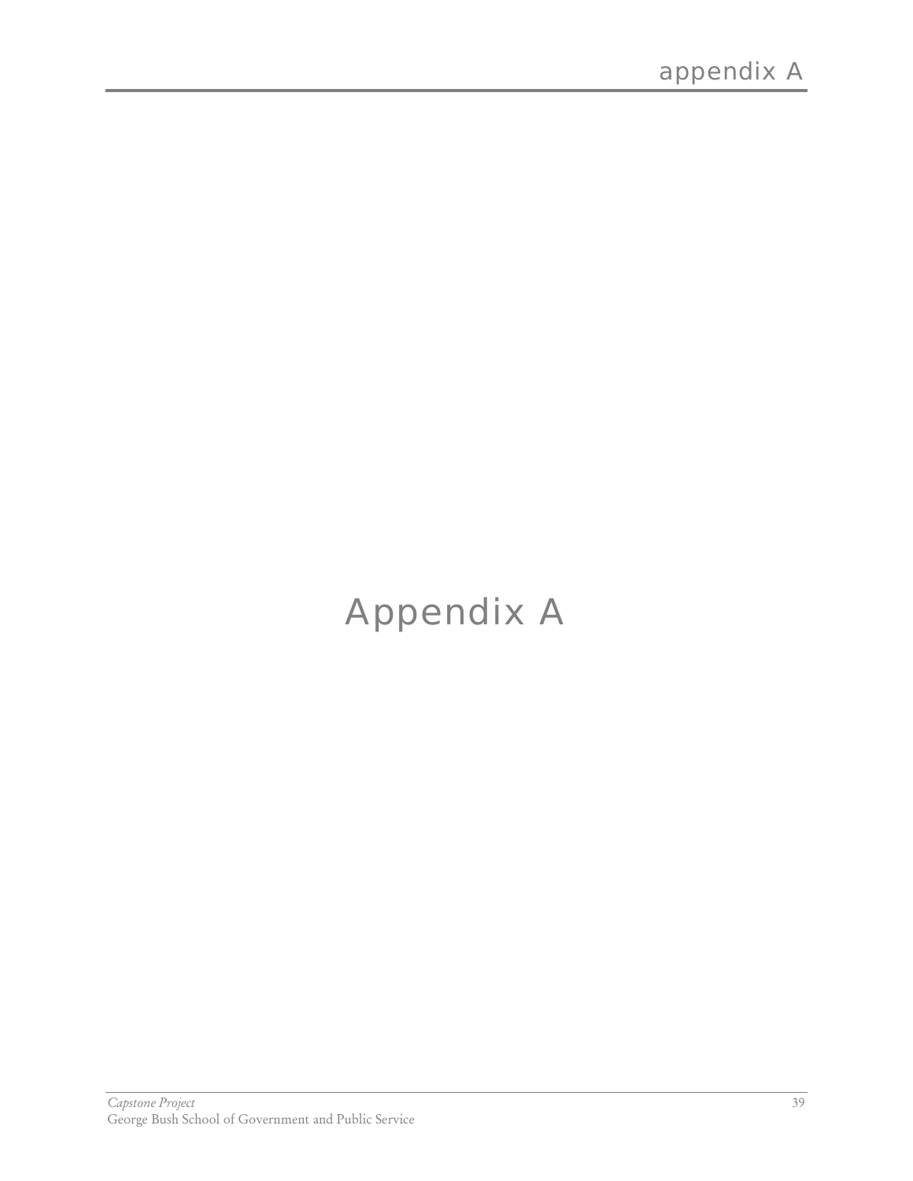# Appendix A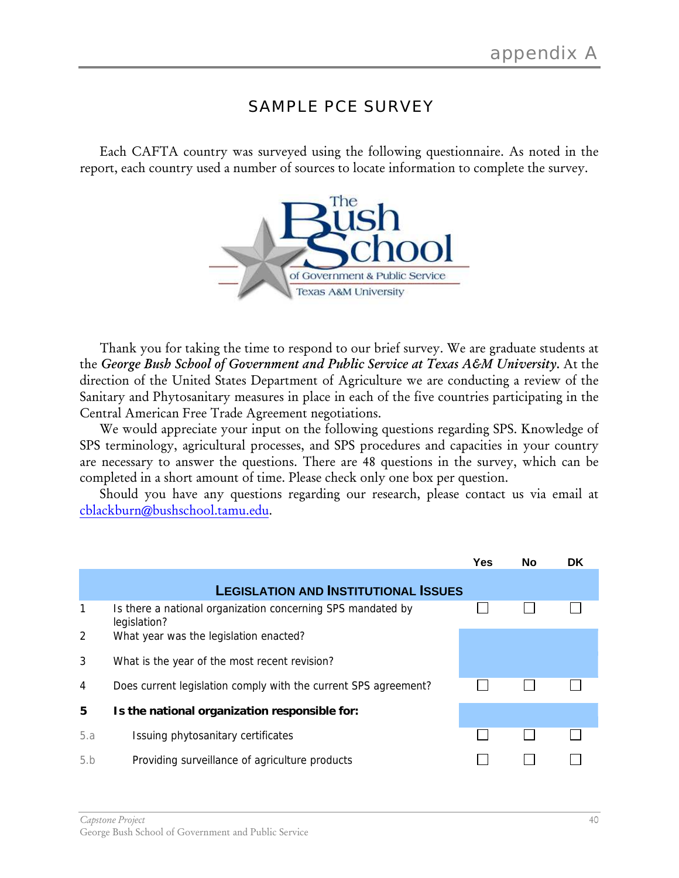# SAMPLE PCE SURVEY

Each CAFTA country was surveyed using the following questionnaire. As noted in the report, each country used a number of sources to locate information to complete the survey.

Thank you for taking the time to respond to our brief survey. We are graduate students at the ***George Bush School of Government and Public Service at Texas A&M University***. At the direction of the United States Department of Agriculture we are conducting a review of the Sanitary and Phytosanitary measures in place in each of the five countries participating in the Central American Free Trade Agreement negotiations.

We would appreciate your input on the following questions regarding SPS. Knowledge of SPS terminology, agricultural processes, and SPS procedures and capacities in your country are necessary to answer the questions. There are 48 questions in the survey, which can be completed in a short amount of time. Please check only one box per question.

Should you have any questions regarding our research, please contact us via email at cblackburn@bushschool.tamu.edu.

| | | Yes | No | DK |
|---|---|---|---|---|
| | **LEGISLATION AND INSTITUTIONAL ISSUES** | | | |
| 1 | Is there a national organization concerning SPS mandated by legislation? | ☐ | ☐ | ☐ |
| 2 | What year was the legislation enacted? | | | |
| 3 | What is the year of the most recent revision? | | | |
| 4 | Does current legislation comply with the current SPS agreement? | ☐ | ☐ | ☐ |
| **5** | **Is the national organization responsible for:** | | | |
| 5.a | Issuing phytosanitary certificates | ☐ | ☐ | ☐ |
| 5.b | Providing surveillance of agriculture products | ☐ | ☐ | ☐ |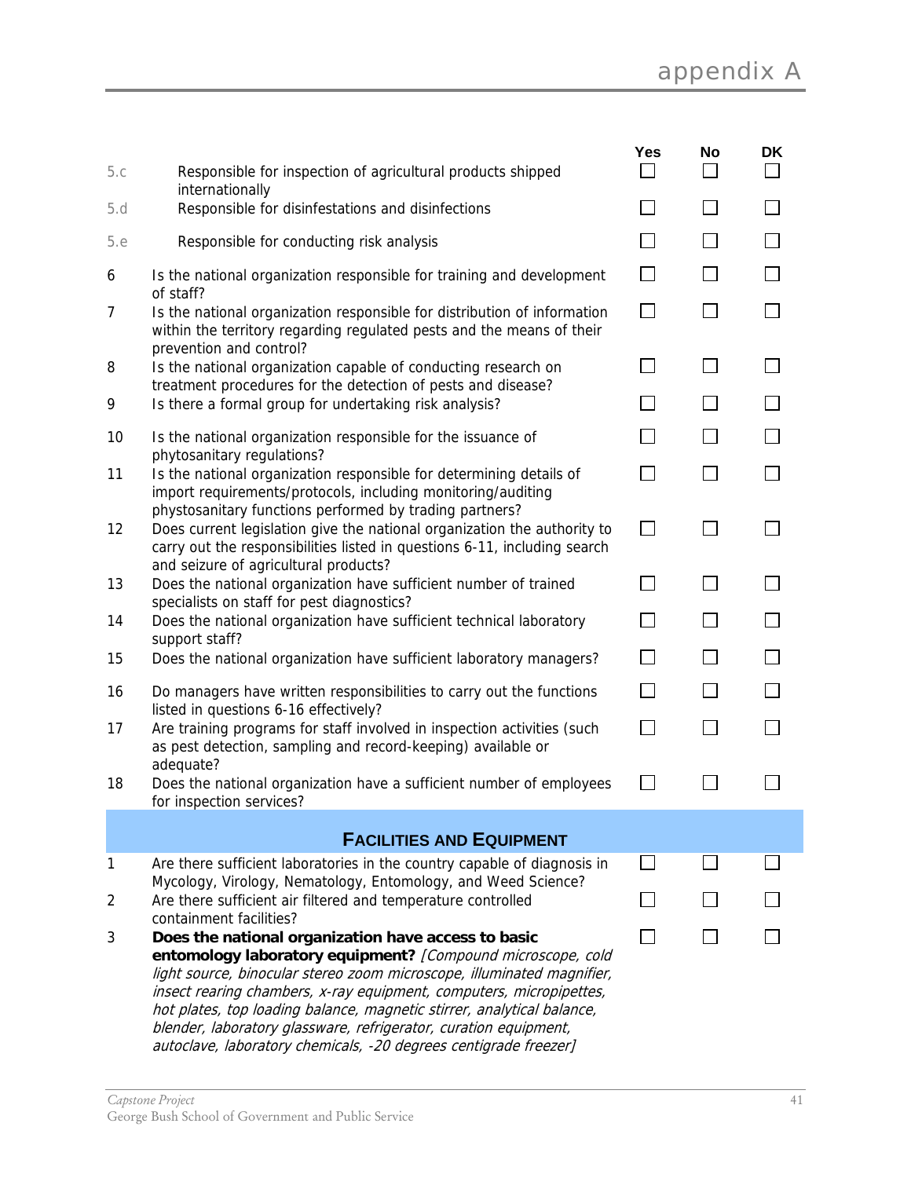| | | Yes | No | DK |
|---|---|---|---|---|
| 5.c | Responsible for inspection of agricultural products shipped internationally | ☐ | ☐ | ☐ |
| 5.d | Responsible for disinfestations and disinfections | ☐ | ☐ | ☐ |
| 5.e | Responsible for conducting risk analysis | ☐ | ☐ | ☐ |
| 6 | Is the national organization responsible for training and development of staff? | ☐ | ☐ | ☐ |
| 7 | Is the national organization responsible for distribution of information within the territory regarding regulated pests and the means of their prevention and control? | ☐ | ☐ | ☐ |
| 8 | Is the national organization capable of conducting research on treatment procedures for the detection of pests and disease? | ☐ | ☐ | ☐ |
| 9 | Is there a formal group for undertaking risk analysis? | ☐ | ☐ | ☐ |
| 10 | Is the national organization responsible for the issuance of phytosanitary regulations? | ☐ | ☐ | ☐ |
| 11 | Is the national organization responsible for determining details of import requirements/protocols, including monitoring/auditing phystosanitary functions performed by trading partners? | ☐ | ☐ | ☐ |
| 12 | Does current legislation give the national organization the authority to carry out the responsibilities listed in questions 6-11, including search and seizure of agricultural products? | ☐ | ☐ | ☐ |
| 13 | Does the national organization have sufficient number of trained specialists on staff for pest diagnostics? | ☐ | ☐ | ☐ |
| 14 | Does the national organization have sufficient technical laboratory support staff? | ☐ | ☐ | ☐ |
| 15 | Does the national organization have sufficient laboratory managers? | ☐ | ☐ | ☐ |
| 16 | Do managers have written responsibilities to carry out the functions listed in questions 6-16 effectively? | ☐ | ☐ | ☐ |
| 17 | Are training programs for staff involved in inspection activities (such as pest detection, sampling and record-keeping) available or adequate? | ☐ | ☐ | ☐ |
| 18 | Does the national organization have a sufficient number of employees for inspection services? | ☐ | ☐ | ☐ |

## Facilities and Equipment

| | | Yes | No | DK |
|---|---|---|---|---|
| 1 | Are there sufficient laboratories in the country capable of diagnosis in Mycology, Virology, Nematology, Entomology, and Weed Science? | ☐ | ☐ | ☐ |
| 2 | Are there sufficient air filtered and temperature controlled containment facilities? | ☐ | ☐ | ☐ |
| 3 | **Does the national organization have access to basic entomology laboratory equipment?** *[Compound microscope, cold light source, binocular stereo zoom microscope, illuminated magnifier, insect rearing chambers, x-ray equipment, computers, micropipettes, hot plates, top loading balance, magnetic stirrer, analytical balance, blender, laboratory glassware, refrigerator, curation equipment, autoclave, laboratory chemicals, -20 degrees centigrade freezer]* | ☐ | ☐ | ☐ |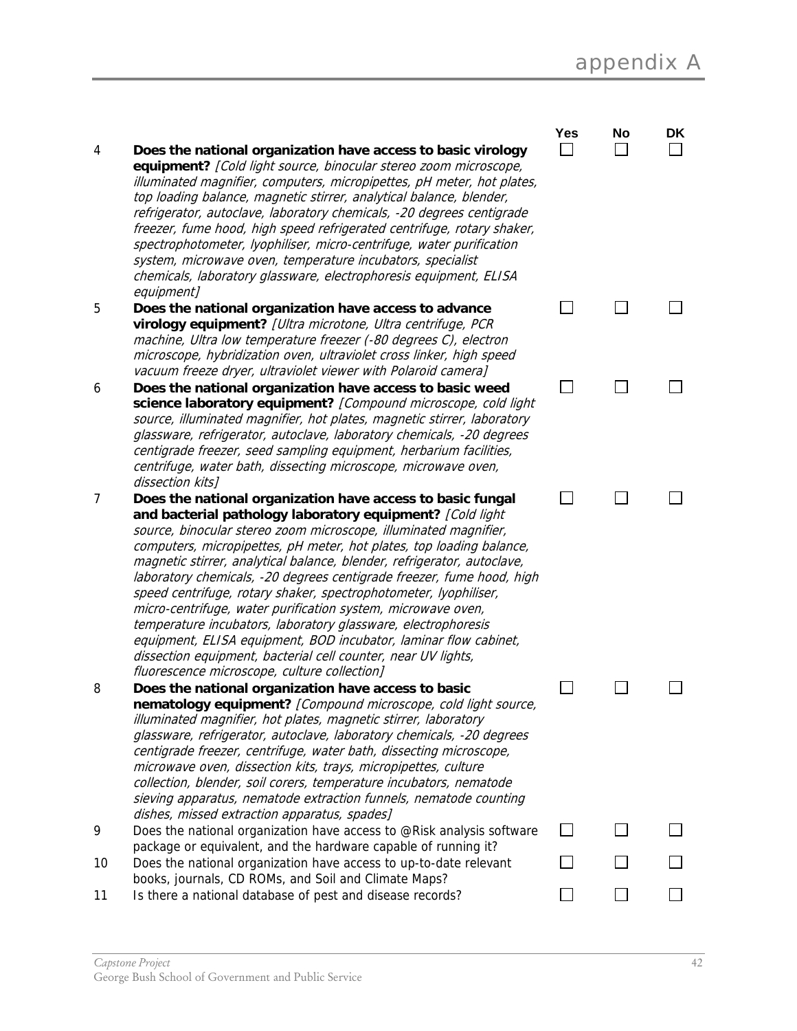| | | Yes | No | DK |
|---|---|---|---|---|
| 4 | **Does the national organization have access to basic virology equipment?** *[Cold light source, binocular stereo zoom microscope, illuminated magnifier, computers, micropipettes, pH meter, hot plates, top loading balance, magnetic stirrer, analytical balance, blender, refrigerator, autoclave, laboratory chemicals, -20 degrees centigrade freezer, fume hood, high speed refrigerated centrifuge, rotary shaker, spectrophotometer, lyophiliser, micro-centrifuge, water purification system, microwave oven, temperature incubators, specialist chemicals, laboratory glassware, electrophoresis equipment, ELISA equipment]* | ☐ | ☐ | ☐ |
| 5 | **Does the national organization have access to advance virology equipment?** *[Ultra microtone, Ultra centrifuge, PCR machine, Ultra low temperature freezer (-80 degrees C), electron microscope, hybridization oven, ultraviolet cross linker, high speed vacuum freeze dryer, ultraviolet viewer with Polaroid camera]* | ☐ | ☐ | ☐ |
| 6 | **Does the national organization have access to basic weed science laboratory equipment?** *[Compound microscope, cold light source, illuminated magnifier, hot plates, magnetic stirrer, laboratory glassware, refrigerator, autoclave, laboratory chemicals, -20 degrees centigrade freezer, seed sampling equipment, herbarium facilities, centrifuge, water bath, dissecting microscope, microwave oven, dissection kits]* | ☐ | ☐ | ☐ |
| 7 | **Does the national organization have access to basic fungal and bacterial pathology laboratory equipment?** *[Cold light source, binocular stereo zoom microscope, illuminated magnifier, computers, micropipettes, pH meter, hot plates, top loading balance, magnetic stirrer, analytical balance, blender, refrigerator, autoclave, laboratory chemicals, -20 degrees centigrade freezer, fume hood, high speed centrifuge, rotary shaker, spectrophotometer, lyophiliser, micro-centrifuge, water purification system, microwave oven, temperature incubators, laboratory glassware, electrophoresis equipment, ELISA equipment, BOD incubator, laminar flow cabinet, dissection equipment, bacterial cell counter, near UV lights, fluorescence microscope, culture collection]* | ☐ | ☐ | ☐ |
| 8 | **Does the national organization have access to basic nematology equipment?** *[Compound microscope, cold light source, illuminated magnifier, hot plates, magnetic stirrer, laboratory glassware, refrigerator, autoclave, laboratory chemicals, -20 degrees centigrade freezer, centrifuge, water bath, dissecting microscope, microwave oven, dissection kits, trays, micropipettes, culture collection, blender, soil corers, temperature incubators, nematode sieving apparatus, nematode extraction funnels, nematode counting dishes, missed extraction apparatus, spades]* | ☐ | ☐ | ☐ |
| 9 | Does the national organization have access to @Risk analysis software package or equivalent, and the hardware capable of running it? | ☐ | ☐ | ☐ |
| 10 | Does the national organization have access to up-to-date relevant books, journals, CD ROMs, and Soil and Climate Maps? | ☐ | ☐ | ☐ |
| 11 | Is there a national database of pest and disease records? | ☐ | ☐ | ☐ |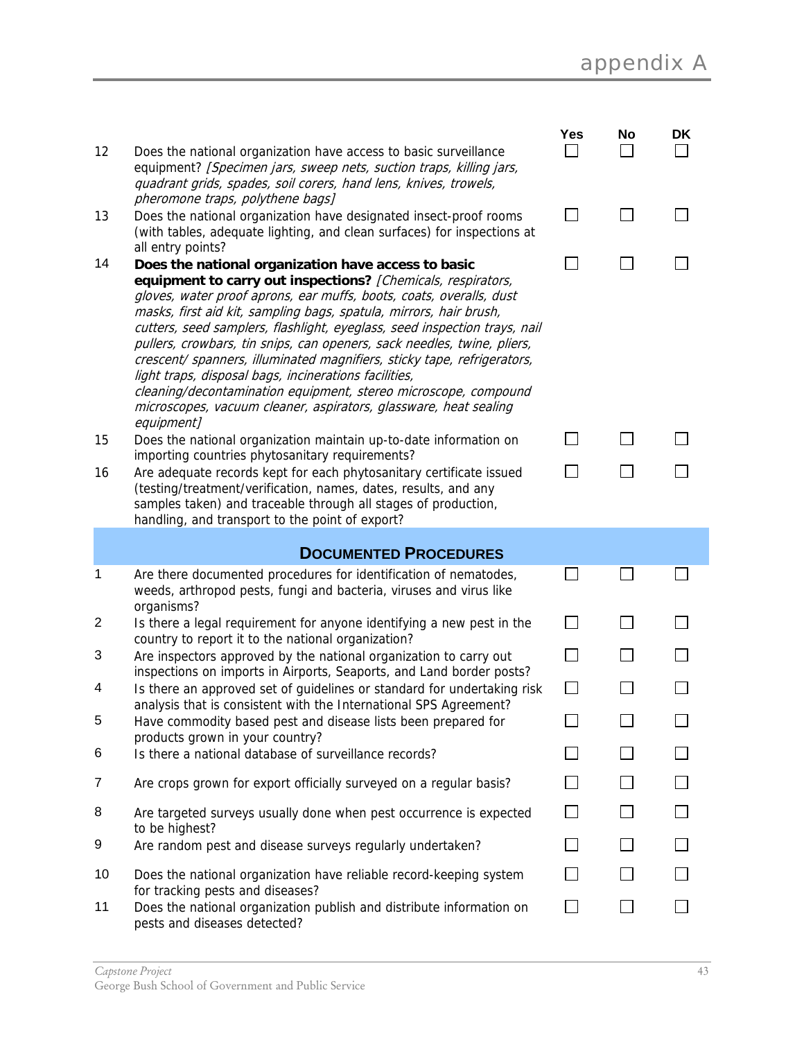| | | Yes | No | DK |
|---|---|---|---|---|
| 12 | Does the national organization have access to basic surveillance equipment? *[Specimen jars, sweep nets, suction traps, killing jars, quadrant grids, spades, soil corers, hand lens, knives, trowels, pheromone traps, polythene bags]* | ☐ | ☐ | ☐ |
| 13 | Does the national organization have designated insect-proof rooms (with tables, adequate lighting, and clean surfaces) for inspections at all entry points? | ☐ | ☐ | ☐ |
| 14 | **Does the national organization have access to basic equipment to carry out inspections?** *[Chemicals, respirators, gloves, water proof aprons, ear muffs, boots, coats, overalls, dust masks, first aid kit, sampling bags, spatula, mirrors, hair brush, cutters, seed samplers, flashlight, eyeglass, seed inspection trays, nail pullers, crowbars, tin snips, can openers, sack needles, twine, pliers, crescent/ spanners, illuminated magnifiers, sticky tape, refrigerators, light traps, disposal bags, incinerations facilities, cleaning/decontamination equipment, stereo microscope, compound microscopes, vacuum cleaner, aspirators, glassware, heat sealing equipment]* | ☐ | ☐ | ☐ |
| 15 | Does the national organization maintain up-to-date information on importing countries phytosanitary requirements? | ☐ | ☐ | ☐ |
| 16 | Are adequate records kept for each phytosanitary certificate issued (testing/treatment/verification, names, dates, results, and any samples taken) and traceable through all stages of production, handling, and transport to the point of export? | ☐ | ☐ | ☐ |

## DOCUMENTED PROCEDURES

| | | Yes | No | DK |
|---|---|---|---|---|
| 1 | Are there documented procedures for identification of nematodes, weeds, arthropod pests, fungi and bacteria, viruses and virus like organisms? | ☐ | ☐ | ☐ |
| 2 | Is there a legal requirement for anyone identifying a new pest in the country to report it to the national organization? | ☐ | ☐ | ☐ |
| 3 | Are inspectors approved by the national organization to carry out inspections on imports in Airports, Seaports, and Land border posts? | ☐ | ☐ | ☐ |
| 4 | Is there an approved set of guidelines or standard for undertaking risk analysis that is consistent with the International SPS Agreement? | ☐ | ☐ | ☐ |
| 5 | Have commodity based pest and disease lists been prepared for products grown in your country? | ☐ | ☐ | ☐ |
| 6 | Is there a national database of surveillance records? | ☐ | ☐ | ☐ |
| 7 | Are crops grown for export officially surveyed on a regular basis? | ☐ | ☐ | ☐ |
| 8 | Are targeted surveys usually done when pest occurrence is expected to be highest? | ☐ | ☐ | ☐ |
| 9 | Are random pest and disease surveys regularly undertaken? | ☐ | ☐ | ☐ |
| 10 | Does the national organization have reliable record-keeping system for tracking pests and diseases? | ☐ | ☐ | ☐ |
| 11 | Does the national organization publish and distribute information on pests and diseases detected? | ☐ | ☐ | ☐ |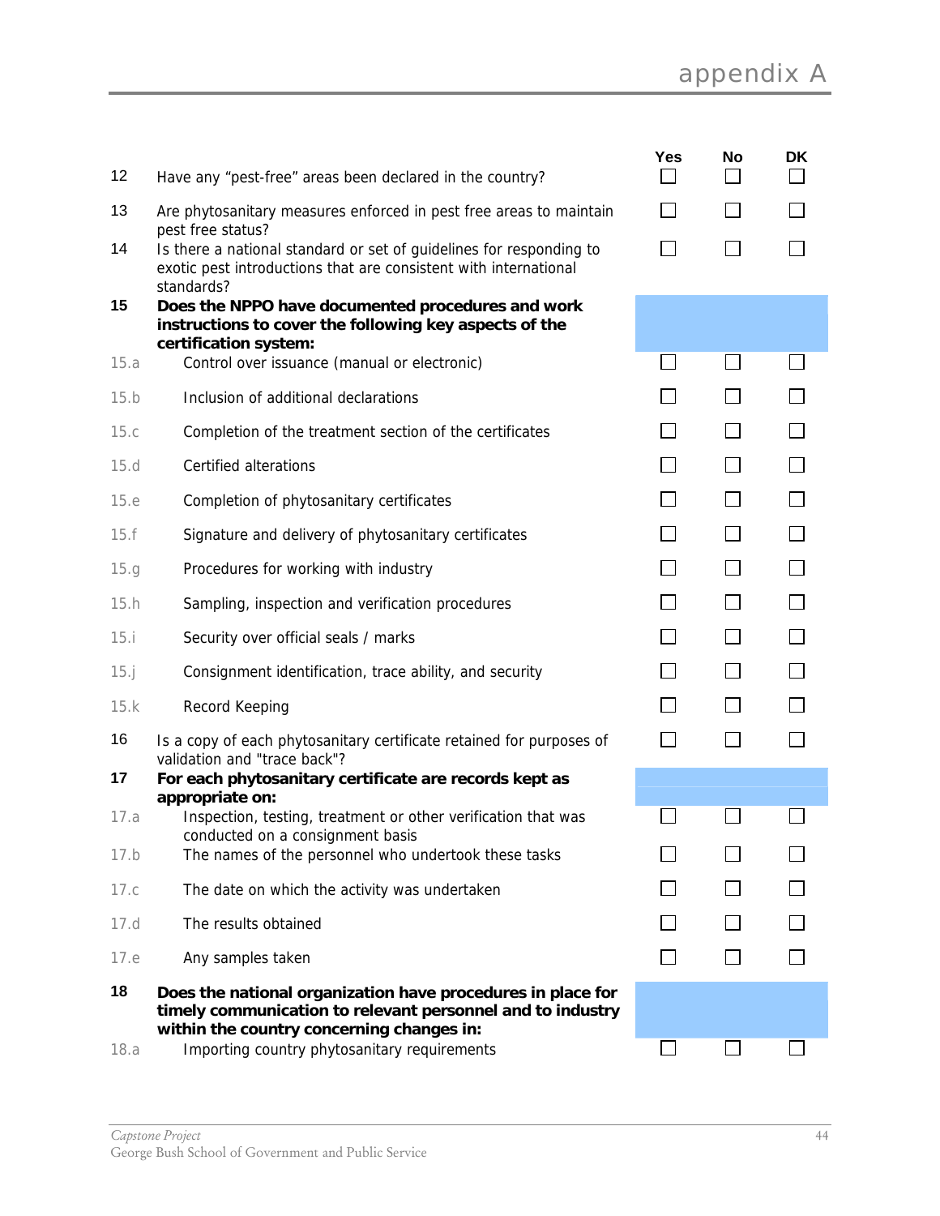| | | Yes | No | DK |
|---|---|---|---|---|
| 12 | Have any "pest-free" areas been declared in the country? | ☐ | ☐ | ☐ |
| 13 | Are phytosanitary measures enforced in pest free areas to maintain pest free status? | ☐ | ☐ | ☐ |
| 14 | Is there a national standard or set of guidelines for responding to exotic pest introductions that are consistent with international standards? | ☐ | ☐ | ☐ |
| **15** | **Does the NPPO have documented procedures and work instructions to cover the following key aspects of the certification system:** | | | |
| 15.a | Control over issuance (manual or electronic) | ☐ | ☐ | ☐ |
| 15.b | Inclusion of additional declarations | ☐ | ☐ | ☐ |
| 15.c | Completion of the treatment section of the certificates | ☐ | ☐ | ☐ |
| 15.d | Certified alterations | ☐ | ☐ | ☐ |
| 15.e | Completion of phytosanitary certificates | ☐ | ☐ | ☐ |
| 15.f | Signature and delivery of phytosanitary certificates | ☐ | ☐ | ☐ |
| 15.g | Procedures for working with industry | ☐ | ☐ | ☐ |
| 15.h | Sampling, inspection and verification procedures | ☐ | ☐ | ☐ |
| 15.i | Security over official seals / marks | ☐ | ☐ | ☐ |
| 15.j | Consignment identification, trace ability, and security | ☐ | ☐ | ☐ |
| 15.k | Record Keeping | ☐ | ☐ | ☐ |
| 16 | Is a copy of each phytosanitary certificate retained for purposes of validation and "trace back"? | ☐ | ☐ | ☐ |
| **17** | **For each phytosanitary certificate are records kept as appropriate on:** | | | |
| 17.a | Inspection, testing, treatment or other verification that was conducted on a consignment basis | ☐ | ☐ | ☐ |
| 17.b | The names of the personnel who undertook these tasks | ☐ | ☐ | ☐ |
| 17.c | The date on which the activity was undertaken | ☐ | ☐ | ☐ |
| 17.d | The results obtained | ☐ | ☐ | ☐ |
| 17.e | Any samples taken | ☐ | ☐ | ☐ |
| **18** | **Does the national organization have procedures in place for timely communication to relevant personnel and to industry within the country concerning changes in:** | | | |
| 18.a | Importing country phytosanitary requirements | ☐ | ☐ | ☐ |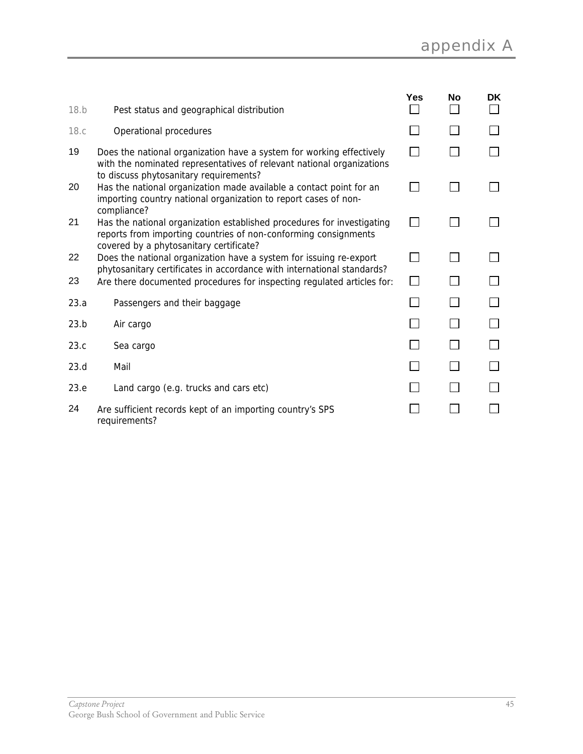| | | Yes | No | DK |
|---|---|---|---|---|
| 18.b | Pest status and geographical distribution | ☐ | ☐ | ☐ |
| 18.c | Operational procedures | ☐ | ☐ | ☐ |
| 19 | Does the national organization have a system for working effectively with the nominated representatives of relevant national organizations to discuss phytosanitary requirements? | ☐ | ☐ | ☐ |
| 20 | Has the national organization made available a contact point for an importing country national organization to report cases of non-compliance? | ☐ | ☐ | ☐ |
| 21 | Has the national organization established procedures for investigating reports from importing countries of non-conforming consignments covered by a phytosanitary certificate? | ☐ | ☐ | ☐ |
| 22 | Does the national organization have a system for issuing re-export phytosanitary certificates in accordance with international standards? | ☐ | ☐ | ☐ |
| 23 | Are there documented procedures for inspecting regulated articles for: | ☐ | ☐ | ☐ |
| 23.a | Passengers and their baggage | ☐ | ☐ | ☐ |
| 23.b | Air cargo | ☐ | ☐ | ☐ |
| 23.c | Sea cargo | ☐ | ☐ | ☐ |
| 23.d | Mail | ☐ | ☐ | ☐ |
| 23.e | Land cargo (e.g. trucks and cars etc) | ☐ | ☐ | ☐ |
| 24 | Are sufficient records kept of an importing country's SPS requirements? | ☐ | ☐ | ☐ |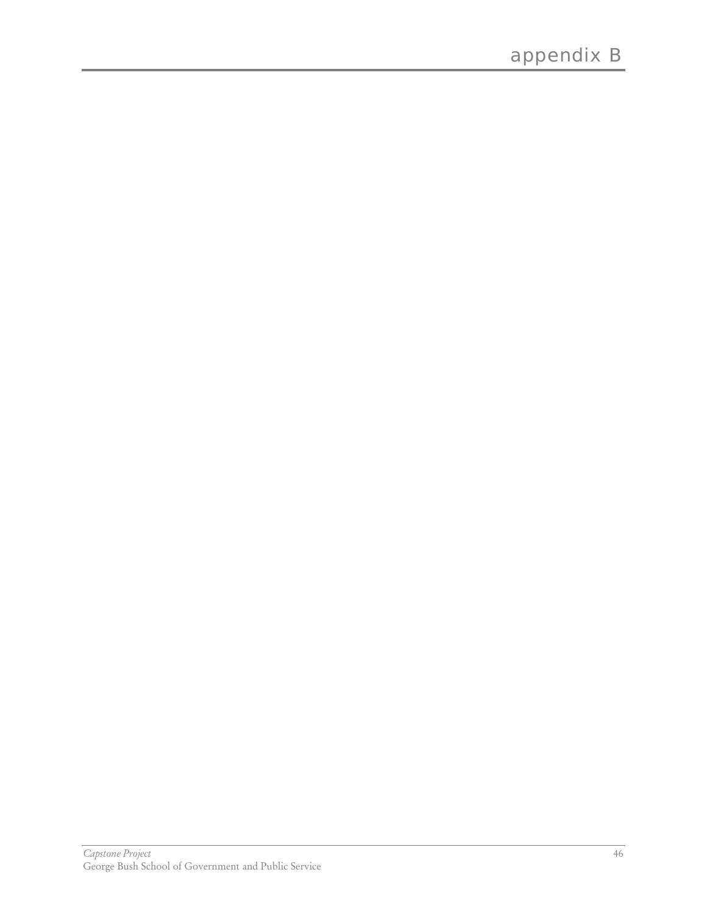# appendix B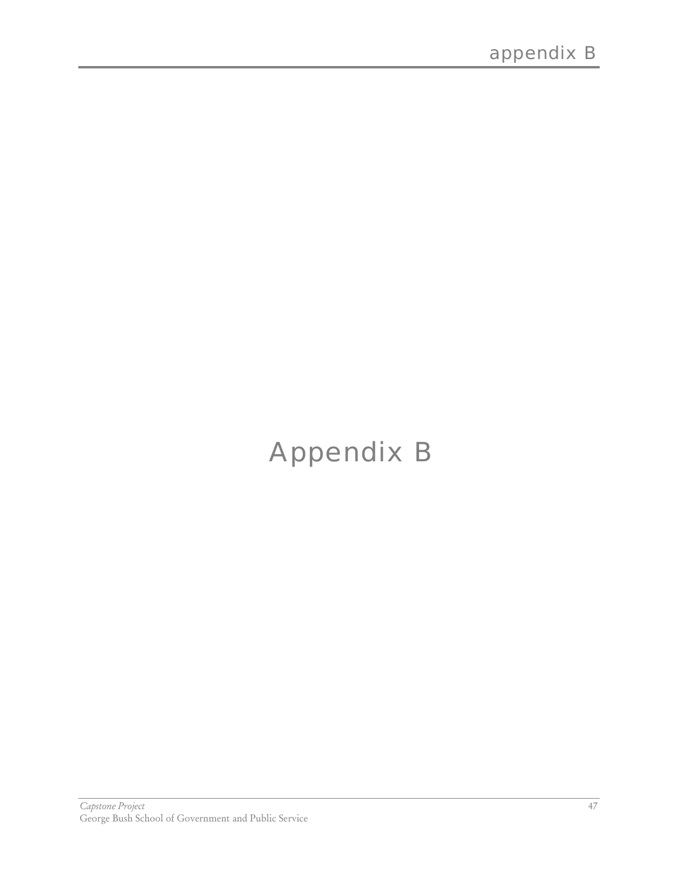# Appendix B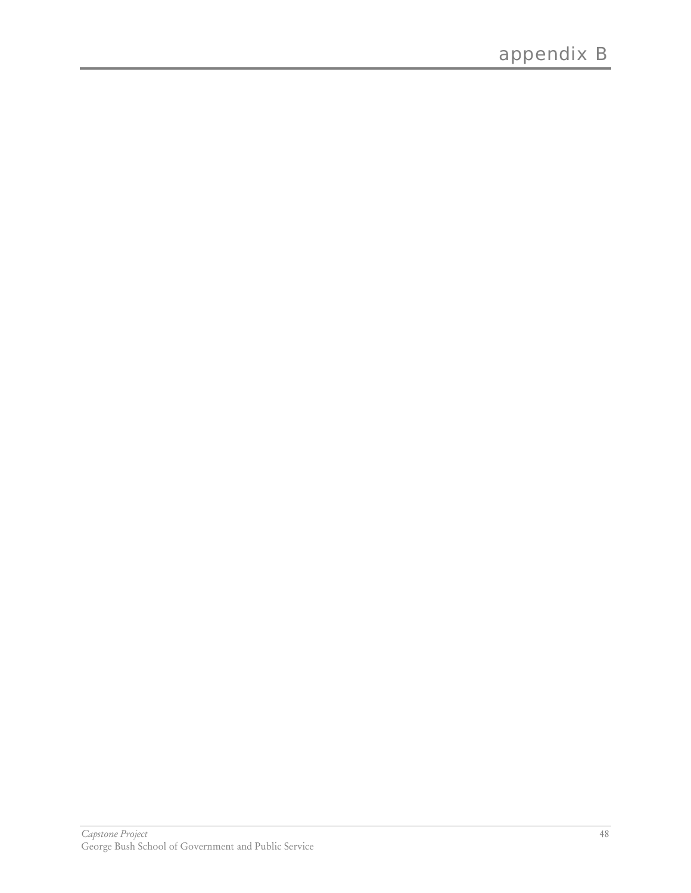# appendix B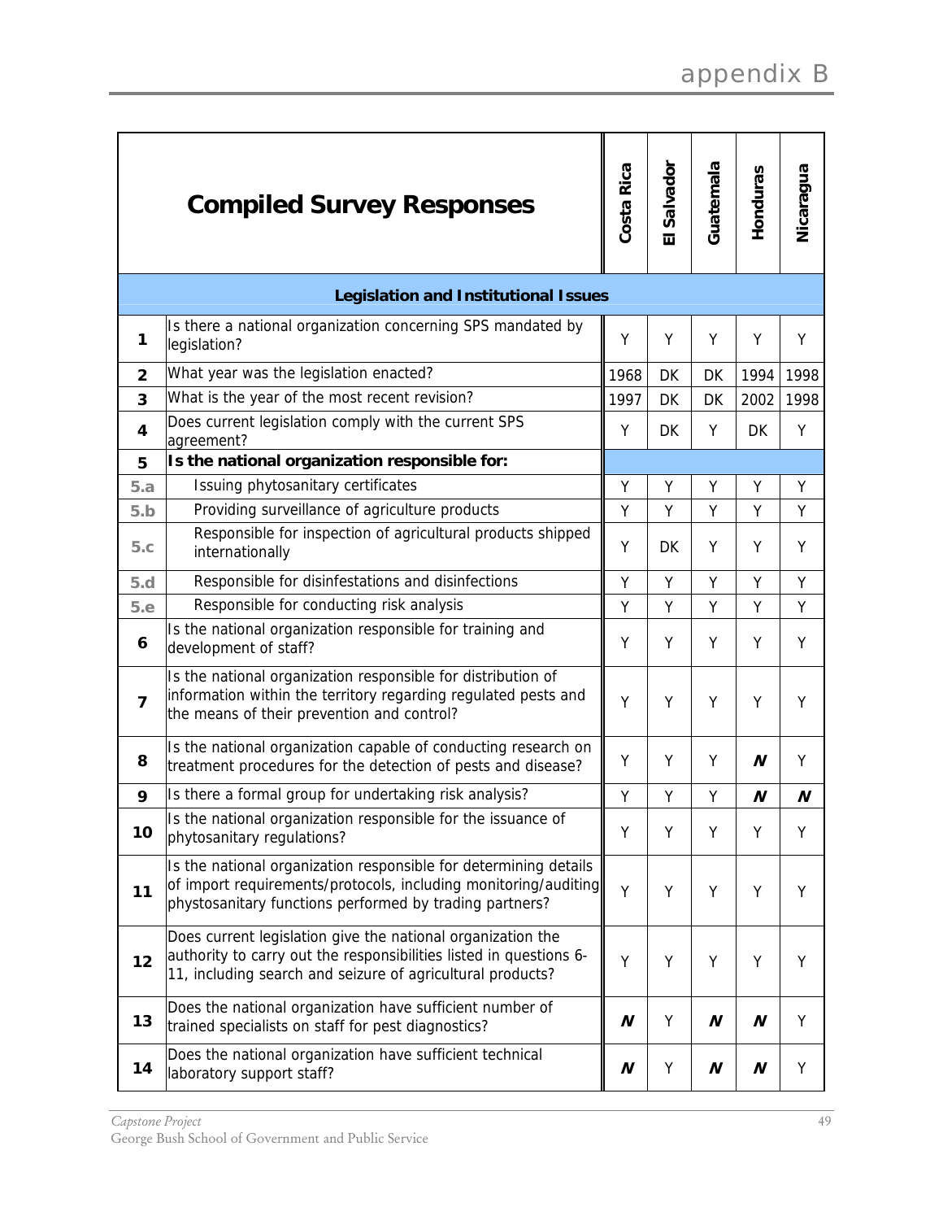# appendix B

| | Compiled Survey Responses | Costa Rica | El Salvador | Guatemala | Honduras | Nicaragua |
|---|---|---|---|---|---|---|
| | **Legislation and Institutional Issues** | | | | | |
| **1** | Is there a national organization concerning SPS mandated by legislation? | Y | Y | Y | Y | Y |
| **2** | What year was the legislation enacted? | 1968 | DK | DK | 1994 | 1998 |
| **3** | What is the year of the most recent revision? | 1997 | DK | DK | 2002 | 1998 |
| **4** | Does current legislation comply with the current SPS agreement? | Y | DK | Y | DK | Y |
| **5** | **Is the national organization responsible for:** | | | | | |
| **5.a** | Issuing phytosanitary certificates | Y | Y | Y | Y | Y |
| **5.b** | Providing surveillance of agriculture products | Y | Y | Y | Y | Y |
| **5.c** | Responsible for inspection of agricultural products shipped internationally | Y | DK | Y | Y | Y |
| **5.d** | Responsible for disinfestations and disinfections | Y | Y | Y | Y | Y |
| **5.e** | Responsible for conducting risk analysis | Y | Y | Y | Y | Y |
| **6** | Is the national organization responsible for training and development of staff? | Y | Y | Y | Y | Y |
| **7** | Is the national organization responsible for distribution of information within the territory regarding regulated pests and the means of their prevention and control? | Y | Y | Y | Y | Y |
| **8** | Is the national organization capable of conducting research on treatment procedures for the detection of pests and disease? | Y | Y | Y | ***N*** | Y |
| **9** | Is there a formal group for undertaking risk analysis? | Y | Y | Y | ***N*** | ***N*** |
| **10** | Is the national organization responsible for the issuance of phytosanitary regulations? | Y | Y | Y | Y | Y |
| **11** | Is the national organization responsible for determining details of import requirements/protocols, including monitoring/auditing phystosanitary functions performed by trading partners? | Y | Y | Y | Y | Y |
| **12** | Does current legislation give the national organization the authority to carry out the responsibilities listed in questions 6-11, including search and seizure of agricultural products? | Y | Y | Y | Y | Y |
| **13** | Does the national organization have sufficient number of trained specialists on staff for pest diagnostics? | ***N*** | Y | ***N*** | ***N*** | Y |
| **14** | Does the national organization have sufficient technical laboratory support staff? | ***N*** | Y | ***N*** | ***N*** | Y |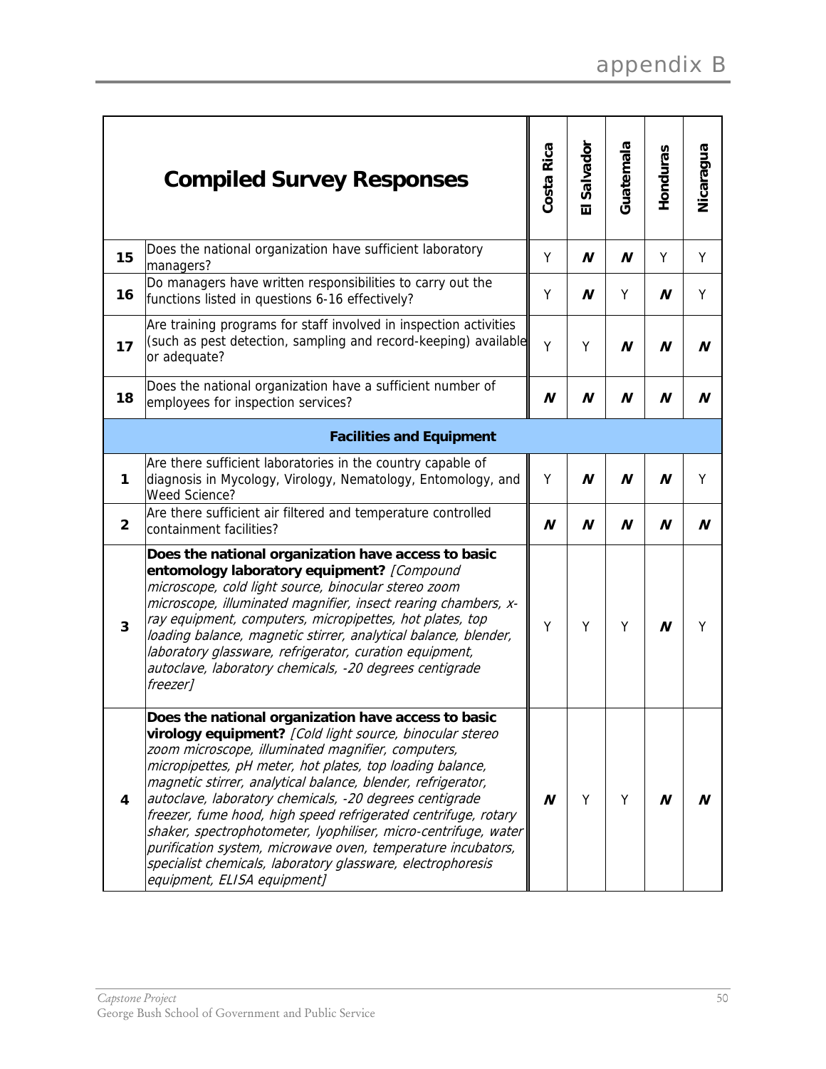| | Compiled Survey Responses | Costa Rica | El Salvador | Guatemala | Honduras | Nicaragua |
|---|---|---|---|---|---|---|
| 15 | Does the national organization have sufficient laboratory managers? | Y | ***N*** | ***N*** | Y | Y |
| 16 | Do managers have written responsibilities to carry out the functions listed in questions 6-16 effectively? | Y | ***N*** | Y | ***N*** | Y |
| 17 | Are training programs for staff involved in inspection activities (such as pest detection, sampling and record-keeping) available or adequate? | Y | Y | ***N*** | ***N*** | ***N*** |
| 18 | Does the national organization have a sufficient number of employees for inspection services? | ***N*** | ***N*** | ***N*** | ***N*** | ***N*** |
| | **Facilities and Equipment** | | | | | |
| 1 | Are there sufficient laboratories in the country capable of diagnosis in Mycology, Virology, Nematology, Entomology, and Weed Science? | Y | ***N*** | ***N*** | ***N*** | Y |
| 2 | Are there sufficient air filtered and temperature controlled containment facilities? | ***N*** | ***N*** | ***N*** | ***N*** | ***N*** |
| 3 | **Does the national organization have access to basic entomology laboratory equipment?** *[Compound microscope, cold light source, binocular stereo zoom microscope, illuminated magnifier, insect rearing chambers, x-ray equipment, computers, micropipettes, hot plates, top loading balance, magnetic stirrer, analytical balance, blender, laboratory glassware, refrigerator, curation equipment, autoclave, laboratory chemicals, -20 degrees centigrade freezer]* | Y | Y | Y | ***N*** | Y |
| 4 | **Does the national organization have access to basic virology equipment?** *[Cold light source, binocular stereo zoom microscope, illuminated magnifier, computers, micropipettes, pH meter, hot plates, top loading balance, magnetic stirrer, analytical balance, blender, refrigerator, autoclave, laboratory chemicals, -20 degrees centigrade freezer, fume hood, high speed refrigerated centrifuge, rotary shaker, spectrophotometer, lyophiliser, micro-centrifuge, water purification system, microwave oven, temperature incubators, specialist chemicals, laboratory glassware, electrophoresis equipment, ELISA equipment]* | ***N*** | Y | Y | ***N*** | ***N*** |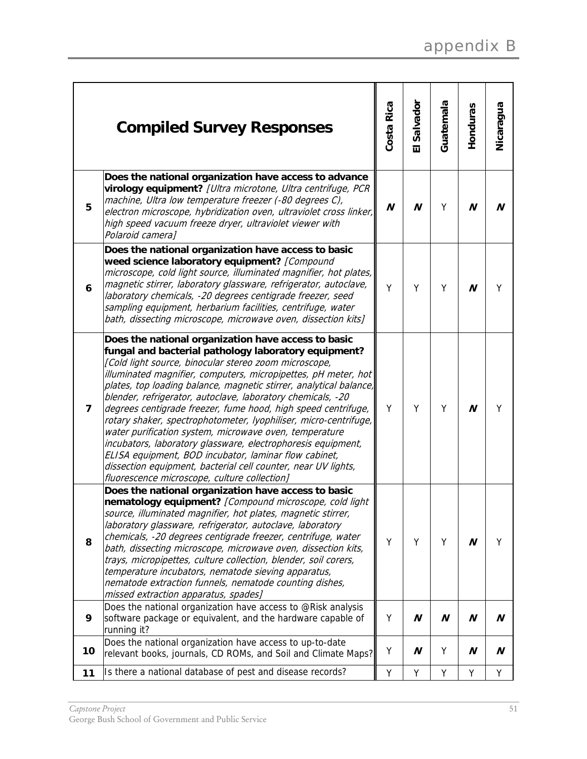| | Compiled Survey Responses | Costa Rica | El Salvador | Guatemala | Honduras | Nicaragua |
|---|---|---|---|---|---|---|
| 5 | **Does the national organization have access to advance virology equipment?** *[Ultra microtone, Ultra centrifuge, PCR machine, Ultra low temperature freezer (-80 degrees C), electron microscope, hybridization oven, ultraviolet cross linker, high speed vacuum freeze dryer, ultraviolet viewer with Polaroid camera]* | ***N*** | ***N*** | Y | ***N*** | ***N*** |
| 6 | **Does the national organization have access to basic weed science laboratory equipment?** *[Compound microscope, cold light source, illuminated magnifier, hot plates, magnetic stirrer, laboratory glassware, refrigerator, autoclave, laboratory chemicals, -20 degrees centigrade freezer, seed sampling equipment, herbarium facilities, centrifuge, water bath, dissecting microscope, microwave oven, dissection kits]* | Y | Y | Y | ***N*** | Y |
| 7 | **Does the national organization have access to basic fungal and bacterial pathology laboratory equipment?** *[Cold light source, binocular stereo zoom microscope, illuminated magnifier, computers, micropipettes, pH meter, hot plates, top loading balance, magnetic stirrer, analytical balance, blender, refrigerator, autoclave, laboratory chemicals, -20 degrees centigrade freezer, fume hood, high speed centrifuge, rotary shaker, spectrophotometer, lyophiliser, micro-centrifuge, water purification system, microwave oven, temperature incubators, laboratory glassware, electrophoresis equipment, ELISA equipment, BOD incubator, laminar flow cabinet, dissection equipment, bacterial cell counter, near UV lights, fluorescence microscope, culture collection]* | Y | Y | Y | ***N*** | Y |
| 8 | **Does the national organization have access to basic nematology equipment?** *[Compound microscope, cold light source, illuminated magnifier, hot plates, magnetic stirrer, laboratory glassware, refrigerator, autoclave, laboratory chemicals, -20 degrees centigrade freezer, centrifuge, water bath, dissecting microscope, microwave oven, dissection kits, trays, micropipettes, culture collection, blender, soil corers, temperature incubators, nematode sieving apparatus, nematode extraction funnels, nematode counting dishes, missed extraction apparatus, spades]* | Y | Y | Y | ***N*** | Y |
| 9 | Does the national organization have access to @Risk analysis software package or equivalent, and the hardware capable of running it? | Y | ***N*** | ***N*** | ***N*** | ***N*** |
| 10 | Does the national organization have access to up-to-date relevant books, journals, CD ROMs, and Soil and Climate Maps? | Y | ***N*** | Y | ***N*** | ***N*** |
| 11 | Is there a national database of pest and disease records? | Y | Y | Y | Y | Y |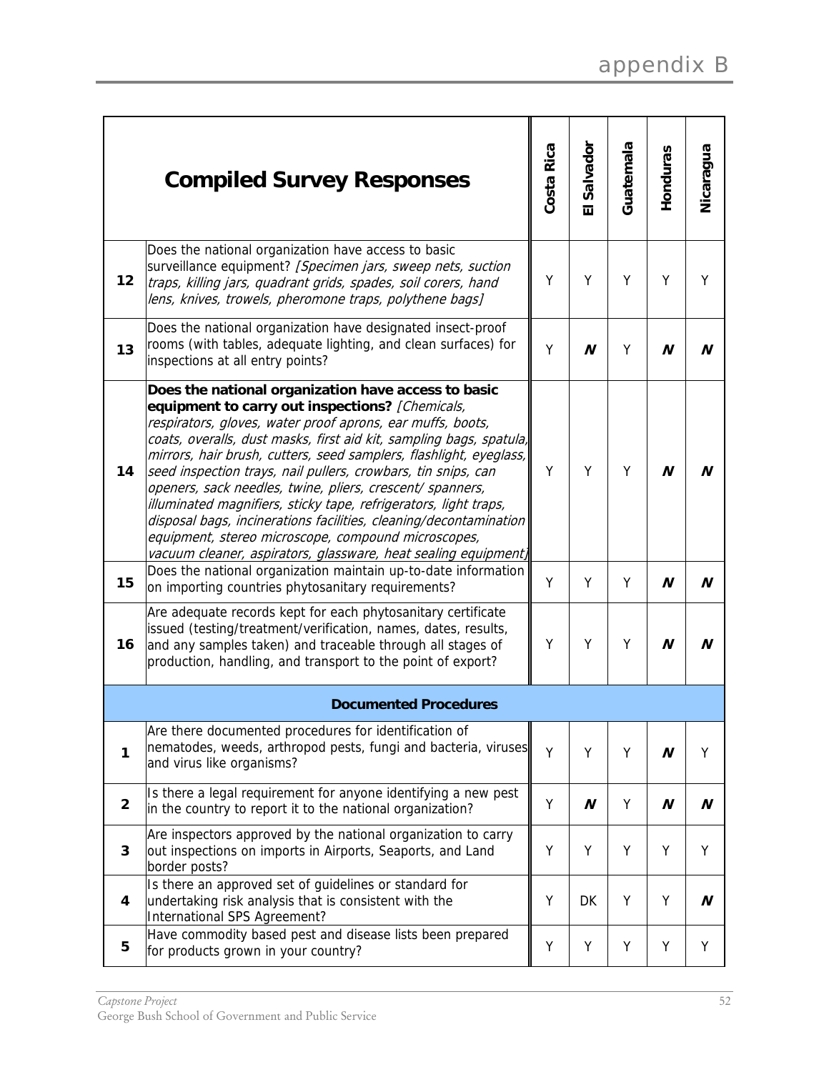| | Compiled Survey Responses | Costa Rica | El Salvador | Guatemala | Honduras | Nicaragua |
|---|---|---|---|---|---|---|
| 12 | Does the national organization have access to basic surveillance equipment? *[Specimen jars, sweep nets, suction traps, killing jars, quadrant grids, spades, soil corers, hand lens, knives, trowels, pheromone traps, polythene bags]* | Y | Y | Y | Y | Y |
| 13 | Does the national organization have designated insect-proof rooms (with tables, adequate lighting, and clean surfaces) for inspections at all entry points? | Y | ***N*** | Y | ***N*** | ***N*** |
| 14 | **Does the national organization have access to basic equipment to carry out inspections?** *[Chemicals, respirators, gloves, water proof aprons, ear muffs, boots, coats, overalls, dust masks, first aid kit, sampling bags, spatula, mirrors, hair brush, cutters, seed samplers, flashlight, eyeglass, seed inspection trays, nail pullers, crowbars, tin snips, can openers, sack needles, twine, pliers, crescent/ spanners, illuminated magnifiers, sticky tape, refrigerators, light traps, disposal bags, incinerations facilities, cleaning/decontamination equipment, stereo microscope, compound microscopes, vacuum cleaner, aspirators, glassware, heat sealing equipment]* | Y | Y | Y | ***N*** | ***N*** |
| 15 | Does the national organization maintain up-to-date information on importing countries phytosanitary requirements? | Y | Y | Y | ***N*** | ***N*** |
| 16 | Are adequate records kept for each phytosanitary certificate issued (testing/treatment/verification, names, dates, results, and any samples taken) and traceable through all stages of production, handling, and transport to the point of export? | Y | Y | Y | ***N*** | ***N*** |
| | **Documented Procedures** | | | | | |
| 1 | Are there documented procedures for identification of nematodes, weeds, arthropod pests, fungi and bacteria, viruses and virus like organisms? | Y | Y | Y | ***N*** | Y |
| 2 | Is there a legal requirement for anyone identifying a new pest in the country to report it to the national organization? | Y | ***N*** | Y | ***N*** | ***N*** |
| 3 | Are inspectors approved by the national organization to carry out inspections on imports in Airports, Seaports, and Land border posts? | Y | Y | Y | Y | Y |
| 4 | Is there an approved set of guidelines or standard for undertaking risk analysis that is consistent with the International SPS Agreement? | Y | DK | Y | Y | ***N*** |
| 5 | Have commodity based pest and disease lists been prepared for products grown in your country? | Y | Y | Y | Y | Y |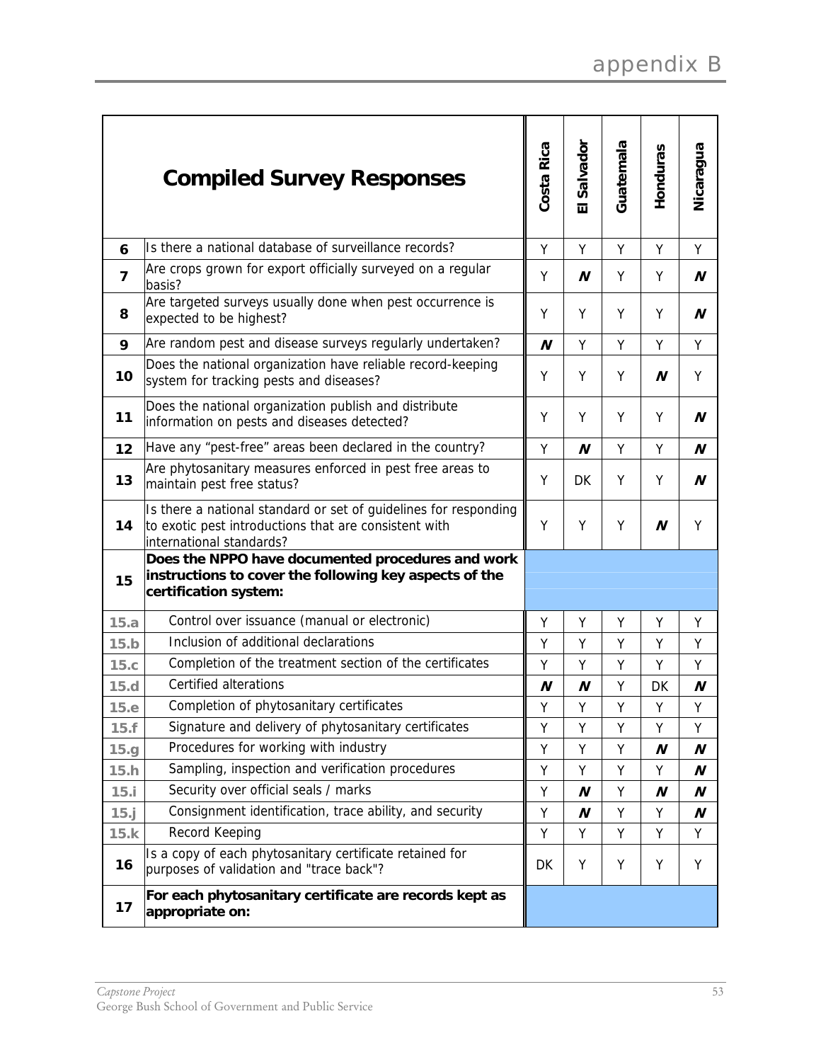# appendix B

| | Compiled Survey Responses | Costa Rica | El Salvador | Guatemala | Honduras | Nicaragua |
|---|---|---|---|---|---|---|
| **6** | Is there a national database of surveillance records? | Y | Y | Y | Y | Y |
| **7** | Are crops grown for export officially surveyed on a regular basis? | Y | ***N*** | Y | Y | ***N*** |
| **8** | Are targeted surveys usually done when pest occurrence is expected to be highest? | Y | Y | Y | Y | ***N*** |
| **9** | Are random pest and disease surveys regularly undertaken? | ***N*** | Y | Y | Y | Y |
| **10** | Does the national organization have reliable record-keeping system for tracking pests and diseases? | Y | Y | Y | ***N*** | Y |
| **11** | Does the national organization publish and distribute information on pests and diseases detected? | Y | Y | Y | Y | ***N*** |
| **12** | Have any "pest-free" areas been declared in the country? | Y | ***N*** | Y | Y | ***N*** |
| **13** | Are phytosanitary measures enforced in pest free areas to maintain pest free status? | Y | DK | Y | Y | ***N*** |
| **14** | Is there a national standard or set of guidelines for responding to exotic pest introductions that are consistent with international standards? | Y | Y | Y | ***N*** | Y |
| **15** | **Does the NPPO have documented procedures and work instructions to cover the following key aspects of the certification system:** | | | | | |
| **15.a** | Control over issuance (manual or electronic) | Y | Y | Y | Y | Y |
| **15.b** | Inclusion of additional declarations | Y | Y | Y | Y | Y |
| **15.c** | Completion of the treatment section of the certificates | Y | Y | Y | Y | Y |
| **15.d** | Certified alterations | ***N*** | ***N*** | Y | DK | ***N*** |
| **15.e** | Completion of phytosanitary certificates | Y | Y | Y | Y | Y |
| **15.f** | Signature and delivery of phytosanitary certificates | Y | Y | Y | Y | Y |
| **15.g** | Procedures for working with industry | Y | Y | Y | ***N*** | ***N*** |
| **15.h** | Sampling, inspection and verification procedures | Y | Y | Y | Y | ***N*** |
| **15.i** | Security over official seals / marks | Y | ***N*** | Y | ***N*** | ***N*** |
| **15.j** | Consignment identification, trace ability, and security | Y | ***N*** | Y | Y | ***N*** |
| **15.k** | Record Keeping | Y | Y | Y | Y | Y |
| **16** | Is a copy of each phytosanitary certificate retained for purposes of validation and "trace back"? | DK | Y | Y | Y | Y |
| **17** | **For each phytosanitary certificate are records kept as appropriate on:** | | | | | |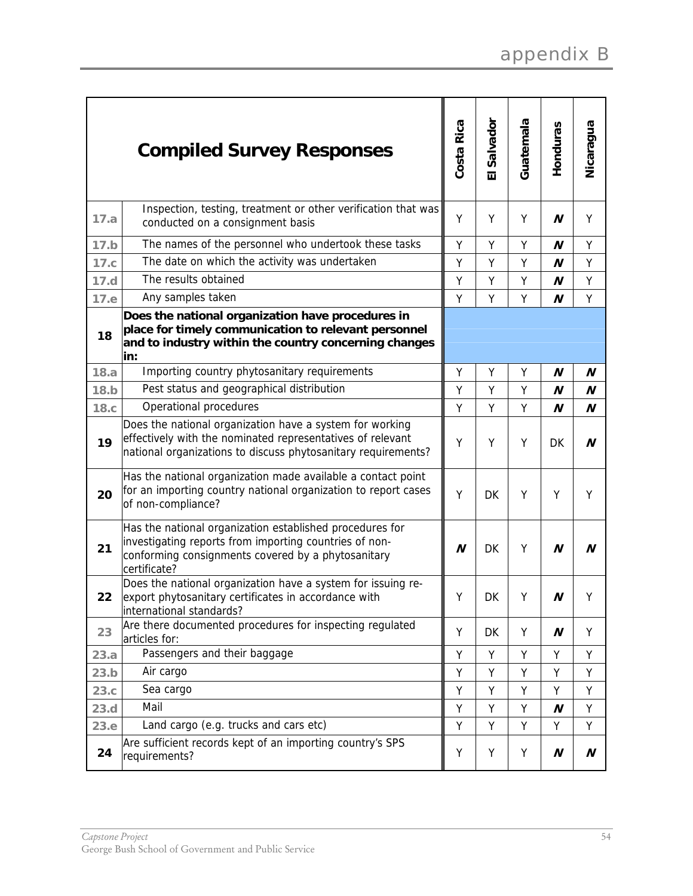| | Compiled Survey Responses | Costa Rica | El Salvador | Guatemala | Honduras | Nicaragua |
|---|---|---|---|---|---|---|
| 17.a | Inspection, testing, treatment or other verification that was conducted on a consignment basis | Y | Y | Y | ***N*** | Y |
| 17.b | The names of the personnel who undertook these tasks | Y | Y | Y | ***N*** | Y |
| 17.c | The date on which the activity was undertaken | Y | Y | Y | ***N*** | Y |
| 17.d | The results obtained | Y | Y | Y | ***N*** | Y |
| 17.e | Any samples taken | Y | Y | Y | ***N*** | Y |
| 18 | **Does the national organization have procedures in place for timely communication to relevant personnel and to industry within the country concerning changes in:** | | | | | |
| 18.a | Importing country phytosanitary requirements | Y | Y | Y | ***N*** | ***N*** |
| 18.b | Pest status and geographical distribution | Y | Y | Y | ***N*** | ***N*** |
| 18.c | Operational procedures | Y | Y | Y | ***N*** | ***N*** |
| 19 | Does the national organization have a system for working effectively with the nominated representatives of relevant national organizations to discuss phytosanitary requirements? | Y | Y | Y | DK | ***N*** |
| 20 | Has the national organization made available a contact point for an importing country national organization to report cases of non-compliance? | Y | DK | Y | Y | Y |
| 21 | Has the national organization established procedures for investigating reports from importing countries of non-conforming consignments covered by a phytosanitary certificate? | ***N*** | DK | Y | ***N*** | ***N*** |
| 22 | Does the national organization have a system for issuing re-export phytosanitary certificates in accordance with international standards? | Y | DK | Y | ***N*** | Y |
| 23 | Are there documented procedures for inspecting regulated articles for: | Y | DK | Y | ***N*** | Y |
| 23.a | Passengers and their baggage | Y | Y | Y | Y | Y |
| 23.b | Air cargo | Y | Y | Y | Y | Y |
| 23.c | Sea cargo | Y | Y | Y | Y | Y |
| 23.d | Mail | Y | Y | Y | ***N*** | Y |
| 23.e | Land cargo (e.g. trucks and cars etc) | Y | Y | Y | Y | Y |
| 24 | Are sufficient records kept of an importing country's SPS requirements? | Y | Y | Y | ***N*** | ***N*** |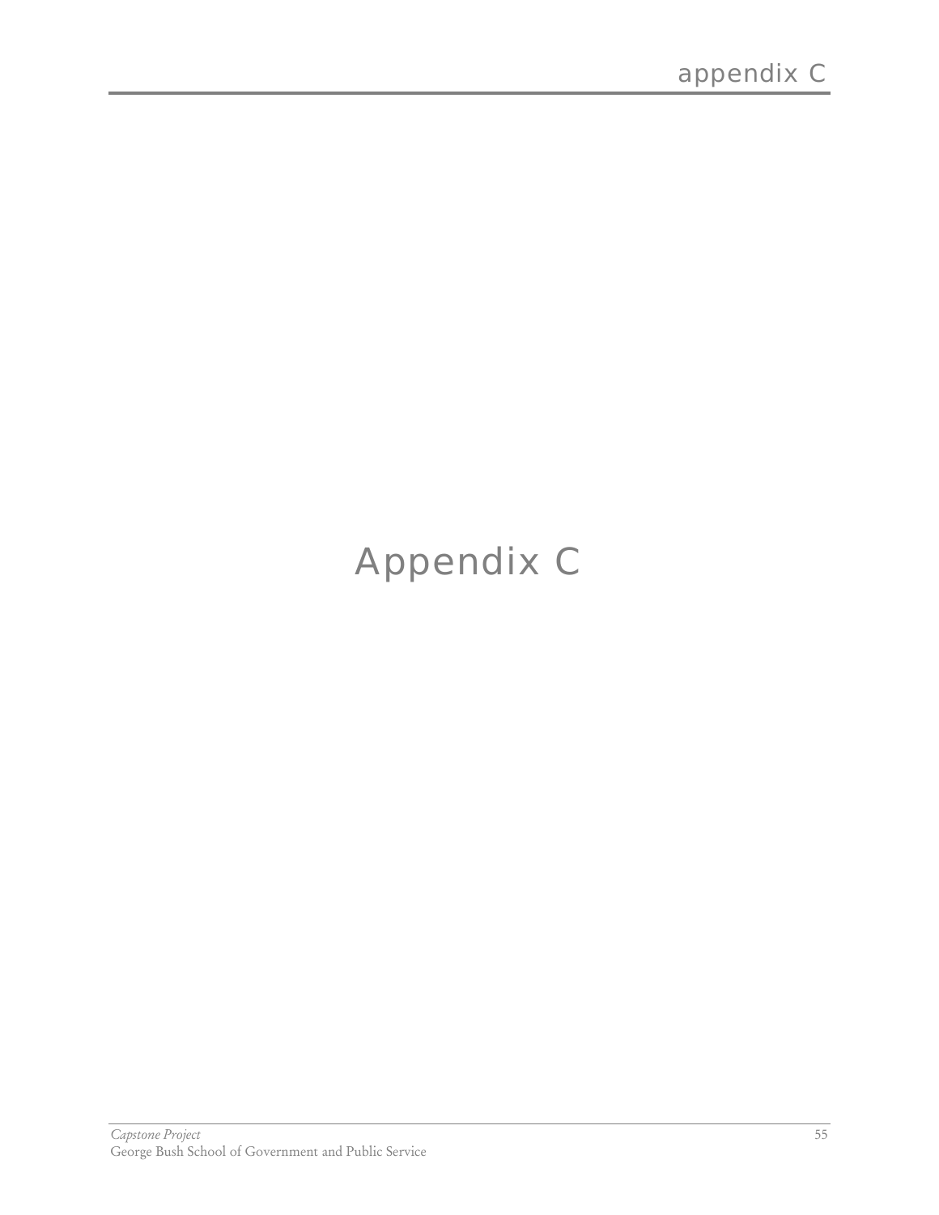# Appendix C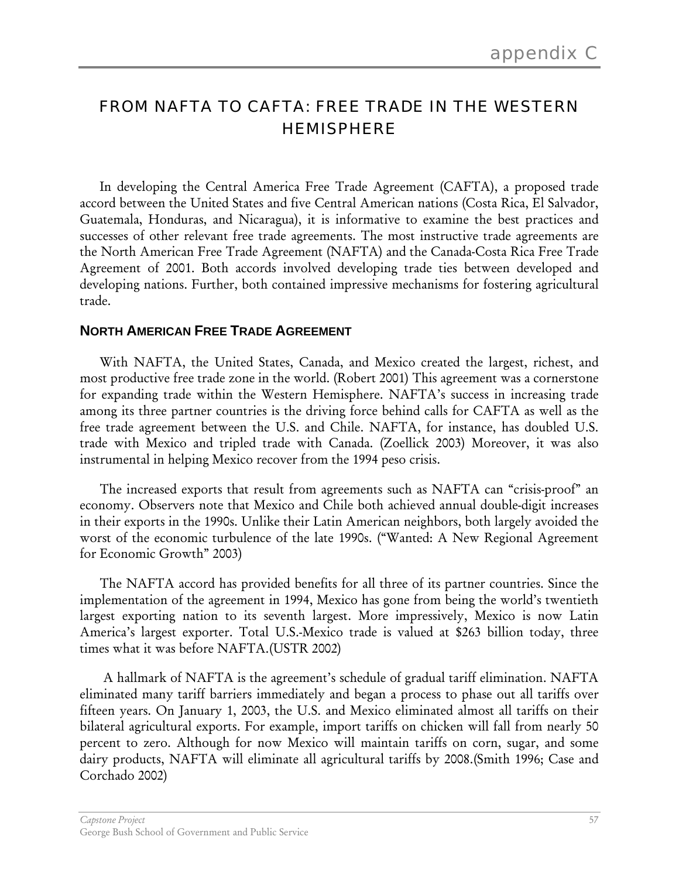# appendix C

## FROM NAFTA TO CAFTA: FREE TRADE IN THE WESTERN HEMISPHERE

In developing the Central America Free Trade Agreement (CAFTA), a proposed trade accord between the United States and five Central American nations (Costa Rica, El Salvador, Guatemala, Honduras, and Nicaragua), it is informative to examine the best practices and successes of other relevant free trade agreements. The most instructive trade agreements are the North American Free Trade Agreement (NAFTA) and the Canada-Costa Rica Free Trade Agreement of 2001. Both accords involved developing trade ties between developed and developing nations. Further, both contained impressive mechanisms for fostering agricultural trade.

### NORTH AMERICAN FREE TRADE AGREEMENT

With NAFTA, the United States, Canada, and Mexico created the largest, richest, and most productive free trade zone in the world. (Robert 2001) This agreement was a cornerstone for expanding trade within the Western Hemisphere. NAFTA's success in increasing trade among its three partner countries is the driving force behind calls for CAFTA as well as the free trade agreement between the U.S. and Chile. NAFTA, for instance, has doubled U.S. trade with Mexico and tripled trade with Canada. (Zoellick 2003) Moreover, it was also instrumental in helping Mexico recover from the 1994 peso crisis.

The increased exports that result from agreements such as NAFTA can "crisis-proof" an economy. Observers note that Mexico and Chile both achieved annual double-digit increases in their exports in the 1990s. Unlike their Latin American neighbors, both largely avoided the worst of the economic turbulence of the late 1990s. ("Wanted: A New Regional Agreement for Economic Growth" 2003)

The NAFTA accord has provided benefits for all three of its partner countries. Since the implementation of the agreement in 1994, Mexico has gone from being the world's twentieth largest exporting nation to its seventh largest. More impressively, Mexico is now Latin America's largest exporter. Total U.S.-Mexico trade is valued at $263 billion today, three times what it was before NAFTA.(USTR 2002)

A hallmark of NAFTA is the agreement's schedule of gradual tariff elimination. NAFTA eliminated many tariff barriers immediately and began a process to phase out all tariffs over fifteen years. On January 1, 2003, the U.S. and Mexico eliminated almost all tariffs on their bilateral agricultural exports. For example, import tariffs on chicken will fall from nearly 50 percent to zero. Although for now Mexico will maintain tariffs on corn, sugar, and some dairy products, NAFTA will eliminate all agricultural tariffs by 2008.(Smith 1996; Case and Corchado 2002)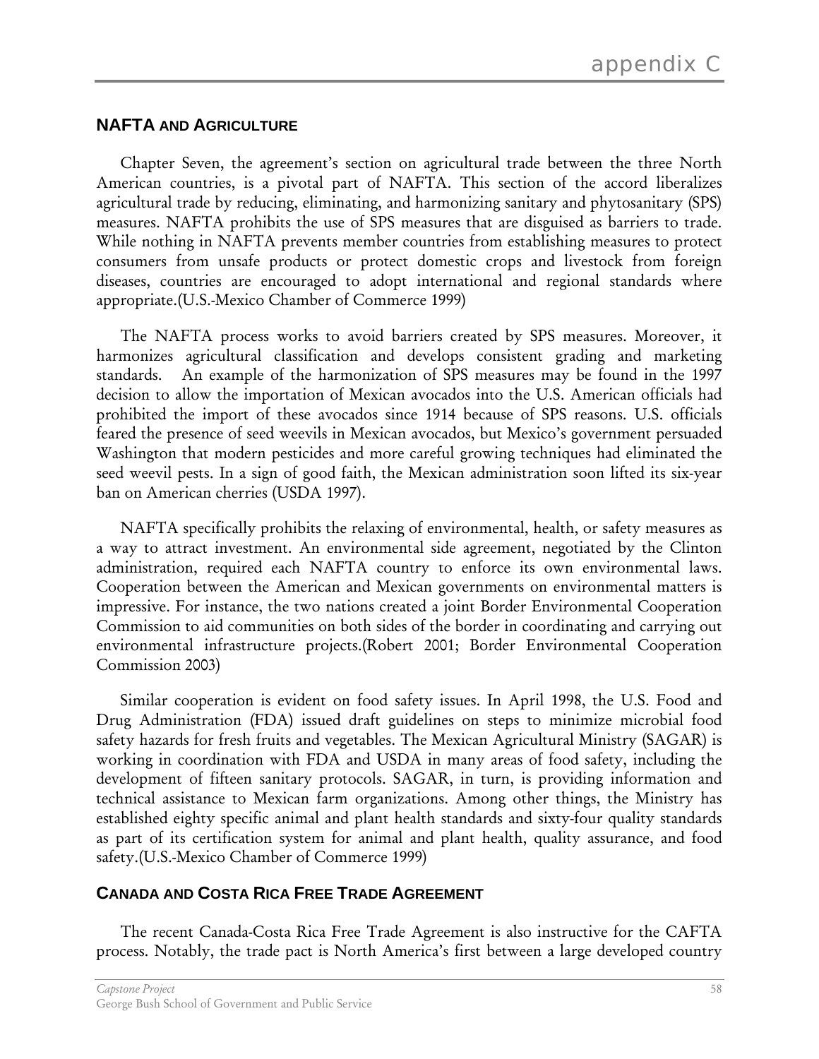## NAFTA AND AGRICULTURE

Chapter Seven, the agreement's section on agricultural trade between the three North American countries, is a pivotal part of NAFTA. This section of the accord liberalizes agricultural trade by reducing, eliminating, and harmonizing sanitary and phytosanitary (SPS) measures. NAFTA prohibits the use of SPS measures that are disguised as barriers to trade. While nothing in NAFTA prevents member countries from establishing measures to protect consumers from unsafe products or protect domestic crops and livestock from foreign diseases, countries are encouraged to adopt international and regional standards where appropriate.(U.S.-Mexico Chamber of Commerce 1999)

The NAFTA process works to avoid barriers created by SPS measures. Moreover, it harmonizes agricultural classification and develops consistent grading and marketing standards. An example of the harmonization of SPS measures may be found in the 1997 decision to allow the importation of Mexican avocados into the U.S. American officials had prohibited the import of these avocados since 1914 because of SPS reasons. U.S. officials feared the presence of seed weevils in Mexican avocados, but Mexico's government persuaded Washington that modern pesticides and more careful growing techniques had eliminated the seed weevil pests. In a sign of good faith, the Mexican administration soon lifted its six-year ban on American cherries (USDA 1997).

NAFTA specifically prohibits the relaxing of environmental, health, or safety measures as a way to attract investment. An environmental side agreement, negotiated by the Clinton administration, required each NAFTA country to enforce its own environmental laws. Cooperation between the American and Mexican governments on environmental matters is impressive. For instance, the two nations created a joint Border Environmental Cooperation Commission to aid communities on both sides of the border in coordinating and carrying out environmental infrastructure projects.(Robert 2001; Border Environmental Cooperation Commission 2003)

Similar cooperation is evident on food safety issues. In April 1998, the U.S. Food and Drug Administration (FDA) issued draft guidelines on steps to minimize microbial food safety hazards for fresh fruits and vegetables. The Mexican Agricultural Ministry (SAGAR) is working in coordination with FDA and USDA in many areas of food safety, including the development of fifteen sanitary protocols. SAGAR, in turn, is providing information and technical assistance to Mexican farm organizations. Among other things, the Ministry has established eighty specific animal and plant health standards and sixty-four quality standards as part of its certification system for animal and plant health, quality assurance, and food safety.(U.S.-Mexico Chamber of Commerce 1999)

## CANADA AND COSTA RICA FREE TRADE AGREEMENT

The recent Canada-Costa Rica Free Trade Agreement is also instructive for the CAFTA process. Notably, the trade pact is North America's first between a large developed country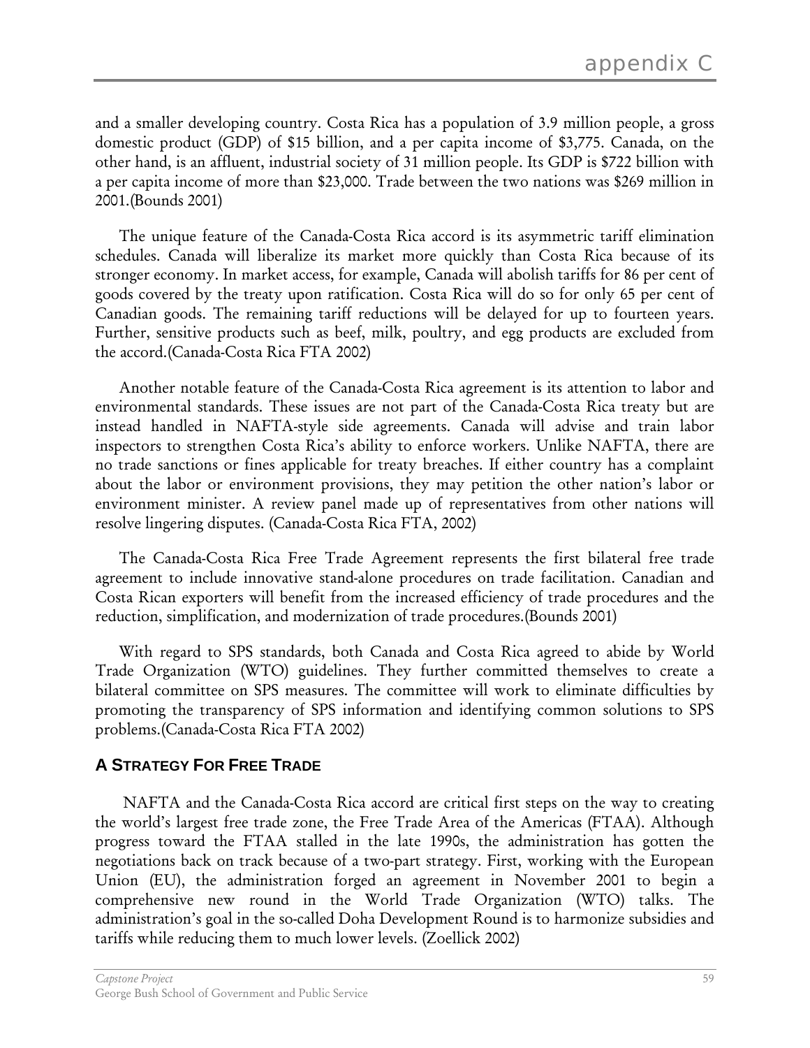and a smaller developing country. Costa Rica has a population of 3.9 million people, a gross domestic product (GDP) of $15 billion, and a per capita income of $3,775. Canada, on the other hand, is an affluent, industrial society of 31 million people. Its GDP is $722 billion with a per capita income of more than $23,000. Trade between the two nations was $269 million in 2001.(Bounds 2001)

The unique feature of the Canada-Costa Rica accord is its asymmetric tariff elimination schedules. Canada will liberalize its market more quickly than Costa Rica because of its stronger economy. In market access, for example, Canada will abolish tariffs for 86 per cent of goods covered by the treaty upon ratification. Costa Rica will do so for only 65 per cent of Canadian goods. The remaining tariff reductions will be delayed for up to fourteen years. Further, sensitive products such as beef, milk, poultry, and egg products are excluded from the accord.(Canada-Costa Rica FTA 2002)

Another notable feature of the Canada-Costa Rica agreement is its attention to labor and environmental standards. These issues are not part of the Canada-Costa Rica treaty but are instead handled in NAFTA-style side agreements. Canada will advise and train labor inspectors to strengthen Costa Rica's ability to enforce workers. Unlike NAFTA, there are no trade sanctions or fines applicable for treaty breaches. If either country has a complaint about the labor or environment provisions, they may petition the other nation's labor or environment minister. A review panel made up of representatives from other nations will resolve lingering disputes. (Canada-Costa Rica FTA, 2002)

The Canada-Costa Rica Free Trade Agreement represents the first bilateral free trade agreement to include innovative stand-alone procedures on trade facilitation. Canadian and Costa Rican exporters will benefit from the increased efficiency of trade procedures and the reduction, simplification, and modernization of trade procedures.(Bounds 2001)

With regard to SPS standards, both Canada and Costa Rica agreed to abide by World Trade Organization (WTO) guidelines. They further committed themselves to create a bilateral committee on SPS measures. The committee will work to eliminate difficulties by promoting the transparency of SPS information and identifying common solutions to SPS problems.(Canada-Costa Rica FTA 2002)

### A Strategy For Free Trade

NAFTA and the Canada-Costa Rica accord are critical first steps on the way to creating the world's largest free trade zone, the Free Trade Area of the Americas (FTAA). Although progress toward the FTAA stalled in the late 1990s, the administration has gotten the negotiations back on track because of a two-part strategy. First, working with the European Union (EU), the administration forged an agreement in November 2001 to begin a comprehensive new round in the World Trade Organization (WTO) talks. The administration's goal in the so-called Doha Development Round is to harmonize subsidies and tariffs while reducing them to much lower levels. (Zoellick 2002)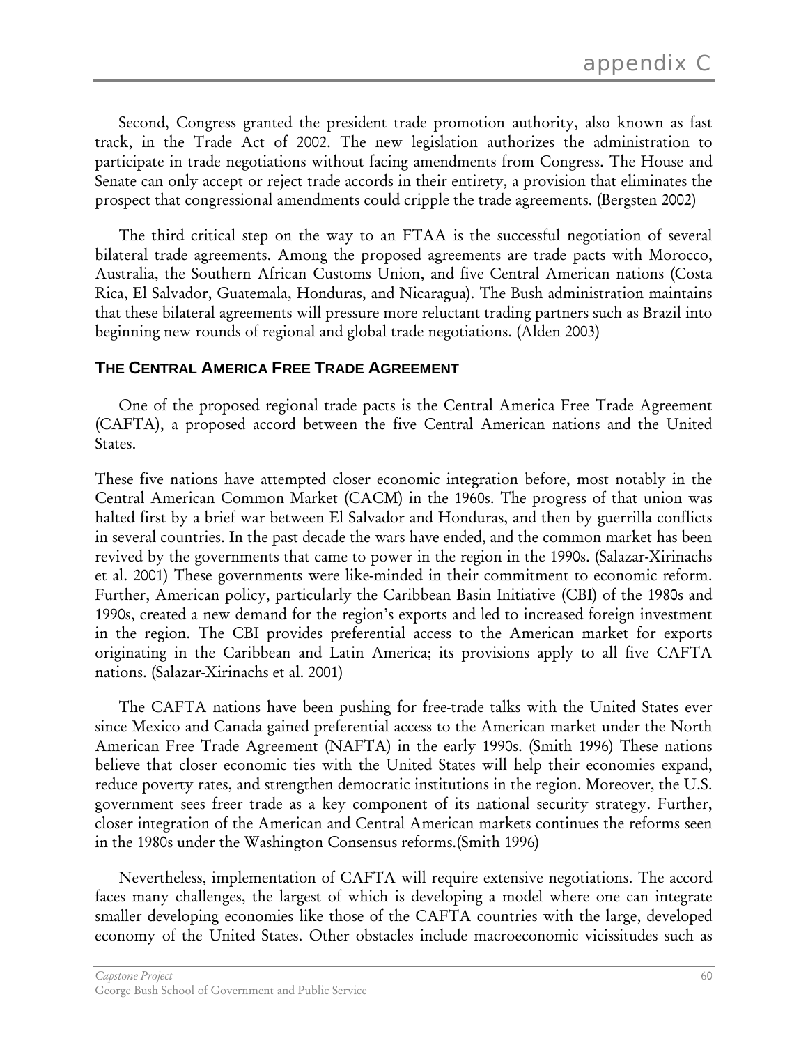Second, Congress granted the president trade promotion authority, also known as fast track, in the Trade Act of 2002. The new legislation authorizes the administration to participate in trade negotiations without facing amendments from Congress. The House and Senate can only accept or reject trade accords in their entirety, a provision that eliminates the prospect that congressional amendments could cripple the trade agreements. (Bergsten 2002)

The third critical step on the way to an FTAA is the successful negotiation of several bilateral trade agreements. Among the proposed agreements are trade pacts with Morocco, Australia, the Southern African Customs Union, and five Central American nations (Costa Rica, El Salvador, Guatemala, Honduras, and Nicaragua). The Bush administration maintains that these bilateral agreements will pressure more reluctant trading partners such as Brazil into beginning new rounds of regional and global trade negotiations. (Alden 2003)

### THE CENTRAL AMERICA FREE TRADE AGREEMENT

One of the proposed regional trade pacts is the Central America Free Trade Agreement (CAFTA), a proposed accord between the five Central American nations and the United States.

These five nations have attempted closer economic integration before, most notably in the Central American Common Market (CACM) in the 1960s. The progress of that union was halted first by a brief war between El Salvador and Honduras, and then by guerrilla conflicts in several countries. In the past decade the wars have ended, and the common market has been revived by the governments that came to power in the region in the 1990s. (Salazar-Xirinachs et al. 2001) These governments were like-minded in their commitment to economic reform. Further, American policy, particularly the Caribbean Basin Initiative (CBI) of the 1980s and 1990s, created a new demand for the region's exports and led to increased foreign investment in the region. The CBI provides preferential access to the American market for exports originating in the Caribbean and Latin America; its provisions apply to all five CAFTA nations. (Salazar-Xirinachs et al. 2001)

The CAFTA nations have been pushing for free-trade talks with the United States ever since Mexico and Canada gained preferential access to the American market under the North American Free Trade Agreement (NAFTA) in the early 1990s. (Smith 1996) These nations believe that closer economic ties with the United States will help their economies expand, reduce poverty rates, and strengthen democratic institutions in the region. Moreover, the U.S. government sees freer trade as a key component of its national security strategy. Further, closer integration of the American and Central American markets continues the reforms seen in the 1980s under the Washington Consensus reforms.(Smith 1996)

Nevertheless, implementation of CAFTA will require extensive negotiations. The accord faces many challenges, the largest of which is developing a model where one can integrate smaller developing economies like those of the CAFTA countries with the large, developed economy of the United States. Other obstacles include macroeconomic vicissitudes such as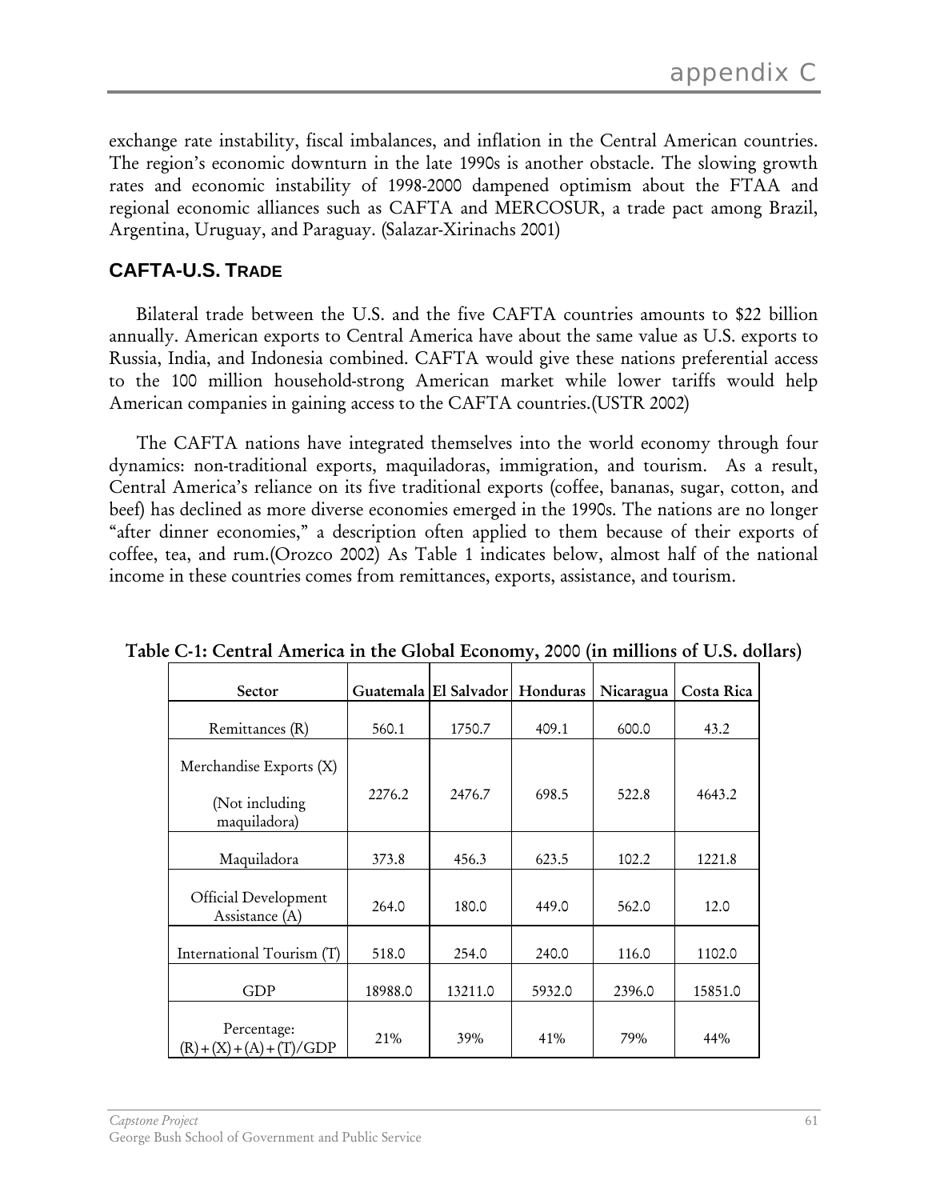exchange rate instability, fiscal imbalances, and inflation in the Central American countries. The region's economic downturn in the late 1990s is another obstacle. The slowing growth rates and economic instability of 1998-2000 dampened optimism about the FTAA and regional economic alliances such as CAFTA and MERCOSUR, a trade pact among Brazil, Argentina, Uruguay, and Paraguay. (Salazar-Xirinachs 2001)

## CAFTA-U.S. TRADE

Bilateral trade between the U.S. and the five CAFTA countries amounts to $22 billion annually. American exports to Central America have about the same value as U.S. exports to Russia, India, and Indonesia combined. CAFTA would give these nations preferential access to the 100 million household-strong American market while lower tariffs would help American companies in gaining access to the CAFTA countries.(USTR 2002)

The CAFTA nations have integrated themselves into the world economy through four dynamics: non-traditional exports, maquiladoras, immigration, and tourism. As a result, Central America's reliance on its five traditional exports (coffee, bananas, sugar, cotton, and beef) has declined as more diverse economies emerged in the 1990s. The nations are no longer "after dinner economies," a description often applied to them because of their exports of coffee, tea, and rum.(Orozco 2002) As Table 1 indicates below, almost half of the national income in these countries comes from remittances, exports, assistance, and tourism.

**Table C-1: Central America in the Global Economy, 2000 (in millions of U.S. dollars)**

| Sector | Guatemala | El Salvador | Honduras | Nicaragua | Costa Rica |
|---|---|---|---|---|---|
| Remittances (R) | 560.1 | 1750.7 | 409.1 | 600.0 | 43.2 |
| Merchandise Exports (X) (Not including maquiladora) | 2276.2 | 2476.7 | 698.5 | 522.8 | 4643.2 |
| Maquiladora | 373.8 | 456.3 | 623.5 | 102.2 | 1221.8 |
| Official Development Assistance (A) | 264.0 | 180.0 | 449.0 | 562.0 | 12.0 |
| International Tourism (T) | 518.0 | 254.0 | 240.0 | 116.0 | 1102.0 |
| GDP | 18988.0 | 13211.0 | 5932.0 | 2396.0 | 15851.0 |
| Percentage: (R)+(X)+(A)+(T)/GDP | 21% | 39% | 41% | 79% | 44% |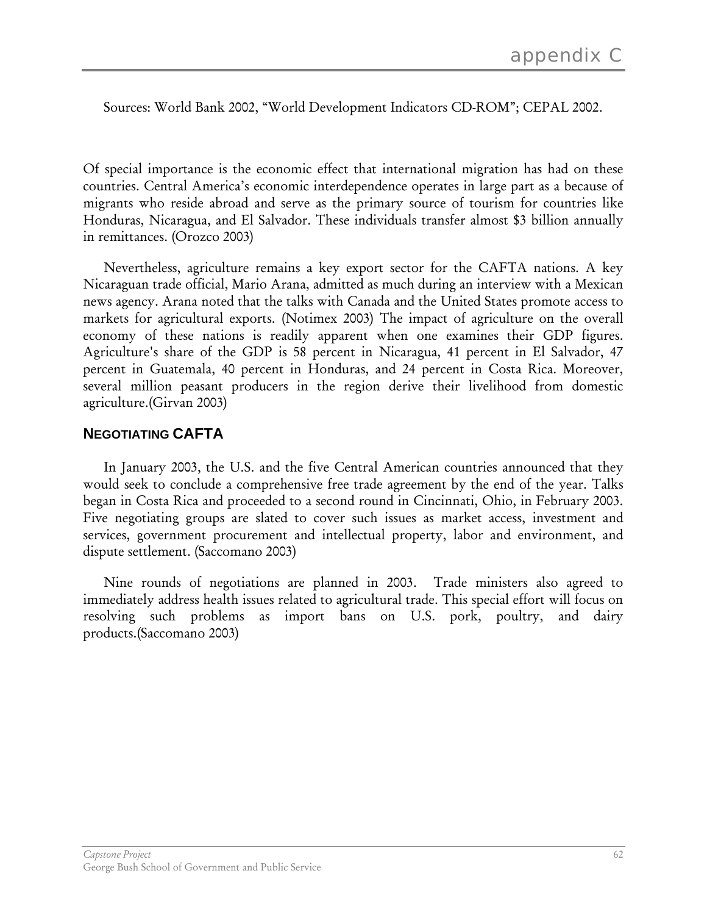Sources: World Bank 2002, "World Development Indicators CD-ROM"; CEPAL 2002.

Of special importance is the economic effect that international migration has had on these countries. Central America's economic interdependence operates in large part as a because of migrants who reside abroad and serve as the primary source of tourism for countries like Honduras, Nicaragua, and El Salvador. These individuals transfer almost $3 billion annually in remittances. (Orozco 2003)

Nevertheless, agriculture remains a key export sector for the CAFTA nations. A key Nicaraguan trade official, Mario Arana, admitted as much during an interview with a Mexican news agency. Arana noted that the talks with Canada and the United States promote access to markets for agricultural exports. (Notimex 2003) The impact of agriculture on the overall economy of these nations is readily apparent when one examines their GDP figures. Agriculture's share of the GDP is 58 percent in Nicaragua, 41 percent in El Salvador, 47 percent in Guatemala, 40 percent in Honduras, and 24 percent in Costa Rica. Moreover, several million peasant producers in the region derive their livelihood from domestic agriculture.(Girvan 2003)

## NEGOTIATING CAFTA

In January 2003, the U.S. and the five Central American countries announced that they would seek to conclude a comprehensive free trade agreement by the end of the year. Talks began in Costa Rica and proceeded to a second round in Cincinnati, Ohio, in February 2003. Five negotiating groups are slated to cover such issues as market access, investment and services, government procurement and intellectual property, labor and environment, and dispute settlement. (Saccomano 2003)

Nine rounds of negotiations are planned in 2003. Trade ministers also agreed to immediately address health issues related to agricultural trade. This special effort will focus on resolving such problems as import bans on U.S. pork, poultry, and dairy products.(Saccomano 2003)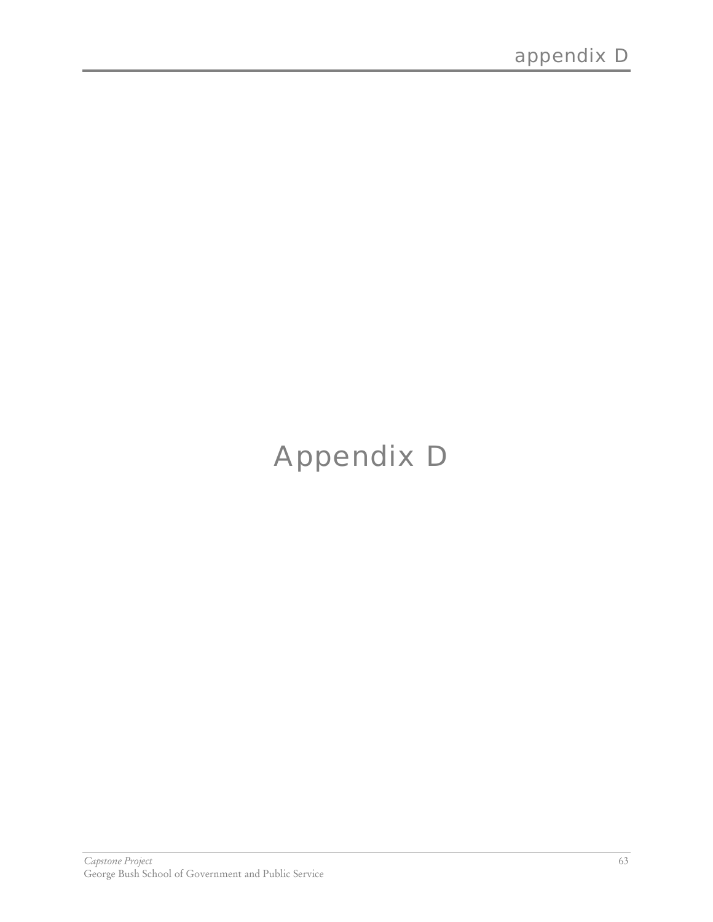# Appendix D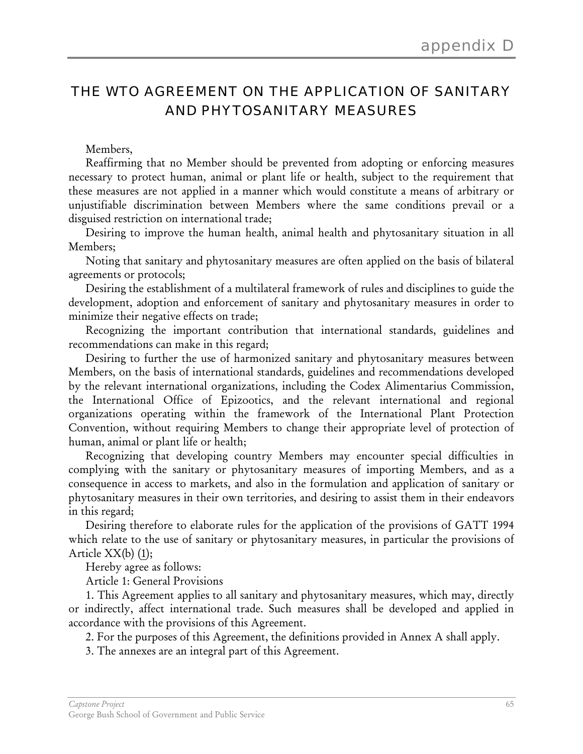# appendix D

## THE WTO AGREEMENT ON THE APPLICATION OF SANITARY AND PHYTOSANITARY MEASURES

Members,

Reaffirming that no Member should be prevented from adopting or enforcing measures necessary to protect human, animal or plant life or health, subject to the requirement that these measures are not applied in a manner which would constitute a means of arbitrary or unjustifiable discrimination between Members where the same conditions prevail or a disguised restriction on international trade;

Desiring to improve the human health, animal health and phytosanitary situation in all Members;

Noting that sanitary and phytosanitary measures are often applied on the basis of bilateral agreements or protocols;

Desiring the establishment of a multilateral framework of rules and disciplines to guide the development, adoption and enforcement of sanitary and phytosanitary measures in order to minimize their negative effects on trade;

Recognizing the important contribution that international standards, guidelines and recommendations can make in this regard;

Desiring to further the use of harmonized sanitary and phytosanitary measures between Members, on the basis of international standards, guidelines and recommendations developed by the relevant international organizations, including the Codex Alimentarius Commission, the International Office of Epizootics, and the relevant international and regional organizations operating within the framework of the International Plant Protection Convention, without requiring Members to change their appropriate level of protection of human, animal or plant life or health;

Recognizing that developing country Members may encounter special difficulties in complying with the sanitary or phytosanitary measures of importing Members, and as a consequence in access to markets, and also in the formulation and application of sanitary or phytosanitary measures in their own territories, and desiring to assist them in their endeavors in this regard;

Desiring therefore to elaborate rules for the application of the provisions of GATT 1994 which relate to the use of sanitary or phytosanitary measures, in particular the provisions of Article XX(b) (1);

Hereby agree as follows:

Article 1: General Provisions

1. This Agreement applies to all sanitary and phytosanitary measures, which may, directly or indirectly, affect international trade. Such measures shall be developed and applied in accordance with the provisions of this Agreement.

2. For the purposes of this Agreement, the definitions provided in Annex A shall apply.

3. The annexes are an integral part of this Agreement.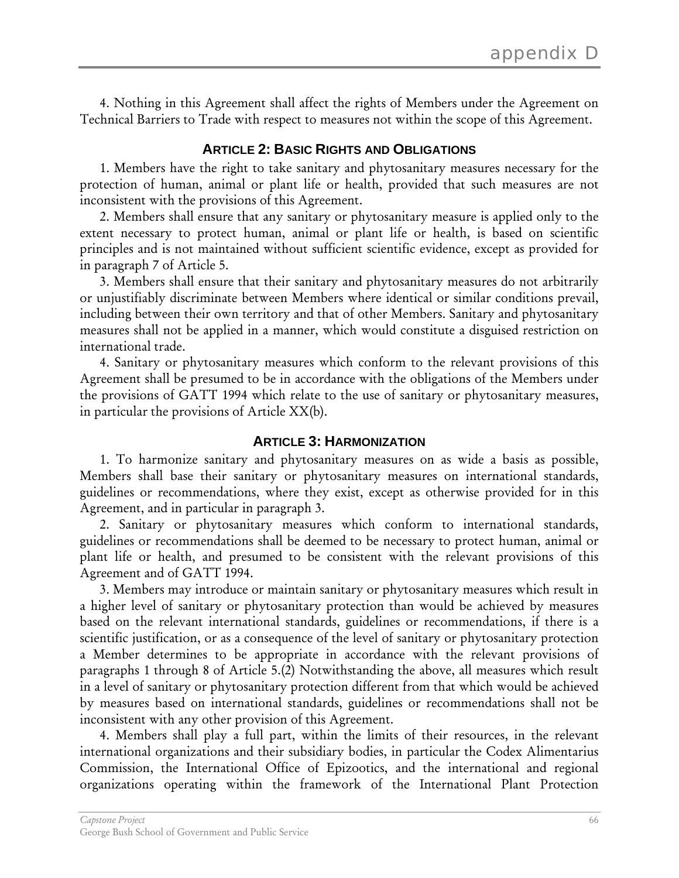4. Nothing in this Agreement shall affect the rights of Members under the Agreement on Technical Barriers to Trade with respect to measures not within the scope of this Agreement.

### ARTICLE 2: BASIC RIGHTS AND OBLIGATIONS

1. Members have the right to take sanitary and phytosanitary measures necessary for the protection of human, animal or plant life or health, provided that such measures are not inconsistent with the provisions of this Agreement.

2. Members shall ensure that any sanitary or phytosanitary measure is applied only to the extent necessary to protect human, animal or plant life or health, is based on scientific principles and is not maintained without sufficient scientific evidence, except as provided for in paragraph 7 of Article 5.

3. Members shall ensure that their sanitary and phytosanitary measures do not arbitrarily or unjustifiably discriminate between Members where identical or similar conditions prevail, including between their own territory and that of other Members. Sanitary and phytosanitary measures shall not be applied in a manner, which would constitute a disguised restriction on international trade.

4. Sanitary or phytosanitary measures which conform to the relevant provisions of this Agreement shall be presumed to be in accordance with the obligations of the Members under the provisions of GATT 1994 which relate to the use of sanitary or phytosanitary measures, in particular the provisions of Article XX(b).

### ARTICLE 3: HARMONIZATION

1. To harmonize sanitary and phytosanitary measures on as wide a basis as possible, Members shall base their sanitary or phytosanitary measures on international standards, guidelines or recommendations, where they exist, except as otherwise provided for in this Agreement, and in particular in paragraph 3.

2. Sanitary or phytosanitary measures which conform to international standards, guidelines or recommendations shall be deemed to be necessary to protect human, animal or plant life or health, and presumed to be consistent with the relevant provisions of this Agreement and of GATT 1994.

3. Members may introduce or maintain sanitary or phytosanitary measures which result in a higher level of sanitary or phytosanitary protection than would be achieved by measures based on the relevant international standards, guidelines or recommendations, if there is a scientific justification, or as a consequence of the level of sanitary or phytosanitary protection a Member determines to be appropriate in accordance with the relevant provisions of paragraphs 1 through 8 of Article 5.(2) Notwithstanding the above, all measures which result in a level of sanitary or phytosanitary protection different from that which would be achieved by measures based on international standards, guidelines or recommendations shall not be inconsistent with any other provision of this Agreement.

4. Members shall play a full part, within the limits of their resources, in the relevant international organizations and their subsidiary bodies, in particular the Codex Alimentarius Commission, the International Office of Epizootics, and the international and regional organizations operating within the framework of the International Plant Protection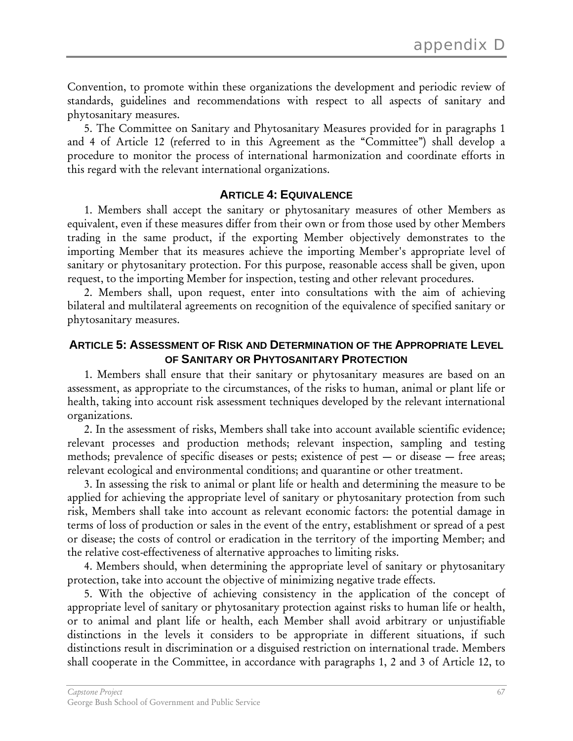Convention, to promote within these organizations the development and periodic review of standards, guidelines and recommendations with respect to all aspects of sanitary and phytosanitary measures.

5. The Committee on Sanitary and Phytosanitary Measures provided for in paragraphs 1 and 4 of Article 12 (referred to in this Agreement as the "Committee") shall develop a procedure to monitor the process of international harmonization and coordinate efforts in this regard with the relevant international organizations.

### ARTICLE 4: EQUIVALENCE

1. Members shall accept the sanitary or phytosanitary measures of other Members as equivalent, even if these measures differ from their own or from those used by other Members trading in the same product, if the exporting Member objectively demonstrates to the importing Member that its measures achieve the importing Member's appropriate level of sanitary or phytosanitary protection. For this purpose, reasonable access shall be given, upon request, to the importing Member for inspection, testing and other relevant procedures.

2. Members shall, upon request, enter into consultations with the aim of achieving bilateral and multilateral agreements on recognition of the equivalence of specified sanitary or phytosanitary measures.

### ARTICLE 5: ASSESSMENT OF RISK AND DETERMINATION OF THE APPROPRIATE LEVEL OF SANITARY OR PHYTOSANITARY PROTECTION

1. Members shall ensure that their sanitary or phytosanitary measures are based on an assessment, as appropriate to the circumstances, of the risks to human, animal or plant life or health, taking into account risk assessment techniques developed by the relevant international organizations.

2. In the assessment of risks, Members shall take into account available scientific evidence; relevant processes and production methods; relevant inspection, sampling and testing methods; prevalence of specific diseases or pests; existence of pest — or disease — free areas; relevant ecological and environmental conditions; and quarantine or other treatment.

3. In assessing the risk to animal or plant life or health and determining the measure to be applied for achieving the appropriate level of sanitary or phytosanitary protection from such risk, Members shall take into account as relevant economic factors: the potential damage in terms of loss of production or sales in the event of the entry, establishment or spread of a pest or disease; the costs of control or eradication in the territory of the importing Member; and the relative cost-effectiveness of alternative approaches to limiting risks.

4. Members should, when determining the appropriate level of sanitary or phytosanitary protection, take into account the objective of minimizing negative trade effects.

5. With the objective of achieving consistency in the application of the concept of appropriate level of sanitary or phytosanitary protection against risks to human life or health, or to animal and plant life or health, each Member shall avoid arbitrary or unjustifiable distinctions in the levels it considers to be appropriate in different situations, if such distinctions result in discrimination or a disguised restriction on international trade. Members shall cooperate in the Committee, in accordance with paragraphs 1, 2 and 3 of Article 12, to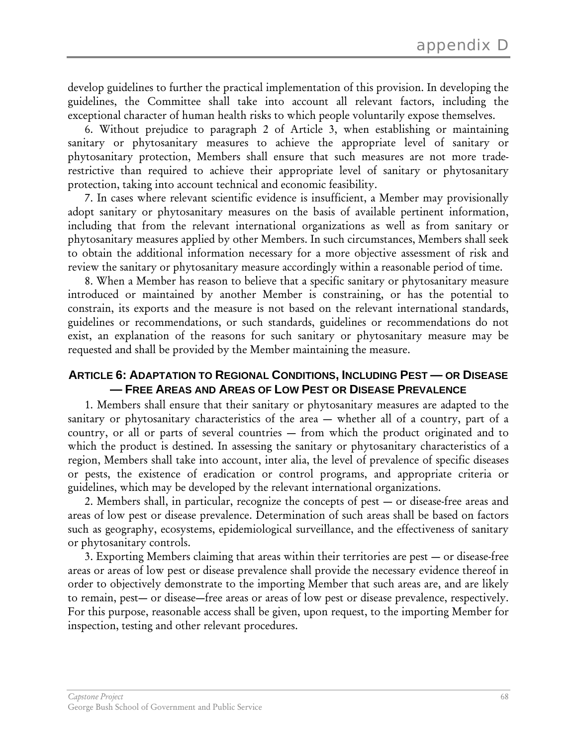develop guidelines to further the practical implementation of this provision. In developing the guidelines, the Committee shall take into account all relevant factors, including the exceptional character of human health risks to which people voluntarily expose themselves.

6. Without prejudice to paragraph 2 of Article 3, when establishing or maintaining sanitary or phytosanitary measures to achieve the appropriate level of sanitary or phytosanitary protection, Members shall ensure that such measures are not more trade-restrictive than required to achieve their appropriate level of sanitary or phytosanitary protection, taking into account technical and economic feasibility.

7. In cases where relevant scientific evidence is insufficient, a Member may provisionally adopt sanitary or phytosanitary measures on the basis of available pertinent information, including that from the relevant international organizations as well as from sanitary or phytosanitary measures applied by other Members. In such circumstances, Members shall seek to obtain the additional information necessary for a more objective assessment of risk and review the sanitary or phytosanitary measure accordingly within a reasonable period of time.

8. When a Member has reason to believe that a specific sanitary or phytosanitary measure introduced or maintained by another Member is constraining, or has the potential to constrain, its exports and the measure is not based on the relevant international standards, guidelines or recommendations, or such standards, guidelines or recommendations do not exist, an explanation of the reasons for such sanitary or phytosanitary measure may be requested and shall be provided by the Member maintaining the measure.

### Article 6: Adaptation to Regional Conditions, Including Pest — or Disease — Free Areas and Areas of Low Pest or Disease Prevalence

1. Members shall ensure that their sanitary or phytosanitary measures are adapted to the sanitary or phytosanitary characteristics of the area — whether all of a country, part of a country, or all or parts of several countries — from which the product originated and to which the product is destined. In assessing the sanitary or phytosanitary characteristics of a region, Members shall take into account, inter alia, the level of prevalence of specific diseases or pests, the existence of eradication or control programs, and appropriate criteria or guidelines, which may be developed by the relevant international organizations.

2. Members shall, in particular, recognize the concepts of pest — or disease-free areas and areas of low pest or disease prevalence. Determination of such areas shall be based on factors such as geography, ecosystems, epidemiological surveillance, and the effectiveness of sanitary or phytosanitary controls.

3. Exporting Members claiming that areas within their territories are pest — or disease-free areas or areas of low pest or disease prevalence shall provide the necessary evidence thereof in order to objectively demonstrate to the importing Member that such areas are, and are likely to remain, pest— or disease—free areas or areas of low pest or disease prevalence, respectively. For this purpose, reasonable access shall be given, upon request, to the importing Member for inspection, testing and other relevant procedures.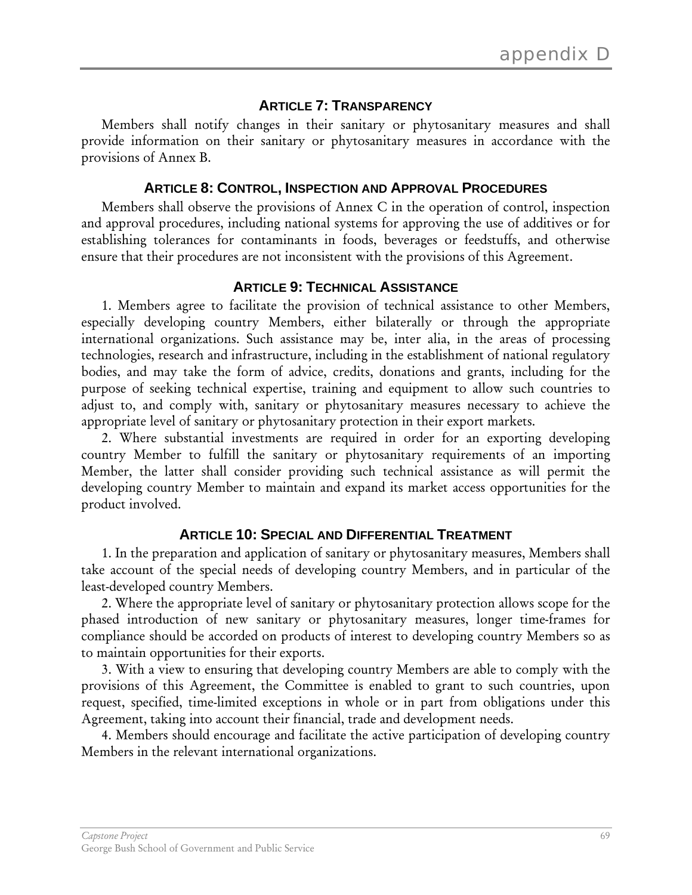### ARTICLE 7: TRANSPARENCY

Members shall notify changes in their sanitary or phytosanitary measures and shall provide information on their sanitary or phytosanitary measures in accordance with the provisions of Annex B.

### ARTICLE 8: CONTROL, INSPECTION AND APPROVAL PROCEDURES

Members shall observe the provisions of Annex C in the operation of control, inspection and approval procedures, including national systems for approving the use of additives or for establishing tolerances for contaminants in foods, beverages or feedstuffs, and otherwise ensure that their procedures are not inconsistent with the provisions of this Agreement.

### ARTICLE 9: TECHNICAL ASSISTANCE

1. Members agree to facilitate the provision of technical assistance to other Members, especially developing country Members, either bilaterally or through the appropriate international organizations. Such assistance may be, inter alia, in the areas of processing technologies, research and infrastructure, including in the establishment of national regulatory bodies, and may take the form of advice, credits, donations and grants, including for the purpose of seeking technical expertise, training and equipment to allow such countries to adjust to, and comply with, sanitary or phytosanitary measures necessary to achieve the appropriate level of sanitary or phytosanitary protection in their export markets.

2. Where substantial investments are required in order for an exporting developing country Member to fulfill the sanitary or phytosanitary requirements of an importing Member, the latter shall consider providing such technical assistance as will permit the developing country Member to maintain and expand its market access opportunities for the product involved.

### ARTICLE 10: SPECIAL AND DIFFERENTIAL TREATMENT

1. In the preparation and application of sanitary or phytosanitary measures, Members shall take account of the special needs of developing country Members, and in particular of the least-developed country Members.

2. Where the appropriate level of sanitary or phytosanitary protection allows scope for the phased introduction of new sanitary or phytosanitary measures, longer time-frames for compliance should be accorded on products of interest to developing country Members so as to maintain opportunities for their exports.

3. With a view to ensuring that developing country Members are able to comply with the provisions of this Agreement, the Committee is enabled to grant to such countries, upon request, specified, time-limited exceptions in whole or in part from obligations under this Agreement, taking into account their financial, trade and development needs.

4. Members should encourage and facilitate the active participation of developing country Members in the relevant international organizations.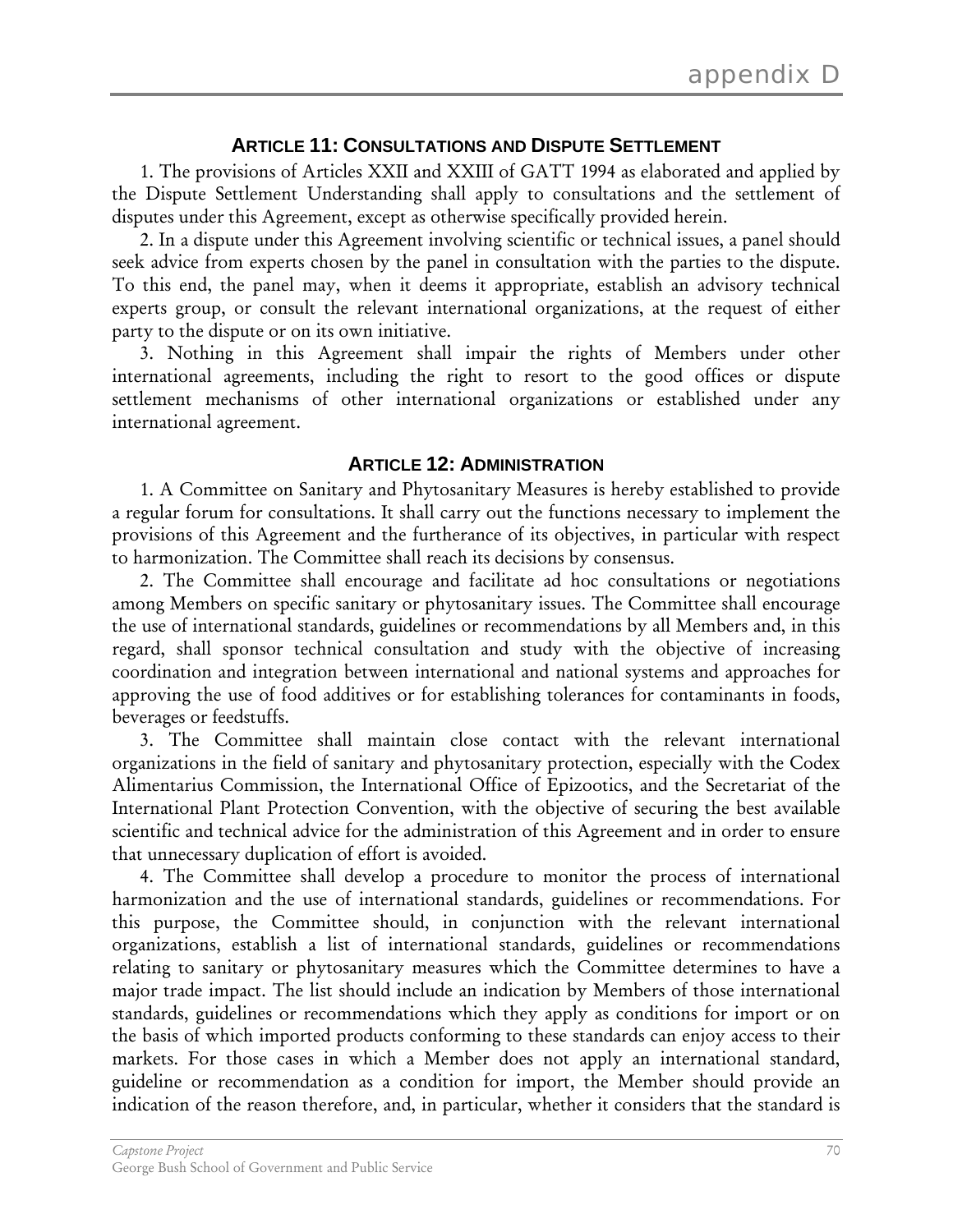## ARTICLE 11: CONSULTATIONS AND DISPUTE SETTLEMENT

1. The provisions of Articles XXII and XXIII of GATT 1994 as elaborated and applied by the Dispute Settlement Understanding shall apply to consultations and the settlement of disputes under this Agreement, except as otherwise specifically provided herein.

2. In a dispute under this Agreement involving scientific or technical issues, a panel should seek advice from experts chosen by the panel in consultation with the parties to the dispute. To this end, the panel may, when it deems it appropriate, establish an advisory technical experts group, or consult the relevant international organizations, at the request of either party to the dispute or on its own initiative.

3. Nothing in this Agreement shall impair the rights of Members under other international agreements, including the right to resort to the good offices or dispute settlement mechanisms of other international organizations or established under any international agreement.

## ARTICLE 12: ADMINISTRATION

1. A Committee on Sanitary and Phytosanitary Measures is hereby established to provide a regular forum for consultations. It shall carry out the functions necessary to implement the provisions of this Agreement and the furtherance of its objectives, in particular with respect to harmonization. The Committee shall reach its decisions by consensus.

2. The Committee shall encourage and facilitate ad hoc consultations or negotiations among Members on specific sanitary or phytosanitary issues. The Committee shall encourage the use of international standards, guidelines or recommendations by all Members and, in this regard, shall sponsor technical consultation and study with the objective of increasing coordination and integration between international and national systems and approaches for approving the use of food additives or for establishing tolerances for contaminants in foods, beverages or feedstuffs.

3. The Committee shall maintain close contact with the relevant international organizations in the field of sanitary and phytosanitary protection, especially with the Codex Alimentarius Commission, the International Office of Epizootics, and the Secretariat of the International Plant Protection Convention, with the objective of securing the best available scientific and technical advice for the administration of this Agreement and in order to ensure that unnecessary duplication of effort is avoided.

4. The Committee shall develop a procedure to monitor the process of international harmonization and the use of international standards, guidelines or recommendations. For this purpose, the Committee should, in conjunction with the relevant international organizations, establish a list of international standards, guidelines or recommendations relating to sanitary or phytosanitary measures which the Committee determines to have a major trade impact. The list should include an indication by Members of those international standards, guidelines or recommendations which they apply as conditions for import or on the basis of which imported products conforming to these standards can enjoy access to their markets. For those cases in which a Member does not apply an international standard, guideline or recommendation as a condition for import, the Member should provide an indication of the reason therefore, and, in particular, whether it considers that the standard is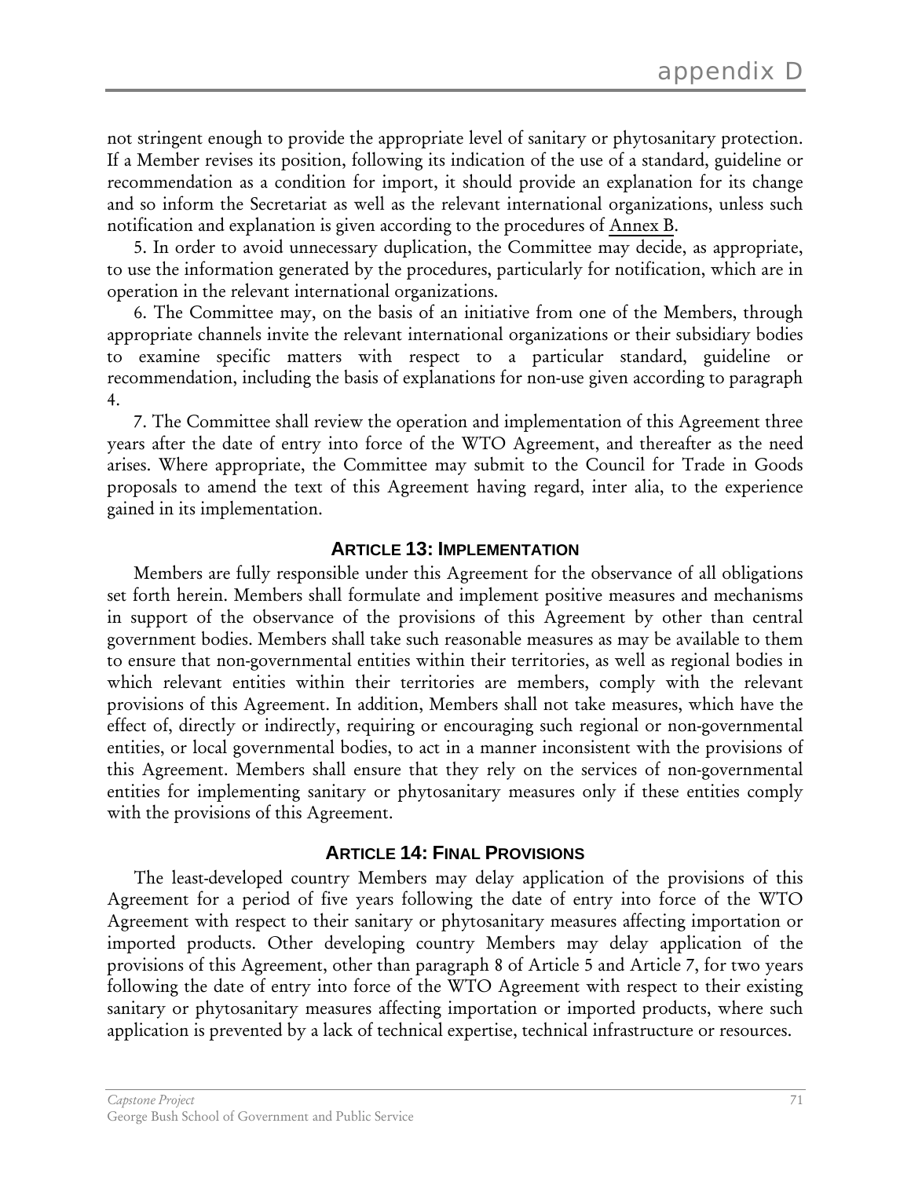not stringent enough to provide the appropriate level of sanitary or phytosanitary protection. If a Member revises its position, following its indication of the use of a standard, guideline or recommendation as a condition for import, it should provide an explanation for its change and so inform the Secretariat as well as the relevant international organizations, unless such notification and explanation is given according to the procedures of Annex B.

5. In order to avoid unnecessary duplication, the Committee may decide, as appropriate, to use the information generated by the procedures, particularly for notification, which are in operation in the relevant international organizations.

6. The Committee may, on the basis of an initiative from one of the Members, through appropriate channels invite the relevant international organizations or their subsidiary bodies to examine specific matters with respect to a particular standard, guideline or recommendation, including the basis of explanations for non-use given according to paragraph 4.

7. The Committee shall review the operation and implementation of this Agreement three years after the date of entry into force of the WTO Agreement, and thereafter as the need arises. Where appropriate, the Committee may submit to the Council for Trade in Goods proposals to amend the text of this Agreement having regard, inter alia, to the experience gained in its implementation.

### Article 13: Implementation

Members are fully responsible under this Agreement for the observance of all obligations set forth herein. Members shall formulate and implement positive measures and mechanisms in support of the observance of the provisions of this Agreement by other than central government bodies. Members shall take such reasonable measures as may be available to them to ensure that non-governmental entities within their territories, as well as regional bodies in which relevant entities within their territories are members, comply with the relevant provisions of this Agreement. In addition, Members shall not take measures, which have the effect of, directly or indirectly, requiring or encouraging such regional or non-governmental entities, or local governmental bodies, to act in a manner inconsistent with the provisions of this Agreement. Members shall ensure that they rely on the services of non-governmental entities for implementing sanitary or phytosanitary measures only if these entities comply with the provisions of this Agreement.

### Article 14: Final Provisions

The least-developed country Members may delay application of the provisions of this Agreement for a period of five years following the date of entry into force of the WTO Agreement with respect to their sanitary or phytosanitary measures affecting importation or imported products. Other developing country Members may delay application of the provisions of this Agreement, other than paragraph 8 of Article 5 and Article 7, for two years following the date of entry into force of the WTO Agreement with respect to their existing sanitary or phytosanitary measures affecting importation or imported products, where such application is prevented by a lack of technical expertise, technical infrastructure or resources.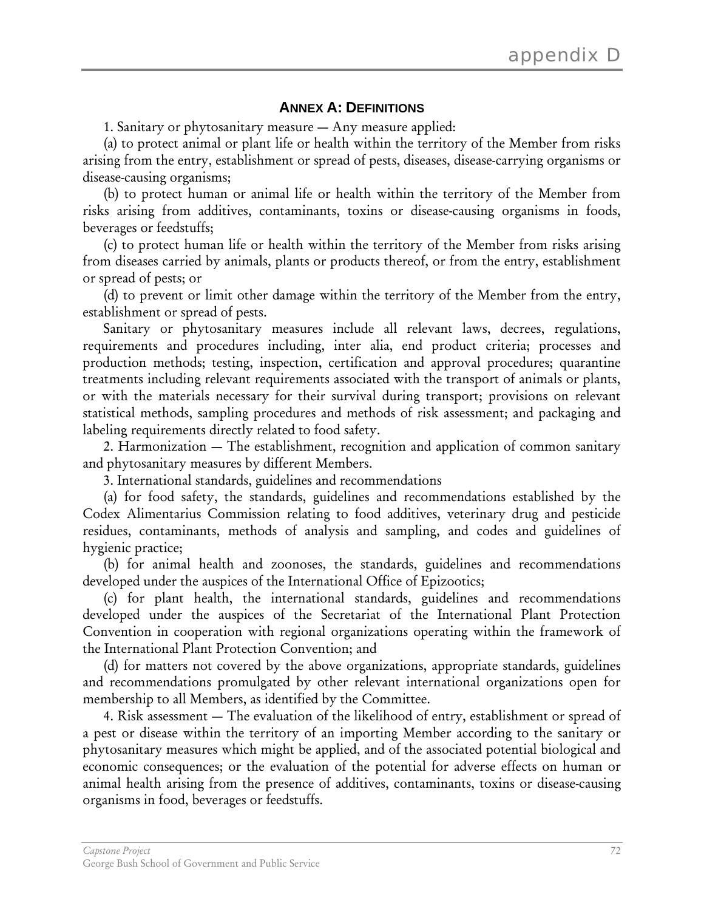## ANNEX A: DEFINITIONS

1. Sanitary or phytosanitary measure — Any measure applied:

(a) to protect animal or plant life or health within the territory of the Member from risks arising from the entry, establishment or spread of pests, diseases, disease-carrying organisms or disease-causing organisms;

(b) to protect human or animal life or health within the territory of the Member from risks arising from additives, contaminants, toxins or disease-causing organisms in foods, beverages or feedstuffs;

(c) to protect human life or health within the territory of the Member from risks arising from diseases carried by animals, plants or products thereof, or from the entry, establishment or spread of pests; or

(d) to prevent or limit other damage within the territory of the Member from the entry, establishment or spread of pests.

Sanitary or phytosanitary measures include all relevant laws, decrees, regulations, requirements and procedures including, inter alia, end product criteria; processes and production methods; testing, inspection, certification and approval procedures; quarantine treatments including relevant requirements associated with the transport of animals or plants, or with the materials necessary for their survival during transport; provisions on relevant statistical methods, sampling procedures and methods of risk assessment; and packaging and labeling requirements directly related to food safety.

2. Harmonization — The establishment, recognition and application of common sanitary and phytosanitary measures by different Members.

3. International standards, guidelines and recommendations

(a) for food safety, the standards, guidelines and recommendations established by the Codex Alimentarius Commission relating to food additives, veterinary drug and pesticide residues, contaminants, methods of analysis and sampling, and codes and guidelines of hygienic practice;

(b) for animal health and zoonoses, the standards, guidelines and recommendations developed under the auspices of the International Office of Epizootics;

(c) for plant health, the international standards, guidelines and recommendations developed under the auspices of the Secretariat of the International Plant Protection Convention in cooperation with regional organizations operating within the framework of the International Plant Protection Convention; and

(d) for matters not covered by the above organizations, appropriate standards, guidelines and recommendations promulgated by other relevant international organizations open for membership to all Members, as identified by the Committee.

4. Risk assessment — The evaluation of the likelihood of entry, establishment or spread of a pest or disease within the territory of an importing Member according to the sanitary or phytosanitary measures which might be applied, and of the associated potential biological and economic consequences; or the evaluation of the potential for adverse effects on human or animal health arising from the presence of additives, contaminants, toxins or disease-causing organisms in food, beverages or feedstuffs.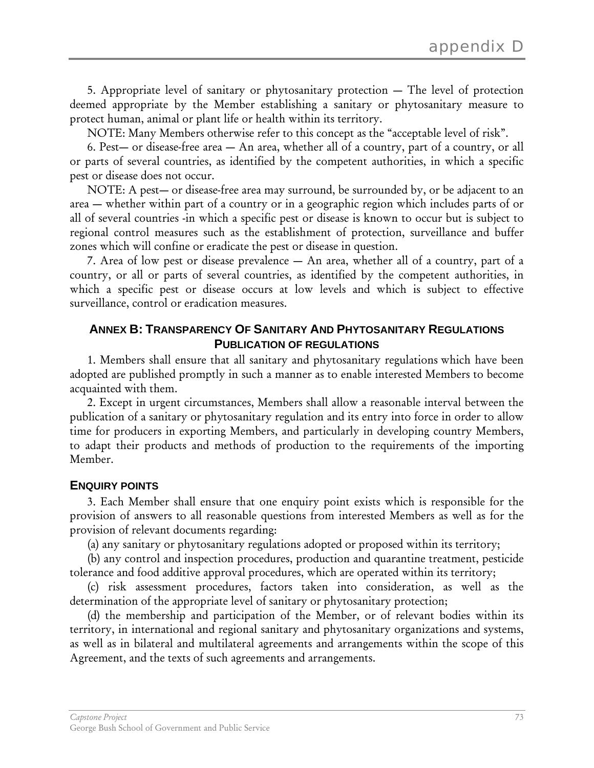5. Appropriate level of sanitary or phytosanitary protection — The level of protection deemed appropriate by the Member establishing a sanitary or phytosanitary measure to protect human, animal or plant life or health within its territory.

NOTE: Many Members otherwise refer to this concept as the "acceptable level of risk".

6. Pest— or disease-free area — An area, whether all of a country, part of a country, or all or parts of several countries, as identified by the competent authorities, in which a specific pest or disease does not occur.

NOTE: A pest— or disease-free area may surround, be surrounded by, or be adjacent to an area — whether within part of a country or in a geographic region which includes parts of or all of several countries -in which a specific pest or disease is known to occur but is subject to regional control measures such as the establishment of protection, surveillance and buffer zones which will confine or eradicate the pest or disease in question.

7. Area of low pest or disease prevalence — An area, whether all of a country, part of a country, or all or parts of several countries, as identified by the competent authorities, in which a specific pest or disease occurs at low levels and which is subject to effective surveillance, control or eradication measures.

## ANNEX B: TRANSPARENCY OF SANITARY AND PHYTOSANITARY REGULATIONS PUBLICATION OF REGULATIONS

1. Members shall ensure that all sanitary and phytosanitary regulations which have been adopted are published promptly in such a manner as to enable interested Members to become acquainted with them.

2. Except in urgent circumstances, Members shall allow a reasonable interval between the publication of a sanitary or phytosanitary regulation and its entry into force in order to allow time for producers in exporting Members, and particularly in developing country Members, to adapt their products and methods of production to the requirements of the importing Member.

### ENQUIRY POINTS

3. Each Member shall ensure that one enquiry point exists which is responsible for the provision of answers to all reasonable questions from interested Members as well as for the provision of relevant documents regarding:

(a) any sanitary or phytosanitary regulations adopted or proposed within its territory;

(b) any control and inspection procedures, production and quarantine treatment, pesticide tolerance and food additive approval procedures, which are operated within its territory;

(c) risk assessment procedures, factors taken into consideration, as well as the determination of the appropriate level of sanitary or phytosanitary protection;

(d) the membership and participation of the Member, or of relevant bodies within its territory, in international and regional sanitary and phytosanitary organizations and systems, as well as in bilateral and multilateral agreements and arrangements within the scope of this Agreement, and the texts of such agreements and arrangements.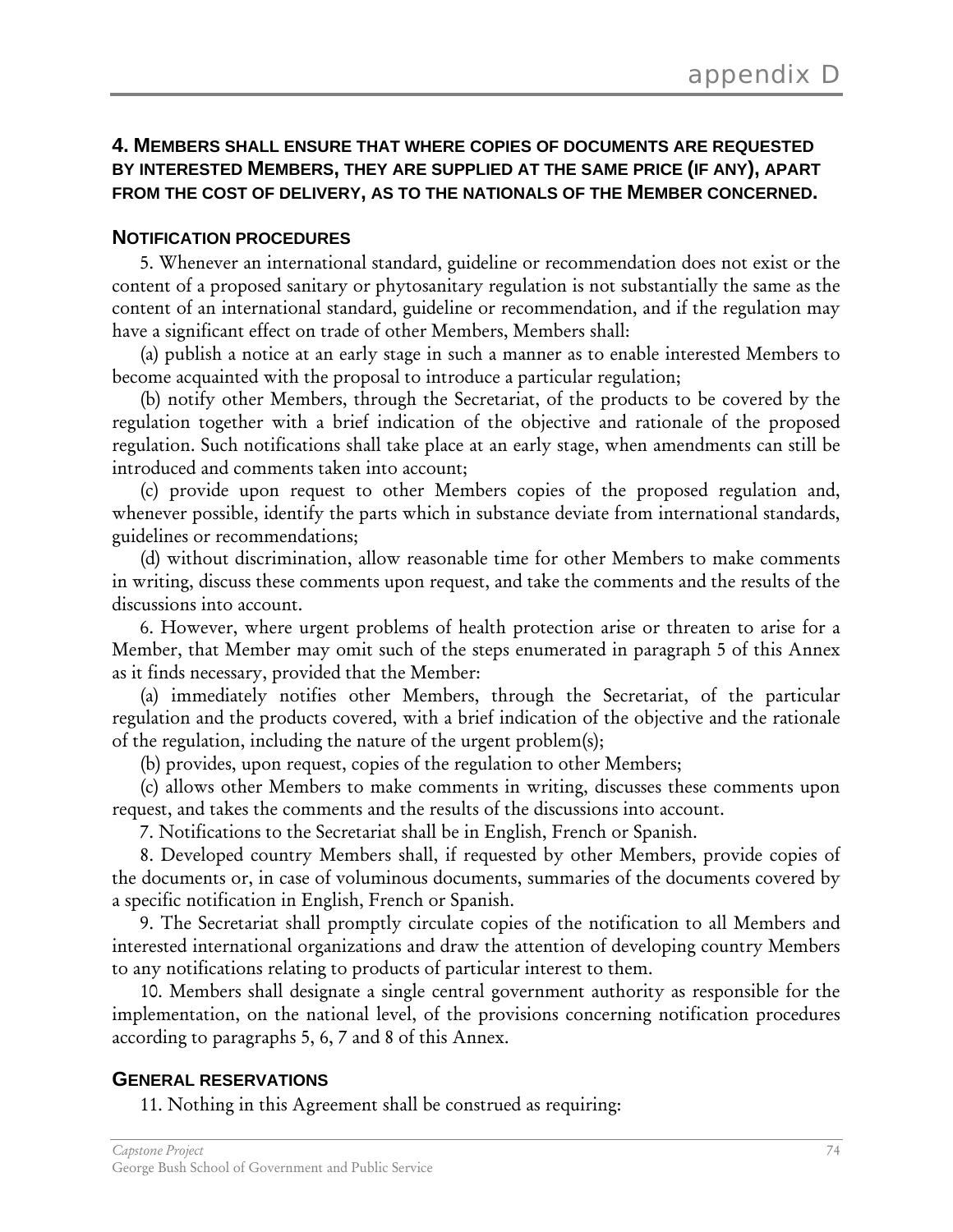**4. MEMBERS SHALL ENSURE THAT WHERE COPIES OF DOCUMENTS ARE REQUESTED BY INTERESTED MEMBERS, THEY ARE SUPPLIED AT THE SAME PRICE (IF ANY), APART FROM THE COST OF DELIVERY, AS TO THE NATIONALS OF THE MEMBER CONCERNED.**

### NOTIFICATION PROCEDURES

5. Whenever an international standard, guideline or recommendation does not exist or the content of a proposed sanitary or phytosanitary regulation is not substantially the same as the content of an international standard, guideline or recommendation, and if the regulation may have a significant effect on trade of other Members, Members shall:

(a) publish a notice at an early stage in such a manner as to enable interested Members to become acquainted with the proposal to introduce a particular regulation;

(b) notify other Members, through the Secretariat, of the products to be covered by the regulation together with a brief indication of the objective and rationale of the proposed regulation. Such notifications shall take place at an early stage, when amendments can still be introduced and comments taken into account;

(c) provide upon request to other Members copies of the proposed regulation and, whenever possible, identify the parts which in substance deviate from international standards, guidelines or recommendations;

(d) without discrimination, allow reasonable time for other Members to make comments in writing, discuss these comments upon request, and take the comments and the results of the discussions into account.

6. However, where urgent problems of health protection arise or threaten to arise for a Member, that Member may omit such of the steps enumerated in paragraph 5 of this Annex as it finds necessary, provided that the Member:

(a) immediately notifies other Members, through the Secretariat, of the particular regulation and the products covered, with a brief indication of the objective and the rationale of the regulation, including the nature of the urgent problem(s);

(b) provides, upon request, copies of the regulation to other Members;

(c) allows other Members to make comments in writing, discusses these comments upon request, and takes the comments and the results of the discussions into account.

7. Notifications to the Secretariat shall be in English, French or Spanish.

8. Developed country Members shall, if requested by other Members, provide copies of the documents or, in case of voluminous documents, summaries of the documents covered by a specific notification in English, French or Spanish.

9. The Secretariat shall promptly circulate copies of the notification to all Members and interested international organizations and draw the attention of developing country Members to any notifications relating to products of particular interest to them.

10. Members shall designate a single central government authority as responsible for the implementation, on the national level, of the provisions concerning notification procedures according to paragraphs 5, 6, 7 and 8 of this Annex.

### GENERAL RESERVATIONS

11. Nothing in this Agreement shall be construed as requiring: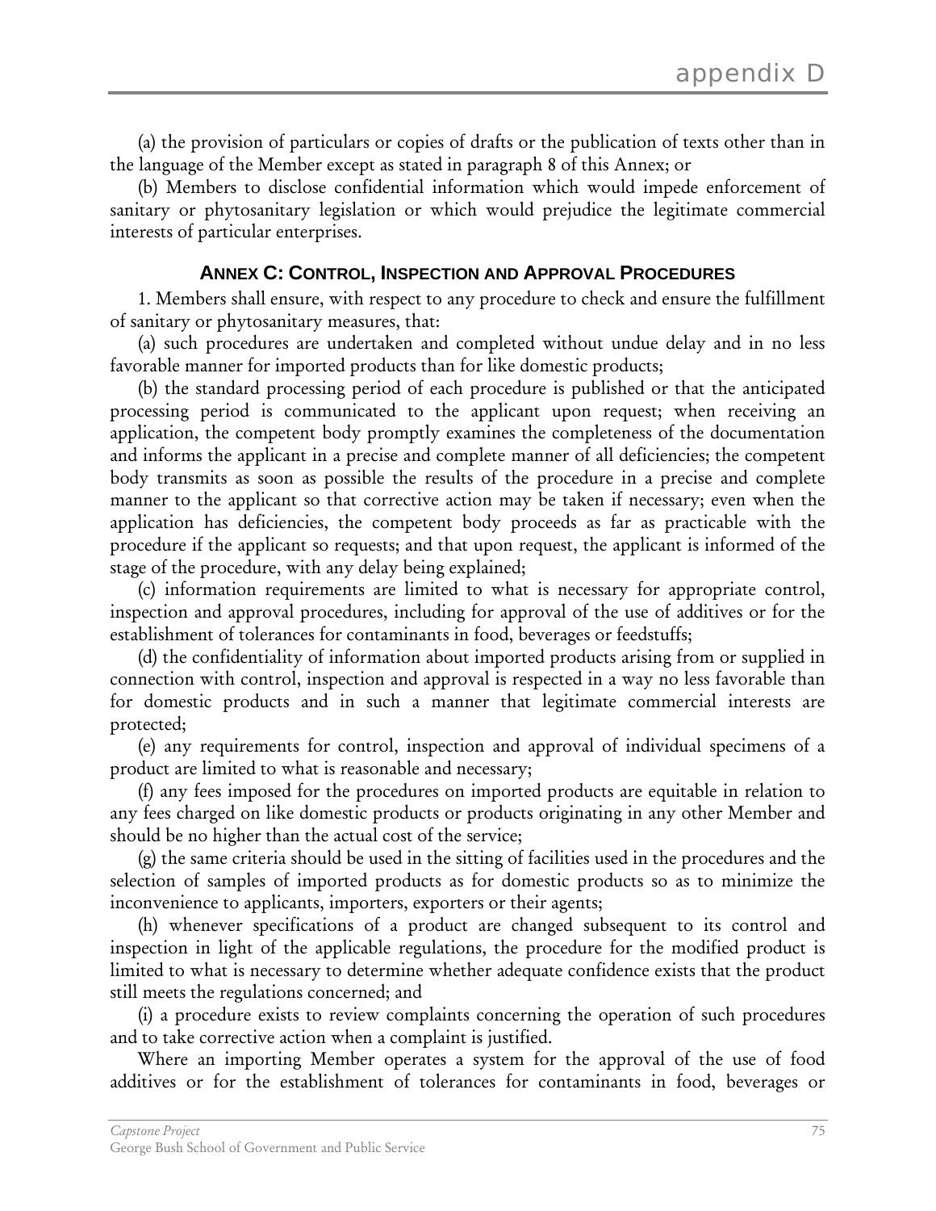(a) the provision of particulars or copies of drafts or the publication of texts other than in the language of the Member except as stated in paragraph 8 of this Annex; or

(b) Members to disclose confidential information which would impede enforcement of sanitary or phytosanitary legislation or which would prejudice the legitimate commercial interests of particular enterprises.

## ANNEX C: CONTROL, INSPECTION AND APPROVAL PROCEDURES

1. Members shall ensure, with respect to any procedure to check and ensure the fulfillment of sanitary or phytosanitary measures, that:

(a) such procedures are undertaken and completed without undue delay and in no less favorable manner for imported products than for like domestic products;

(b) the standard processing period of each procedure is published or that the anticipated processing period is communicated to the applicant upon request; when receiving an application, the competent body promptly examines the completeness of the documentation and informs the applicant in a precise and complete manner of all deficiencies; the competent body transmits as soon as possible the results of the procedure in a precise and complete manner to the applicant so that corrective action may be taken if necessary; even when the application has deficiencies, the competent body proceeds as far as practicable with the procedure if the applicant so requests; and that upon request, the applicant is informed of the stage of the procedure, with any delay being explained;

(c) information requirements are limited to what is necessary for appropriate control, inspection and approval procedures, including for approval of the use of additives or for the establishment of tolerances for contaminants in food, beverages or feedstuffs;

(d) the confidentiality of information about imported products arising from or supplied in connection with control, inspection and approval is respected in a way no less favorable than for domestic products and in such a manner that legitimate commercial interests are protected;

(e) any requirements for control, inspection and approval of individual specimens of a product are limited to what is reasonable and necessary;

(f) any fees imposed for the procedures on imported products are equitable in relation to any fees charged on like domestic products or products originating in any other Member and should be no higher than the actual cost of the service;

(g) the same criteria should be used in the sitting of facilities used in the procedures and the selection of samples of imported products as for domestic products so as to minimize the inconvenience to applicants, importers, exporters or their agents;

(h) whenever specifications of a product are changed subsequent to its control and inspection in light of the applicable regulations, the procedure for the modified product is limited to what is necessary to determine whether adequate confidence exists that the product still meets the regulations concerned; and

(i) a procedure exists to review complaints concerning the operation of such procedures and to take corrective action when a complaint is justified.

Where an importing Member operates a system for the approval of the use of food additives or for the establishment of tolerances for contaminants in food, beverages or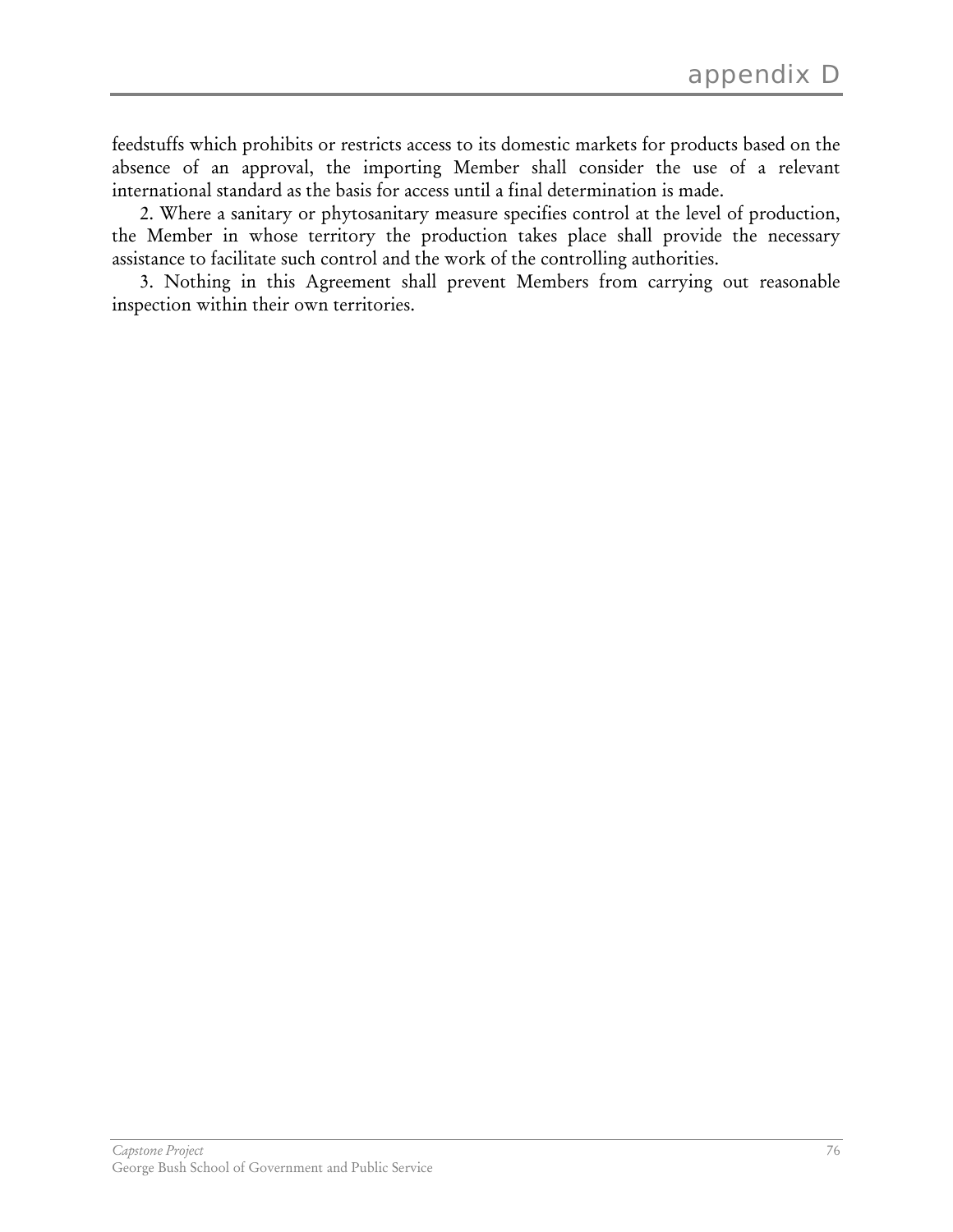feedstuffs which prohibits or restricts access to its domestic markets for products based on the absence of an approval, the importing Member shall consider the use of a relevant international standard as the basis for access until a final determination is made.

2. Where a sanitary or phytosanitary measure specifies control at the level of production, the Member in whose territory the production takes place shall provide the necessary assistance to facilitate such control and the work of the controlling authorities.

3. Nothing in this Agreement shall prevent Members from carrying out reasonable inspection within their own territories.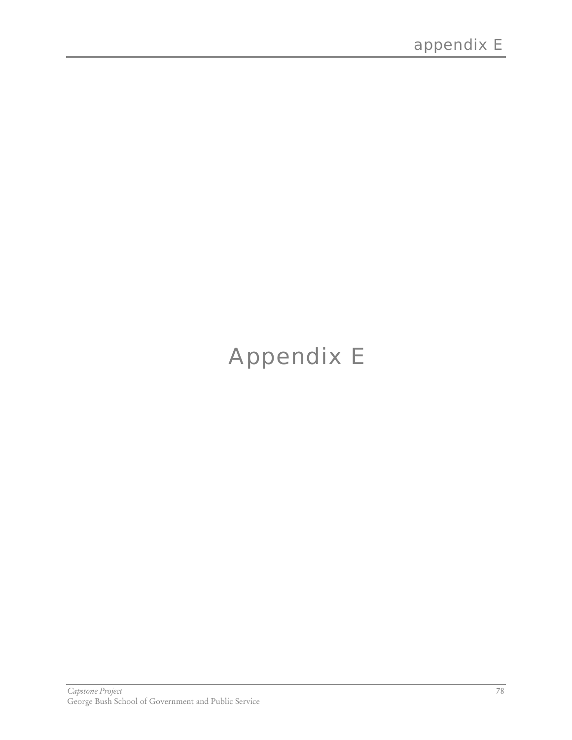# Appendix E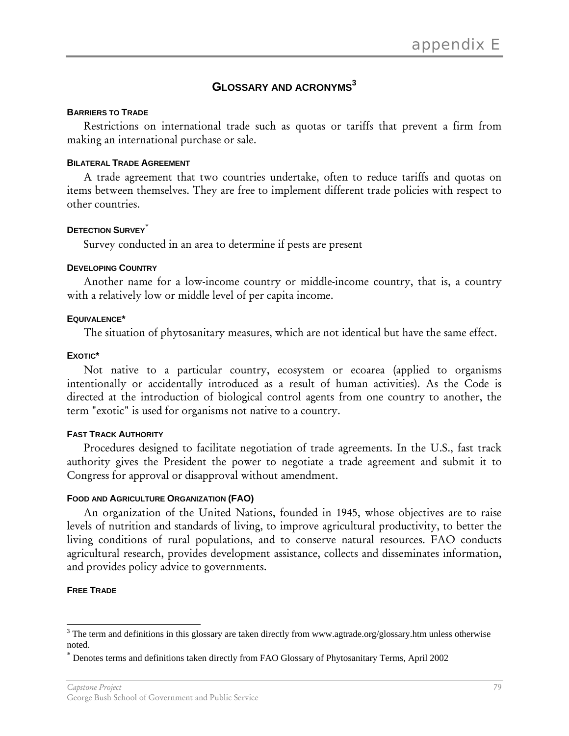# GLOSSARY AND ACRONYMS[3]

**BARRIERS TO TRADE**

Restrictions on international trade such as quotas or tariffs that prevent a firm from making an international purchase or sale.

**BILATERAL TRADE AGREEMENT**

A trade agreement that two countries undertake, often to reduce tariffs and quotas on items between themselves. They are free to implement different trade policies with respect to other countries.

**DETECTION SURVEY***

Survey conducted in an area to determine if pests are present

**DEVELOPING COUNTRY**

Another name for a low-income country or middle-income country, that is, a country with a relatively low or middle level of per capita income.

**EQUIVALENCE***

The situation of phytosanitary measures, which are not identical but have the same effect.

**EXOTIC***

Not native to a particular country, ecosystem or ecoarea (applied to organisms intentionally or accidentally introduced as a result of human activities). As the Code is directed at the introduction of biological control agents from one country to another, the term "exotic" is used for organisms not native to a country.

**FAST TRACK AUTHORITY**

Procedures designed to facilitate negotiation of trade agreements. In the U.S., fast track authority gives the President the power to negotiate a trade agreement and submit it to Congress for approval or disapproval without amendment.

**FOOD AND AGRICULTURE ORGANIZATION (FAO)**

An organization of the United Nations, founded in 1945, whose objectives are to raise levels of nutrition and standards of living, to improve agricultural productivity, to better the living conditions of rural populations, and to conserve natural resources. FAO conducts agricultural research, provides development assistance, collects and disseminates information, and provides policy advice to governments.

**FREE TRADE**

---

[3] The term and definitions in this glossary are taken directly from www.agtrade.org/glossary.htm unless otherwise noted.

* Denotes terms and definitions taken directly from FAO Glossary of Phytosanitary Terms, April 2002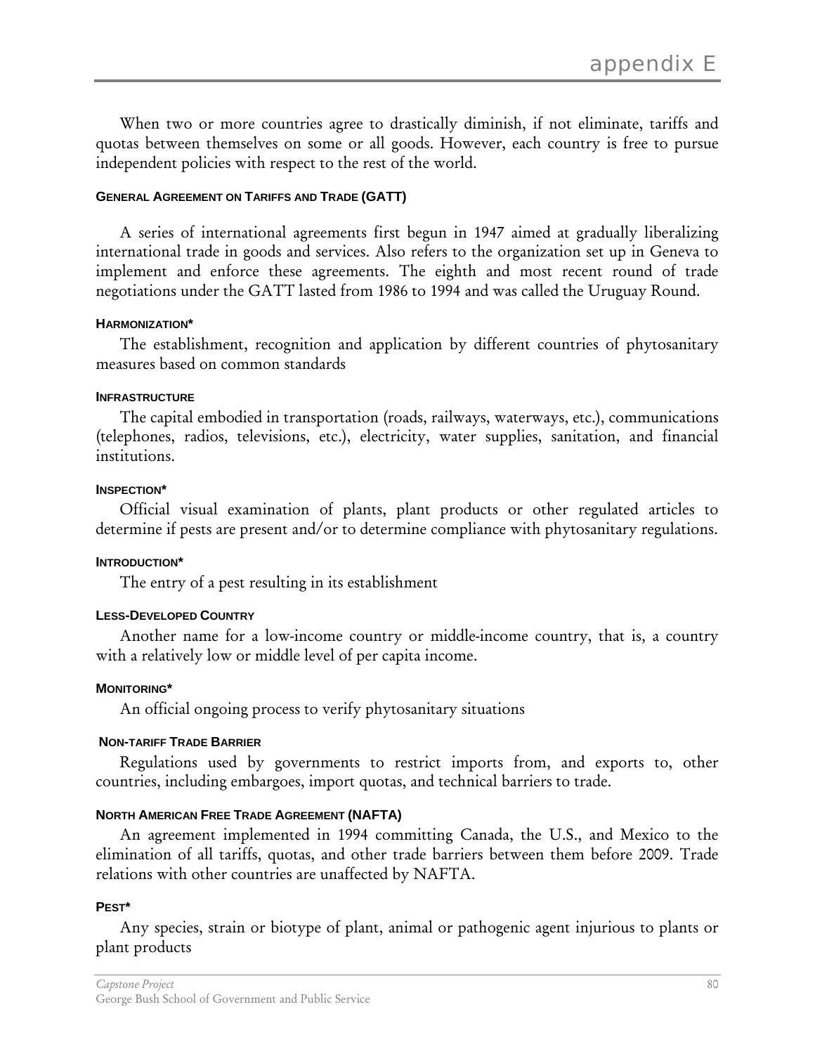When two or more countries agree to drastically diminish, if not eliminate, tariffs and quotas between themselves on some or all goods. However, each country is free to pursue independent policies with respect to the rest of the world.

#### GENERAL AGREEMENT ON TARIFFS AND TRADE (GATT)

A series of international agreements first begun in 1947 aimed at gradually liberalizing international trade in goods and services. Also refers to the organization set up in Geneva to implement and enforce these agreements. The eighth and most recent round of trade negotiations under the GATT lasted from 1986 to 1994 and was called the Uruguay Round.

#### HARMONIZATION*

The establishment, recognition and application by different countries of phytosanitary measures based on common standards

#### INFRASTRUCTURE

The capital embodied in transportation (roads, railways, waterways, etc.), communications (telephones, radios, televisions, etc.), electricity, water supplies, sanitation, and financial institutions.

#### INSPECTION*

Official visual examination of plants, plant products or other regulated articles to determine if pests are present and/or to determine compliance with phytosanitary regulations.

#### INTRODUCTION*

The entry of a pest resulting in its establishment

#### LESS-DEVELOPED COUNTRY

Another name for a low-income country or middle-income country, that is, a country with a relatively low or middle level of per capita income.

#### MONITORING*

An official ongoing process to verify phytosanitary situations

#### NON-TARIFF TRADE BARRIER

Regulations used by governments to restrict imports from, and exports to, other countries, including embargoes, import quotas, and technical barriers to trade.

#### NORTH AMERICAN FREE TRADE AGREEMENT (NAFTA)

An agreement implemented in 1994 committing Canada, the U.S., and Mexico to the elimination of all tariffs, quotas, and other trade barriers between them before 2009. Trade relations with other countries are unaffected by NAFTA.

#### PEST*

Any species, strain or biotype of plant, animal or pathogenic agent injurious to plants or plant products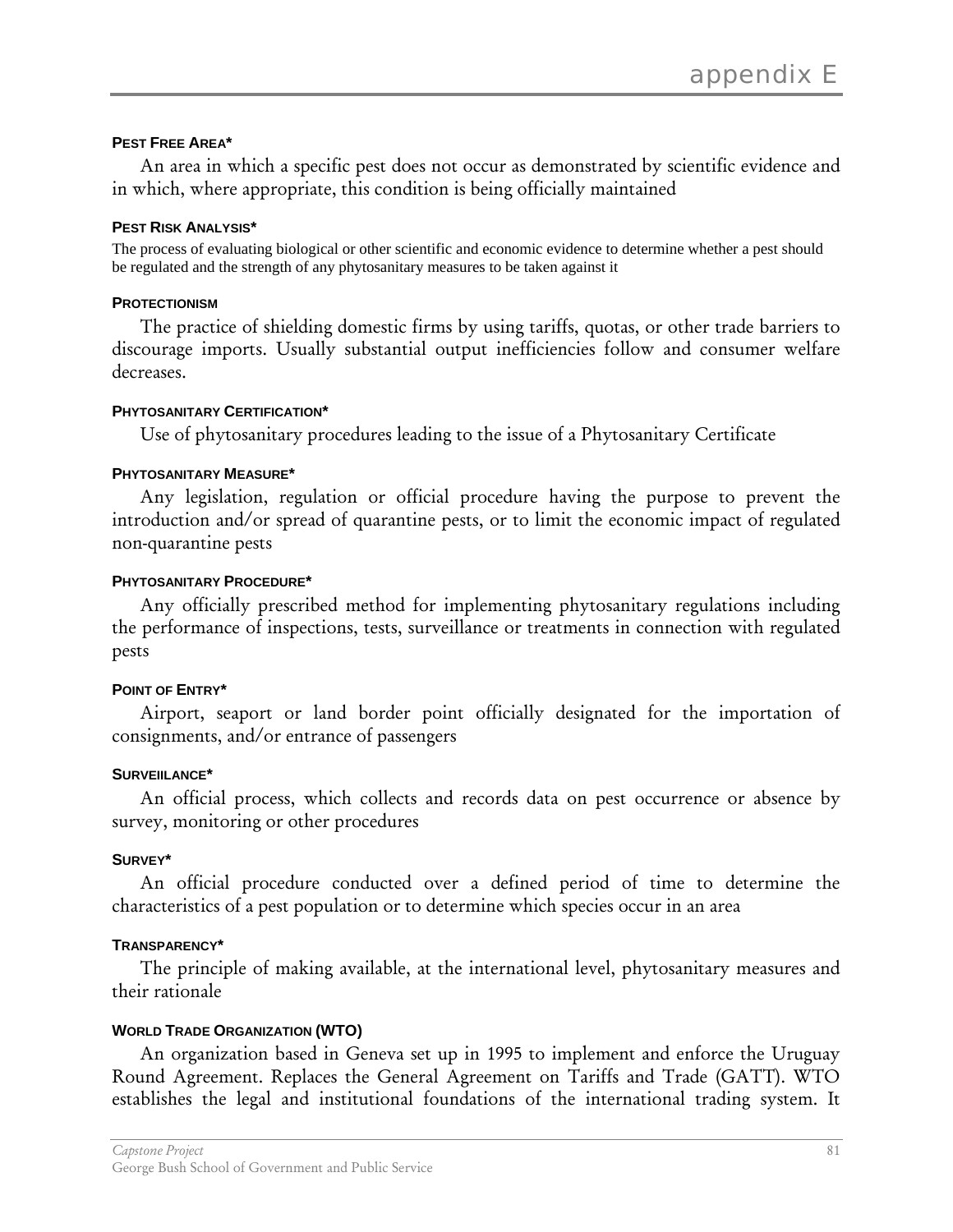**PEST FREE AREA***

An area in which a specific pest does not occur as demonstrated by scientific evidence and in which, where appropriate, this condition is being officially maintained

**PEST RISK ANALYSIS***

The process of evaluating biological or other scientific and economic evidence to determine whether a pest should be regulated and the strength of any phytosanitary measures to be taken against it

**PROTECTIONISM**

The practice of shielding domestic firms by using tariffs, quotas, or other trade barriers to discourage imports. Usually substantial output inefficiencies follow and consumer welfare decreases.

**PHYTOSANITARY CERTIFICATION***

Use of phytosanitary procedures leading to the issue of a Phytosanitary Certificate

**PHYTOSANITARY MEASURE***

Any legislation, regulation or official procedure having the purpose to prevent the introduction and/or spread of quarantine pests, or to limit the economic impact of regulated non-quarantine pests

**PHYTOSANITARY PROCEDURE***

Any officially prescribed method for implementing phytosanitary regulations including the performance of inspections, tests, surveillance or treatments in connection with regulated pests

**POINT OF ENTRY***

Airport, seaport or land border point officially designated for the importation of consignments, and/or entrance of passengers

**SURVEIILANCE***

An official process, which collects and records data on pest occurrence or absence by survey, monitoring or other procedures

**SURVEY***

An official procedure conducted over a defined period of time to determine the characteristics of a pest population or to determine which species occur in an area

**TRANSPARENCY***

The principle of making available, at the international level, phytosanitary measures and their rationale

**WORLD TRADE ORGANIZATION (WTO)**

An organization based in Geneva set up in 1995 to implement and enforce the Uruguay Round Agreement. Replaces the General Agreement on Tariffs and Trade (GATT). WTO establishes the legal and institutional foundations of the international trading system. It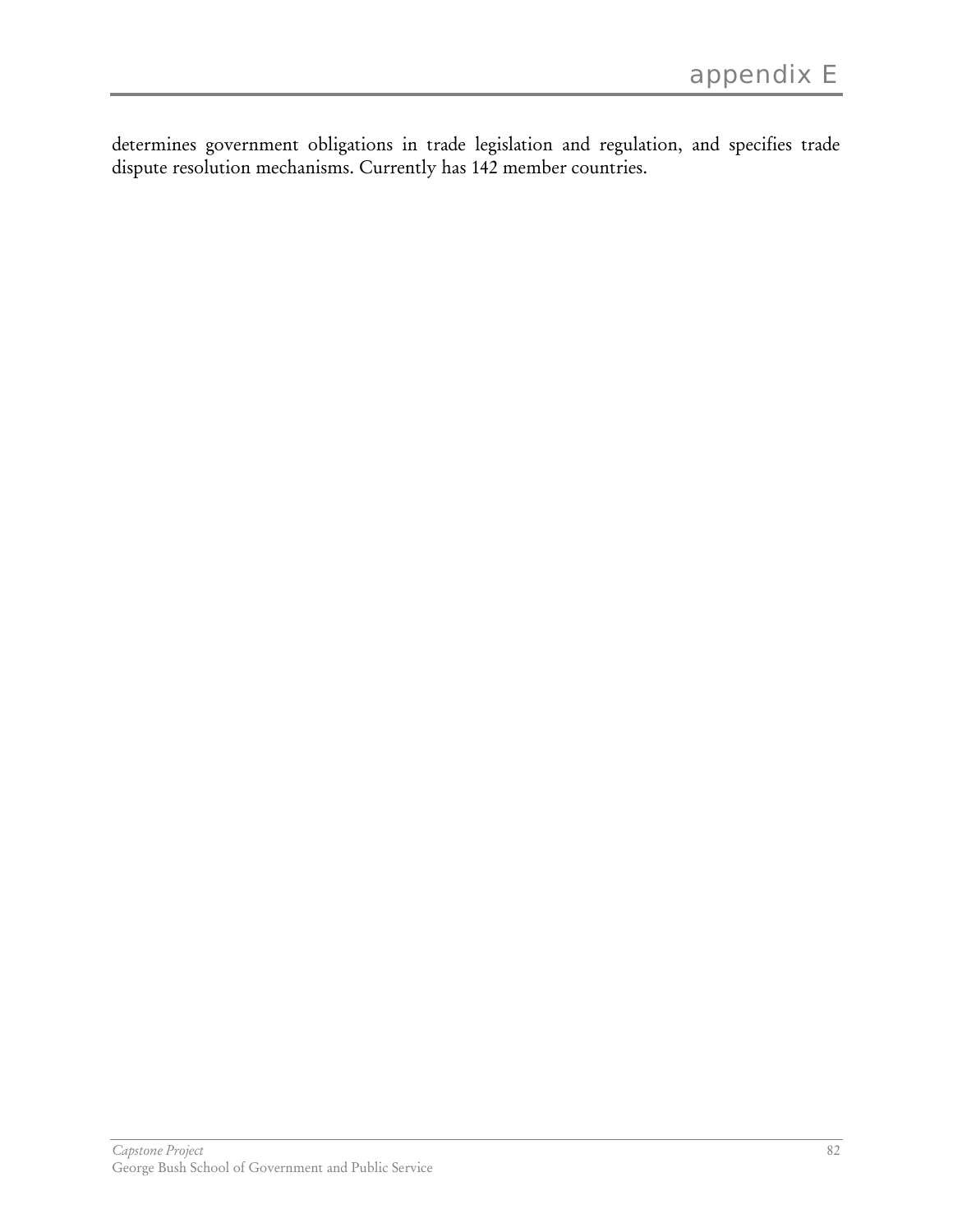determines government obligations in trade legislation and regulation, and specifies trade dispute resolution mechanisms. Currently has 142 member countries.